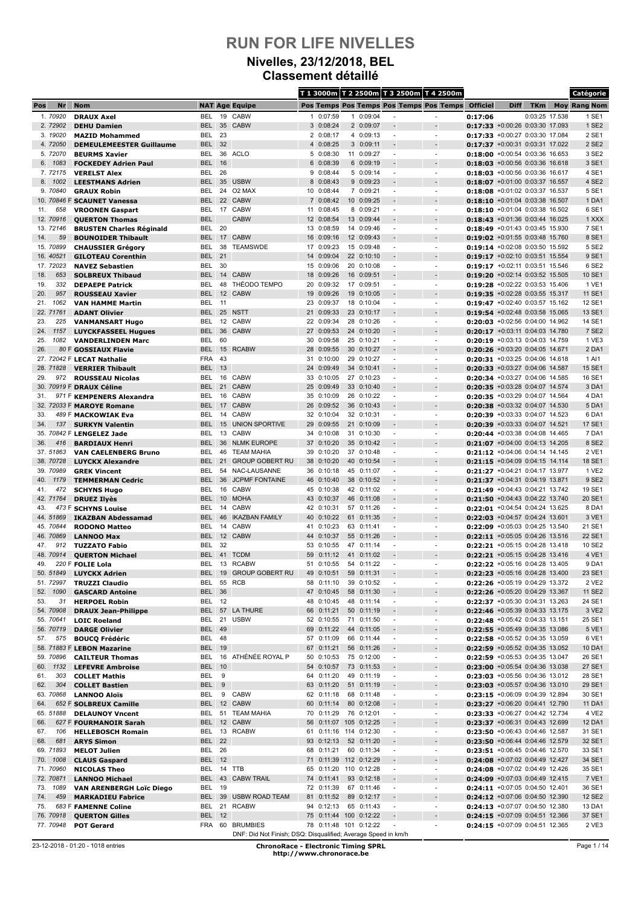# RUN FOR LIFE NIVELLES

## Nivelles, 23/12/2018, BEL

### Classement détaillé

| Pos | Nr | Nom | NAT | Age | Equipe | T 1 3000m Pos | T 1 3000m Temps | T 2 2500m Pos | T 2 2500m Temps | T 3 2500m Pos | T 3 2500m Temps | T 4 2500m Pos | T 4 2500m Temps | Officiel | Diff | TKm | Moy | Catégorie Rang Nom |
|---|---|---|---|---|---|---|---|---|---|---|---|---|---|---|---|---|---|---|
| 1. | 70920 | DRAUX Axel | BEL | 19 | CABW | 1 | 0:07:59 | 1 | 0:09:04 | - | | - | | 0:17:06 | | 0:03:25 | 17.538 | 1 SE1 |
| 2. | 72902 | DEHU Damien | BEL | 35 | CABW | 3 | 0:08:24 | 2 | 0:09:07 | - | | - | | 0:17:33 | +0:00:26 | 0:03:30 | 17.093 | 1 SE2 |
| 3. | 19020 | MAZID Mohammed | BEL | 23 | | 2 | 0:08:17 | 4 | 0:09:13 | - | | - | | 0:17:33 | +0:00:27 | 0:03:30 | 17.084 | 2 SE1 |
| 4. | 72050 | DEMEULEMEESTER Guillaume | BEL | 32 | | 4 | 0:08:25 | 3 | 0:09:11 | - | | - | | 0:17:37 | +0:00:31 | 0:03:31 | 17.022 | 2 SE2 |
| 5. | 72070 | BEURMS Xavier | BEL | 36 | ACLO | 5 | 0:08:30 | 11 | 0:09:27 | - | | - | | 0:18:00 | +0:00:54 | 0:03:36 | 16.653 | 3 SE2 |
| 6. | 1083 | FOCKEDEY Adrien Paul | BEL | 16 | | 6 | 0:08:39 | 6 | 0:09:19 | - | | - | | 0:18:03 | +0:00:56 | 0:03:36 | 16.618 | 3 SE1 |
| 7. | 72175 | VERELST Alex | BEL | 26 | | 9 | 0:08:44 | 5 | 0:09:14 | - | | - | | 0:18:03 | +0:00:56 | 0:03:36 | 16.617 | 4 SE1 |
| 8. | 1002 | LEESTMANS Adrien | BEL | 35 | USBW | 8 | 0:08:43 | 9 | 0:09:23 | - | | - | | 0:18:07 | +0:01:00 | 0:03:37 | 16.557 | 4 SE2 |
| 9. | 70840 | GRAUX Robin | BEL | 24 | O2 MAX | 10 | 0:08:44 | 7 | 0:09:21 | - | | - | | 0:18:08 | +0:01:02 | 0:03:37 | 16.537 | 5 SE1 |
| 10. | 70846 F | SCAUNET Vanessa | BEL | 22 | CABW | 7 | 0:08:42 | 10 | 0:09:25 | - | | - | | 0:18:10 | +0:01:04 | 0:03:38 | 16.507 | 1 DA1 |
| 11. | 658 | VROONEN Gaspart | BEL | 17 | CABW | 11 | 0:08:45 | 8 | 0:09:21 | - | | - | | 0:18:10 | +0:01:04 | 0:03:38 | 16.502 | 6 SE1 |
| 12. | 70916 | QUERTON Thomas | BEL | | CABW | 12 | 0:08:54 | 13 | 0:09:44 | - | | - | | 0:18:43 | +0:01:36 | 0:03:44 | 16.025 | 1 XXX |
| 13. | 72146 | BRUSTEN Charles Réginald | BEL | 20 | | 13 | 0:08:59 | 14 | 0:09:46 | - | | - | | 0:18:49 | +0:01:43 | 0:03:45 | 15.930 | 7 SE1 |
| 14. | 59 | BOUNOIDER Thibault | BEL | 17 | CABW | 16 | 0:09:16 | 12 | 0:09:43 | - | | - | | 0:19:02 | +0:01:55 | 0:03:48 | 15.760 | 8 SE1 |
| 15. | 70899 | CHAUSSIER Grégory | BEL | 38 | TEAMSWDE | 17 | 0:09:23 | 15 | 0:09:48 | - | | - | | 0:19:14 | +0:02:08 | 0:03:50 | 15.592 | 5 SE2 |
| 16. | 40521 | GILOTEAU Corenthin | BEL | 21 | | 14 | 0:09:04 | 22 | 0:10:10 | - | | - | | 0:19:17 | +0:02:10 | 0:03:51 | 15.554 | 9 SE1 |
| 17. | 72023 | NAVEZ Sebastien | BEL | 30 | | 15 | 0:09:06 | 20 | 0:10:08 | - | | - | | 0:19:17 | +0:02:11 | 0:03:51 | 15.546 | 6 SE2 |
| 18. | 653 | SOLBREUX Thibaud | BEL | 14 | CABW | 18 | 0:09:26 | 16 | 0:09:51 | - | | - | | 0:19:20 | +0:02:14 | 0:03:52 | 15.505 | 10 SE1 |
| 19. | 332 | DEPAEPE Patrick | BEL | 48 | THÉODO TEMPO | 20 | 0:09:32 | 17 | 0:09:51 | - | | - | | 0:19:28 | +0:02:22 | 0:03:53 | 15.406 | 1 VE1 |
| 20. | 957 | ROUSSEAU Xavier | BEL | 12 | CABW | 19 | 0:09:26 | 19 | 0:10:05 | - | | - | | 0:19:35 | +0:02:28 | 0:03:55 | 15.317 | 11 SE1 |
| 21. | 1062 | VAN HAMME Martin | BEL | 11 | | 23 | 0:09:37 | 18 | 0:10:04 | - | | - | | 0:19:47 | +0:02:40 | 0:03:57 | 15.162 | 12 SE1 |
| 22. | 71761 | ADANT Olivier | BEL | 25 | NSTT | 21 | 0:09:33 | 23 | 0:10:17 | - | | - | | 0:19:54 | +0:02:48 | 0:03:58 | 15.065 | 13 SE1 |
| 23. | 225 | VANMANSART Hugo | BEL | 12 | CABW | 22 | 0:09:34 | 28 | 0:10:26 | - | | - | | 0:20:03 | +0:02:56 | 0:04:00 | 14.962 | 14 SE1 |
| 24. | 1157 | LUYCKFASSEEL Hugues | BEL | 36 | CABW | 27 | 0:09:53 | 24 | 0:10:20 | - | | - | | 0:20:17 | +0:03:11 | 0:04:03 | 14.780 | 7 SE2 |
| 25. | 1082 | VANDERLINDEN Marc | BEL | 60 | | 30 | 0:09:58 | 25 | 0:10:21 | - | | - | | 0:20:19 | +0:03:13 | 0:04:03 | 14.759 | 1 VE3 |
| 26. | 80 F | GOSSIAUX Flavie | BEL | 15 | RCABW | 28 | 0:09:55 | 30 | 0:10:27 | - | | - | | 0:20:26 | +0:03:20 | 0:04:05 | 14.671 | 2 DA1 |
| 27. | 72042 F | LECAT Nathalie | FRA | 43 | | 31 | 0:10:00 | 29 | 0:10:27 | - | | - | | 0:20:31 | +0:03:25 | 0:04:06 | 14.618 | 1 AI1 |
| 28. | 71828 | VERRIER Thibault | BEL | 13 | | 24 | 0:09:49 | 34 | 0:10:41 | - | | - | | 0:20:33 | +0:03:27 | 0:04:06 | 14.587 | 15 SE1 |
| 29. | 972 | ROUSSEAU Nicolas | BEL | 16 | CABW | 33 | 0:10:05 | 27 | 0:10:23 | - | | - | | 0:20:34 | +0:03:27 | 0:04:06 | 14.585 | 16 SE1 |
| 30. | 70919 F | DRAUX Céline | BEL | 21 | CABW | 25 | 0:09:49 | 33 | 0:10:40 | - | | - | | 0:20:35 | +0:03:28 | 0:04:07 | 14.574 | 3 DA1 |
| 31. | 971 F | KEMPENERS Alexandra | BEL | 16 | CABW | 35 | 0:10:09 | 26 | 0:10:22 | - | | - | | 0:20:35 | +0:03:29 | 0:04:07 | 14.564 | 4 DA1 |
| 32. | 72033 F | MAROYE Romane | BEL | 17 | CABW | 26 | 0:09:52 | 36 | 0:10:43 | - | | - | | 0:20:38 | +0:03:32 | 0:04:07 | 14.530 | 5 DA1 |
| 33. | 489 F | MACKOWIAK Eva | BEL | 14 | CABW | 32 | 0:10:04 | 32 | 0:10:31 | - | | - | | 0:20:39 | +0:03:33 | 0:04:07 | 14.523 | 6 DA1 |
| 34. | 137 | SURKYN Valentin | BEL | 15 | UNION SPORTIVE | 29 | 0:09:55 | 21 | 0:10:09 | - | | - | | 0:20:39 | +0:03:33 | 0:04:07 | 14.521 | 17 SE1 |
| 35. | 70842 F | LENGELEZ Jade | BEL | 13 | CABW | 34 | 0:10:08 | 31 | 0:10:30 | - | | - | | 0:20:44 | +0:03:38 | 0:04:08 | 14.465 | 7 DA1 |
| 36. | 416 | BARDIAUX Henri | BEL | 36 | NLMK EUROPE | 37 | 0:10:20 | 35 | 0:10:42 | - | | - | | 0:21:07 | +0:04:00 | 0:04:13 | 14.205 | 8 SE2 |
| 37. | 51863 | VAN CAELENBERG Bruno | BEL | 46 | TEAM MAHIA | 39 | 0:10:20 | 37 | 0:10:48 | - | | - | | 0:21:12 | +0:04:06 | 0:04:14 | 14.145 | 2 VE1 |
| 38. | 70728 | LUYCKX Alexandre | BEL | 21 | GROUP GOBERT RU | 38 | 0:10:20 | 40 | 0:10:54 | - | | - | | 0:21:15 | +0:04:09 | 0:04:15 | 14.114 | 18 SE1 |
| 39. | 70989 | GREK Vincent | BEL | 54 | NAC-LAUSANNE | 36 | 0:10:18 | 45 | 0:11:07 | - | | - | | 0:21:27 | +0:04:21 | 0:04:17 | 13.977 | 1 VE2 |
| 40. | 1179 | TEMMERMAN Cedric | BEL | 36 | JCPMF FONTAINE | 46 | 0:10:40 | 38 | 0:10:52 | - | | - | | 0:21:37 | +0:04:31 | 0:04:19 | 13.871 | 9 SE2 |
| 41. | 472 | SCHYNS Hugo | BEL | 16 | CABW | 45 | 0:10:38 | 42 | 0:11:02 | - | | - | | 0:21:49 | +0:04:43 | 0:04:21 | 13.742 | 19 SE1 |
| 42. | 71764 | DRUEZ Ilyès | BEL | 10 | MOHA | 43 | 0:10:37 | 46 | 0:11:08 | - | | - | | 0:21:50 | +0:04:43 | 0:04:22 | 13.740 | 20 SE1 |
| 43. | 473 F | SCHYNS Louise | BEL | 14 | CABW | 42 | 0:10:31 | 57 | 0:11:26 | - | | - | | 0:22:01 | +0:04:54 | 0:04:24 | 13.625 | 8 DA1 |
| 44. | 51869 | IKAZBAN Abdessamad | BEL | 46 | IKAZBAN FAMILY | 40 | 0:10:22 | 61 | 0:11:35 | - | | - | | 0:22:03 | +0:04:57 | 0:04:24 | 13.601 | 3 VE1 |
| 45. | 70844 | RODONO Matteo | BEL | 14 | CABW | 41 | 0:10:23 | 63 | 0:11:41 | - | | - | | 0:22:09 | +0:05:03 | 0:04:25 | 13.540 | 21 SE1 |
| 46. | 70869 | LANNOO Max | BEL | 12 | CABW | 44 | 0:10:37 | 55 | 0:11:26 | - | | - | | 0:22:11 | +0:05:05 | 0:04:26 | 13.516 | 22 SE1 |
| 47. | 912 | TUZZATO Fabio | BEL | 32 | | 53 | 0:10:55 | 47 | 0:11:14 | - | | - | | 0:22:21 | +0:05:15 | 0:04:28 | 13.418 | 10 SE2 |
| 48. | 70914 | QUERTON Michael | BEL | 41 | TCDM | 59 | 0:11:12 | 41 | 0:11:02 | - | | - | | 0:22:21 | +0:05:15 | 0:04:28 | 13.416 | 4 VE1 |
| 49. | 220 F | FOLIE Lola | BEL | 13 | RCABW | 51 | 0:10:55 | 54 | 0:11:22 | - | | - | | 0:22:22 | +0:05:16 | 0:04:28 | 13.405 | 9 DA1 |
| 50. | 51849 | LUYCKX Adrien | BEL | 19 | GROUP GOBERT RU | 49 | 0:10:51 | 59 | 0:11:31 | - | | - | | 0:22:23 | +0:05:16 | 0:04:28 | 13.400 | 23 SE1 |
| 51. | 72997 | TRUZZI Claudio | BEL | 55 | RCB | 58 | 0:11:10 | 39 | 0:10:52 | - | | - | | 0:22:26 | +0:05:19 | 0:04:29 | 13.372 | 2 VE2 |
| 52. | 1090 | GASCARD Antoine | BEL | 36 | | 47 | 0:10:45 | 58 | 0:11:30 | - | | - | | 0:22:26 | +0:05:20 | 0:04:29 | 13.367 | 11 SE2 |
| 53. | 31 | HERPOEL Robin | BEL | 12 | | 48 | 0:10:45 | 48 | 0:11:14 | - | | - | | 0:22:37 | +0:05:30 | 0:04:31 | 13.263 | 24 SE1 |
| 54. | 70908 | DRAUX Jean-Philippe | BEL | 57 | LA THURE | 66 | 0:11:21 | 50 | 0:11:19 | - | | - | | 0:22:46 | +0:05:39 | 0:04:33 | 13.175 | 3 VE2 |
| 55. | 70641 | LOIC Roeland | BEL | 21 | USBW | 52 | 0:10:55 | 71 | 0:11:50 | - | | - | | 0:22:48 | +0:05:42 | 0:04:33 | 13.151 | 25 SE1 |
| 56. | 70719 | DARGE Olivier | BEL | 49 | | 69 | 0:11:22 | 44 | 0:11:05 | - | | - | | 0:22:55 | +0:05:49 | 0:04:35 | 13.086 | 5 VE1 |
| 57. | 575 | BOUCQ Frédéric | BEL | 48 | | 57 | 0:11:09 | 66 | 0:11:44 | - | | - | | 0:22:58 | +0:05:52 | 0:04:35 | 13.059 | 6 VE1 |
| 58. | 71883 F | LEBON Mazarine | BEL | 19 | | 67 | 0:11:21 | 56 | 0:11:26 | - | | - | | 0:22:59 | +0:05:52 | 0:04:35 | 13.052 | 10 DA1 |
| 59. | 70896 | CAILTEUR Thomas | BEL | 16 | ATHÉNÉE ROYAL P | 50 | 0:10:53 | 75 | 0:12:00 | - | | - | | 0:22:59 | +0:05:53 | 0:04:35 | 13.047 | 26 SE1 |
| 60. | 1132 | LEFEVRE Ambroise | BEL | 10 | | 54 | 0:10:57 | 73 | 0:11:53 | - | | - | | 0:23:00 | +0:05:54 | 0:04:36 | 13.038 | 27 SE1 |
| 61. | 303 | COLLET Mathis | BEL | 9 | | 64 | 0:11:20 | 49 | 0:11:19 | - | | - | | 0:23:03 | +0:05:56 | 0:04:36 | 13.012 | 28 SE1 |
| 62. | 304 | COLLET Bastien | BEL | 9 | | 63 | 0:11:20 | 51 | 0:11:19 | - | | - | | 0:23:03 | +0:05:57 | 0:04:36 | 13.010 | 29 SE1 |
| 63. | 70868 | LANNOO Aloïs | BEL | 9 | CABW | 62 | 0:11:18 | 68 | 0:11:48 | - | | - | | 0:23:15 | +0:06:09 | 0:04:39 | 12.894 | 30 SE1 |
| 64. | 652 F | SOLBREUX Camille | BEL | 12 | CABW | 60 | 0:11:14 | 80 | 0:12:08 | - | | - | | 0:23:27 | +0:06:20 | 0:04:41 | 12.790 | 11 DA1 |
| 65. | 51888 | DELAUNOY Vncent | BEL | 51 | TEAM MAHIA | 70 | 0:11:29 | 76 | 0:12:01 | - | | - | | 0:23:33 | +0:06:27 | 0:04:42 | 12.734 | 4 VE2 |
| 66. | 627 F | FOURMANOIR Sarah | BEL | 12 | CABW | 56 | 0:11:07 | 105 | 0:12:25 | - | | - | | 0:23:37 | +0:06:31 | 0:04:43 | 12.699 | 12 DA1 |
| 67. | 106 | HELLEBOSCH Romain | BEL | 13 | RCABW | 61 | 0:11:16 | 114 | 0:12:30 | - | | - | | 0:23:50 | +0:06:43 | 0:04:46 | 12.587 | 31 SE1 |
| 68. | 681 | ARYS Simon | BEL | 22 | | 93 | 0:12:13 | 52 | 0:11:20 | - | | - | | 0:23:50 | +0:06:44 | 0:04:46 | 12.579 | 32 SE1 |
| 69. | 71893 | MELOT Julien | BEL | 26 | | 68 | 0:11:21 | 60 | 0:11:34 | - | | - | | 0:23:51 | +0:06:45 | 0:04:46 | 12.570 | 33 SE1 |
| 70. | 1008 | CLAUS Gaspard | BEL | 12 | | 71 | 0:11:39 | 112 | 0:12:29 | - | | - | | 0:24:08 | +0:07:02 | 0:04:49 | 12.427 | 34 SE1 |
| 71. | 70960 | NICOLAS Theo | BEL | 14 | TTB | 65 | 0:11:20 | 110 | 0:12:28 | - | | - | | 0:24:08 | +0:07:02 | 0:04:49 | 12.426 | 35 SE1 |
| 72. | 70871 | LANNOO Michael | BEL | 43 | CABW TRAIL | 74 | 0:11:41 | 93 | 0:12:18 | - | | - | | 0:24:09 | +0:07:03 | 0:04:49 | 12.415 | 7 VE1 |
| 73. | 1089 | VAN ARENBERGH Loïc Diego | BEL | 19 | | 72 | 0:11:39 | 67 | 0:11:46 | - | | - | | 0:24:11 | +0:07:05 | 0:04:50 | 12.401 | 36 SE1 |
| 74. | 459 | MARKADIEU Fabrice | BEL | 39 | USBW ROAD TEAM | 81 | 0:11:52 | 89 | 0:12:17 | - | | - | | 0:24:12 | +0:07:06 | 0:04:50 | 12.390 | 12 SE2 |
| 75. | 683 F | FAMENNE Coline | BEL | 21 | RCABW | 94 | 0:12:13 | 65 | 0:11:43 | - | | - | | 0:24:13 | +0:07:07 | 0:04:50 | 12.380 | 13 DA1 |
| 76. | 70918 | QUERTON Gilles | BEL | 12 | | 75 | 0:11:44 | 100 | 0:12:22 | - | | - | | 0:24:15 | +0:07:09 | 0:04:51 | 12.366 | 37 SE1 |
| 77. | 70948 | POT Gerard | FRA | 60 | BRUMBIES | 78 | 0:11:48 | 101 | 0:12:22 | - | | - | | 0:24:15 | +0:07:09 | 0:04:51 | 12.365 | 2 VE3 |

DNF: Did Not Finish; DSQ: Disqualified; Average Speed in km/h

23-12-2018 - 01:20 - 1018 entries

ChronoRace - Electronic Timing SPRL
http://www.chronorace.be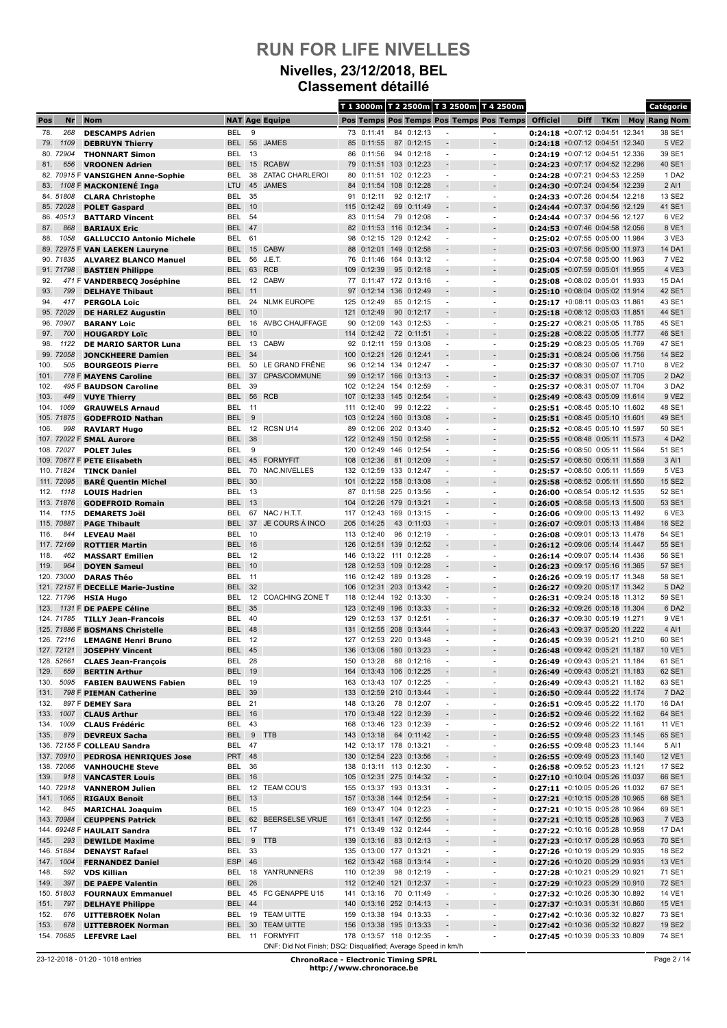# RUN FOR LIFE NIVELLES

## Nivelles, 23/12/2018, BEL

## Classement détaillé

| Pos | Nr | Nom | NAT | Age | Equipe | T 1 3000m Pos | T 1 3000m Temps | T 2 2500m Pos | T 2 2500m Temps | T 3 2500m Pos | T 3 2500m Temps | T 4 2500m Pos | T 4 2500m Temps | Officiel | Diff | TKm | Moy | Catégorie Rang | Catégorie Nom |
|---|---|---|---|---|---|---|---|---|---|---|---|---|---|---|---|---|---|---|---|
| 78. | 268 | DESCAMPS Adrien | BEL | 9 | | 73 | 0:11:41 | 84 | 0:12:13 | - | | - | | 0:24:18 | +0:07:12 | 0:04:51 | 12.341 | 38 | SE1 |
| 79. | 1109 | DEBRUYN Thierry | BEL | 56 | JAMES | 85 | 0:11:55 | 87 | 0:12:15 | - | | - | | 0:24:18 | +0:07:12 | 0:04:51 | 12.340 | 5 | VE2 |
| 80. | 72904 | THONNART Simon | BEL | 13 | | 86 | 0:11:56 | 94 | 0:12:18 | - | | - | | 0:24:19 | +0:07:12 | 0:04:51 | 12.336 | 39 | SE1 |
| 81. | 656 | VROONEN Adrien | BEL | 15 | RCABW | 79 | 0:11:51 | 103 | 0:12:23 | - | | - | | 0:24:23 | +0:07:17 | 0:04:52 | 12.296 | 40 | SE1 |
| 82. | 70915 F | VANSIGHEN Anne-Sophie | BEL | 38 | ZATAC CHARLEROI | 80 | 0:11:51 | 102 | 0:12:23 | - | | - | | 0:24:28 | +0:07:21 | 0:04:53 | 12.259 | 1 | DA2 |
| 83. | 1108 F | MACKONIENÉ Inga | LTU | 45 | JAMES | 84 | 0:11:54 | 108 | 0:12:28 | - | | - | | 0:24:30 | +0:07:24 | 0:04:54 | 12.239 | 2 | AI1 |
| 84. | 51808 | CLARA Christophe | BEL | 35 | | 91 | 0:12:11 | 92 | 0:12:17 | - | | - | | 0:24:33 | +0:07:26 | 0:04:54 | 12.218 | 13 | SE2 |
| 85. | 72028 | POLET Gaspard | BEL | 10 | | 115 | 0:12:42 | 69 | 0:11:49 | - | | - | | 0:24:44 | +0:07:37 | 0:04:56 | 12.129 | 41 | SE1 |
| 86. | 40513 | BATTARD Vincent | BEL | 54 | | 83 | 0:11:54 | 79 | 0:12:08 | - | | - | | 0:24:44 | +0:07:37 | 0:04:56 | 12.127 | 6 | VE2 |
| 87. | 868 | BARIAUX Eric | BEL | 47 | | 82 | 0:11:53 | 116 | 0:12:34 | - | | - | | 0:24:53 | +0:07:46 | 0:04:58 | 12.056 | 8 | VE1 |
| 88. | 1058 | GALLUCCIO Antonio Michele | BEL | 61 | | 98 | 0:12:15 | 129 | 0:12:42 | - | | - | | 0:25:02 | +0:07:55 | 0:05:00 | 11.984 | 3 | VE3 |
| 89. | 72975 F | VAN LAEKEN Lauryne | BEL | 15 | CABW | 88 | 0:12:01 | 149 | 0:12:58 | - | | - | | 0:25:03 | +0:07:56 | 0:05:00 | 11.973 | 14 | DA1 |
| 90. | 71835 | ALVAREZ BLANCO Manuel | BEL | 56 | J.E.T. | 76 | 0:11:46 | 164 | 0:13:12 | - | | - | | 0:25:04 | +0:07:58 | 0:05:00 | 11.963 | 7 | VE2 |
| 91. | 71798 | BASTIEN Philippe | BEL | 63 | RCB | 109 | 0:12:39 | 95 | 0:12:18 | - | | - | | 0:25:05 | +0:07:59 | 0:05:01 | 11.955 | 4 | VE3 |
| 92. | 471 F | VANDERBECQ Joséphine | BEL | 12 | CABW | 77 | 0:11:47 | 172 | 0:13:16 | - | | - | | 0:25:08 | +0:08:02 | 0:05:01 | 11.933 | 15 | DA1 |
| 93. | 799 | DELHAYE Thibaut | BEL | 11 | | 97 | 0:12:14 | 136 | 0:12:49 | - | | - | | 0:25:10 | +0:08:04 | 0:05:02 | 11.914 | 42 | SE1 |
| 94. | 417 | PERGOLA Loic | BEL | 24 | NLMK EUROPE | 125 | 0:12:49 | 85 | 0:12:15 | - | | - | | 0:25:17 | +0:08:11 | 0:05:03 | 11.861 | 43 | SE1 |
| 95. | 72029 | DE HARLEZ Augustin | BEL | 10 | | 121 | 0:12:49 | 90 | 0:12:17 | - | | - | | 0:25:18 | +0:08:12 | 0:05:03 | 11.851 | 44 | SE1 |
| 96. | 70907 | BARANY Loic | BEL | 16 | AVBC CHAUFFAGE | 90 | 0:12:09 | 143 | 0:12:53 | - | | - | | 0:25:27 | +0:08:21 | 0:05:05 | 11.785 | 45 | SE1 |
| 97. | 700 | HOUGARDY Loïc | BEL | 10 | | 114 | 0:12:42 | 72 | 0:11:51 | - | | - | | 0:25:28 | +0:08:22 | 0:05:05 | 11.777 | 46 | SE1 |
| 98. | 1122 | DE MARIO SARTOR Luna | BEL | 13 | CABW | 92 | 0:12:11 | 159 | 0:13:08 | - | | - | | 0:25:29 | +0:08:23 | 0:05:05 | 11.769 | 47 | SE1 |
| 99. | 72058 | JONCKHEERE Damien | BEL | 34 | | 100 | 0:12:21 | 126 | 0:12:41 | - | | - | | 0:25:31 | +0:08:24 | 0:05:06 | 11.756 | 14 | SE2 |
| 100. | 505 | BOURGEOIS Pierre | BEL | 50 | LE GRAND FRÊNE | 96 | 0:12:14 | 134 | 0:12:47 | - | | - | | 0:25:37 | +0:08:30 | 0:05:07 | 11.710 | 8 | VE2 |
| 101. | 778 F | MAYENS Caroline | BEL | 37 | CPAS/COMMUNE | 99 | 0:12:17 | 166 | 0:13:13 | - | | - | | 0:25:37 | +0:08:31 | 0:05:07 | 11.705 | 2 | DA2 |
| 102. | 495 F | BAUDSON Caroline | BEL | 39 | | 102 | 0:12:24 | 154 | 0:12:59 | - | | - | | 0:25:37 | +0:08:31 | 0:05:07 | 11.704 | 3 | DA2 |
| 103. | 449 | VUYE Thierry | BEL | 56 | RCB | 107 | 0:12:33 | 145 | 0:12:54 | - | | - | | 0:25:49 | +0:08:43 | 0:05:09 | 11.614 | 9 | VE2 |
| 104. | 1069 | GRAUWELS Arnaud | BEL | 11 | | 111 | 0:12:40 | 99 | 0:12:22 | - | | - | | 0:25:51 | +0:08:45 | 0:05:10 | 11.602 | 48 | SE1 |
| 105. | 71875 | GODEFROID Nathan | BEL | 9 | | 103 | 0:12:24 | 160 | 0:13:08 | - | | - | | 0:25:51 | +0:08:45 | 0:05:10 | 11.601 | 49 | SE1 |
| 106. | 998 | RAVIART Hugo | BEL | 12 | RCSN U14 | 89 | 0:12:06 | 202 | 0:13:40 | - | | - | | 0:25:52 | +0:08:45 | 0:05:10 | 11.597 | 50 | SE1 |
| 107. | 72022 F | SMAL Aurore | BEL | 38 | | 122 | 0:12:49 | 150 | 0:12:58 | - | | - | | 0:25:55 | +0:08:48 | 0:05:11 | 11.573 | 4 | DA2 |
| 108. | 72027 | POLET Jules | BEL | 9 | | 120 | 0:12:49 | 146 | 0:12:54 | - | | - | | 0:25:56 | +0:08:50 | 0:05:11 | 11.564 | 51 | SE1 |
| 109. | 70677 F | PETE Elisabeth | BEL | 45 | FORMYFIT | 108 | 0:12:36 | 81 | 0:12:09 | - | | - | | 0:25:57 | +0:08:50 | 0:05:11 | 11.559 | 3 | AI1 |
| 110. | 71824 | TINCK Daniel | BEL | 70 | NAC.NIVELLES | 132 | 0:12:59 | 133 | 0:12:47 | - | | - | | 0:25:57 | +0:08:50 | 0:05:11 | 11.559 | 5 | VE3 |
| 111. | 72095 | BARÉ Quentin Michel | BEL | 30 | | 101 | 0:12:22 | 158 | 0:13:08 | - | | - | | 0:25:58 | +0:08:52 | 0:05:11 | 11.550 | 15 | SE2 |
| 112. | 1118 | LOUIS Hadrien | BEL | 13 | | 87 | 0:11:58 | 225 | 0:13:56 | - | | - | | 0:26:00 | +0:08:54 | 0:05:12 | 11.535 | 52 | SE1 |
| 113. | 71876 | GODEFROID Romain | BEL | 13 | | 104 | 0:12:26 | 179 | 0:13:21 | - | | - | | 0:26:05 | +0:08:58 | 0:05:13 | 11.500 | 53 | SE1 |
| 114. | 1115 | DEMARETS Joël | BEL | 67 | NAC / H.T.T. | 117 | 0:12:43 | 169 | 0:13:15 | - | | - | | 0:26:06 | +0:09:00 | 0:05:13 | 11.492 | 6 | VE3 |
| 115. | 70887 | PAGE Thibault | BEL | 37 | JE COURS À INCO | 205 | 0:14:25 | 43 | 0:11:03 | - | | - | | 0:26:07 | +0:09:01 | 0:05:13 | 11.484 | 16 | SE2 |
| 116. | 844 | LEVEAU Maël | BEL | 10 | | 113 | 0:12:40 | 96 | 0:12:19 | - | | - | | 0:26:08 | +0:09:01 | 0:05:13 | 11.478 | 54 | SE1 |
| 117. | 72169 | ROTTIER Martin | BEL | 16 | | 126 | 0:12:51 | 139 | 0:12:52 | - | | - | | 0:26:12 | +0:09:06 | 0:05:14 | 11.447 | 55 | SE1 |
| 118. | 462 | MASSART Emilien | BEL | 12 | | 146 | 0:13:22 | 111 | 0:12:28 | - | | - | | 0:26:14 | +0:09:07 | 0:05:14 | 11.436 | 56 | SE1 |
| 119. | 964 | DOYEN Sameul | BEL | 10 | | 128 | 0:12:53 | 109 | 0:12:28 | - | | - | | 0:26:23 | +0:09:17 | 0:05:16 | 11.365 | 57 | SE1 |
| 120. | 73000 | DARAS Théo | BEL | 11 | | 116 | 0:12:42 | 189 | 0:13:28 | - | | - | | 0:26:26 | +0:09:19 | 0:05:17 | 11.348 | 58 | SE1 |
| 121. | 72157 F | DECELLE Marie-Justine | BEL | 32 | | 106 | 0:12:31 | 203 | 0:13:42 | - | | - | | 0:26:27 | +0:09:20 | 0:05:17 | 11.342 | 5 | DA2 |
| 122. | 71796 | HSIA Hugo | BEL | 12 | COACHING ZONE T | 118 | 0:12:44 | 192 | 0:13:30 | - | | - | | 0:26:31 | +0:09:24 | 0:05:18 | 11.312 | 59 | SE1 |
| 123. | 1131 F | DE PAEPE Céline | BEL | 35 | | 123 | 0:12:49 | 196 | 0:13:33 | - | | - | | 0:26:32 | +0:09:26 | 0:05:18 | 11.304 | 6 | DA2 |
| 124. | 71785 | TILLY Jean-Francois | BEL | 40 | | 129 | 0:12:53 | 137 | 0:12:51 | - | | - | | 0:26:37 | +0:09:30 | 0:05:19 | 11.271 | 9 | VE1 |
| 125. | 71886 F | BOSMANS Christelle | BEL | 48 | | 131 | 0:12:55 | 208 | 0:13:44 | - | | - | | 0:26:43 | +0:09:37 | 0:05:20 | 11.222 | 4 | AI1 |
| 126. | 72116 | LEMAGNE Henri Bruno | BEL | 12 | | 127 | 0:12:53 | 220 | 0:13:48 | - | | - | | 0:26:45 | +0:09:39 | 0:05:21 | 11.210 | 60 | SE1 |
| 127. | 72121 | JOSEPHY Vincent | BEL | 45 | | 136 | 0:13:06 | 180 | 0:13:23 | - | | - | | 0:26:48 | +0:09:42 | 0:05:21 | 11.187 | 10 | VE1 |
| 128. | 52661 | CLAES Jean-François | BEL | 28 | | 150 | 0:13:28 | 88 | 0:12:16 | - | | - | | 0:26:49 | +0:09:43 | 0:05:21 | 11.184 | 61 | SE1 |
| 129. | 659 | BERTIN Arthur | BEL | 19 | | 164 | 0:13:43 | 106 | 0:12:25 | - | | - | | 0:26:49 | +0:09:43 | 0:05:21 | 11.183 | 62 | SE1 |
| 130. | 5095 | FABIEN BAUWENS Fabien | BEL | 19 | | 163 | 0:13:43 | 107 | 0:12:25 | - | | - | | 0:26:49 | +0:09:43 | 0:05:21 | 11.182 | 63 | SE1 |
| 131. | 798 F | PIEMAN Catherine | BEL | 39 | | 133 | 0:12:59 | 210 | 0:13:44 | - | | - | | 0:26:50 | +0:09:44 | 0:05:22 | 11.174 | 7 | DA2 |
| 132. | 897 F | DEMEY Sara | BEL | 21 | | 148 | 0:13:26 | 78 | 0:12:07 | - | | - | | 0:26:51 | +0:09:45 | 0:05:22 | 11.170 | 16 | DA1 |
| 133. | 1007 | CLAUS Arthur | BEL | 16 | | 170 | 0:13:48 | 122 | 0:12:39 | - | | - | | 0:26:52 | +0:09:46 | 0:05:22 | 11.162 | 64 | SE1 |
| 134. | 1009 | CLAUS Frédéric | BEL | 43 | | 168 | 0:13:46 | 123 | 0:12:39 | - | | - | | 0:26:52 | +0:09:46 | 0:05:22 | 11.161 | 11 | VE1 |
| 135. | 879 | DEVREUX Sacha | BEL | 9 | TTB | 143 | 0:13:18 | 64 | 0:11:42 | - | | - | | 0:26:55 | +0:09:48 | 0:05:23 | 11.145 | 65 | SE1 |
| 136. | 72155 F | COLLEAU Sandra | BEL | 47 | | 142 | 0:13:17 | 178 | 0:13:21 | - | | - | | 0:26:55 | +0:09:48 | 0:05:23 | 11.144 | 5 | AI1 |
| 137. | 70910 | PEDROSA HENRIQUES Jose | PRT | 48 | | 130 | 0:12:54 | 223 | 0:13:56 | - | | - | | 0:26:55 | +0:09:49 | 0:05:23 | 11.140 | 12 | VE1 |
| 138. | 72066 | VANHOUCHE Steve | BEL | 36 | | 138 | 0:13:11 | 113 | 0:12:30 | - | | - | | 0:26:58 | +0:09:52 | 0:05:23 | 11.121 | 17 | SE2 |
| 139. | 918 | VANCASTER Louis | BEL | 16 | | 105 | 0:12:31 | 275 | 0:14:32 | - | | - | | 0:27:10 | +0:10:04 | 0:05:26 | 11.037 | 66 | SE1 |
| 140. | 72918 | VANNEROM Julien | BEL | 12 | TEAM COU'S | 155 | 0:13:37 | 193 | 0:13:31 | - | | - | | 0:27:11 | +0:10:05 | 0:05:26 | 11.032 | 67 | SE1 |
| 141. | 1065 | RIGAUX Benoit | BEL | 13 | | 157 | 0:13:38 | 144 | 0:12:54 | - | | - | | 0:27:21 | +0:10:15 | 0:05:28 | 10.965 | 68 | SE1 |
| 142. | 845 | MARICHAL Joaquim | BEL | 15 | | 169 | 0:13:47 | 104 | 0:12:23 | - | | - | | 0:27:21 | +0:10:15 | 0:05:28 | 10.964 | 69 | SE1 |
| 143. | 70984 | CEUPPENS Patrick | BEL | 62 | BEERSELSE VRIJE | 161 | 0:13:41 | 147 | 0:12:56 | - | | - | | 0:27:21 | +0:10:15 | 0:05:28 | 10.963 | 7 | VE3 |
| 144. | 69248 F | HAULAIT Sandra | BEL | 17 | | 171 | 0:13:49 | 132 | 0:12:44 | - | | - | | 0:27:22 | +0:10:16 | 0:05:28 | 10.958 | 17 | DA1 |
| 145. | 293 | DEWILDE Maxime | BEL | 9 | TTB | 139 | 0:13:16 | 83 | 0:12:13 | - | | - | | 0:27:23 | +0:10:17 | 0:05:28 | 10.953 | 70 | SE1 |
| 146. | 51884 | DENAYST Rafael | BEL | 33 | | 135 | 0:13:00 | 177 | 0:13:21 | - | | - | | 0:27:26 | +0:10:19 | 0:05:29 | 10.935 | 18 | SE2 |
| 147. | 1004 | FERNANDEZ Daniel | ESP | 46 | | 162 | 0:13:42 | 168 | 0:13:14 | - | | - | | 0:27:26 | +0:10:20 | 0:05:29 | 10.931 | 13 | VE1 |
| 148. | 592 | VDS Killian | BEL | 18 | YAN'RUNNERS | 110 | 0:12:39 | 98 | 0:12:19 | - | | - | | 0:27:28 | +0:10:21 | 0:05:29 | 10.921 | 71 | SE1 |
| 149. | 397 | DE PAEPE Valentin | BEL | 26 | | 112 | 0:12:40 | 121 | 0:12:37 | - | | - | | 0:27:29 | +0:10:23 | 0:05:29 | 10.910 | 72 | SE1 |
| 150. | 51803 | FOURNAUX Emmanuel | BEL | 45 | FC GENAPPE U15 | 141 | 0:13:16 | 70 | 0:11:49 | - | | - | | 0:27:32 | +0:10:26 | 0:05:30 | 10.892 | 14 | VE1 |
| 151. | 797 | DELHAYE Philippe | BEL | 44 | | 140 | 0:13:16 | 252 | 0:14:13 | - | | - | | 0:27:37 | +0:10:31 | 0:05:31 | 10.860 | 15 | VE1 |
| 152. | 676 | UITTEBROEK Nolan | BEL | 19 | TEAM UITTE | 159 | 0:13:38 | 194 | 0:13:33 | - | | - | | 0:27:42 | +0:10:36 | 0:05:32 | 10.827 | 73 | SE1 |
| 153. | 678 | UITTEBROEK Norman | BEL | 30 | TEAM UITTE | 156 | 0:13:38 | 195 | 0:13:33 | - | | - | | 0:27:42 | +0:10:36 | 0:05:32 | 10.827 | 19 | SE2 |
| 154. | 70685 | LEFEVRE Lael | BEL | 11 | FORMYFIT | 178 | 0:13:57 | 118 | 0:12:35 | - | | - | | 0:27:45 | +0:10:39 | 0:05:33 | 10.809 | 74 | SE1 |

DNF: Did Not Finish; DSQ: Disqualified; Average Speed in km/h

23-12-2018 - 01:20 - 1018 entries

ChronoRace - Electronic Timing SPRL
http://www.chronorace.be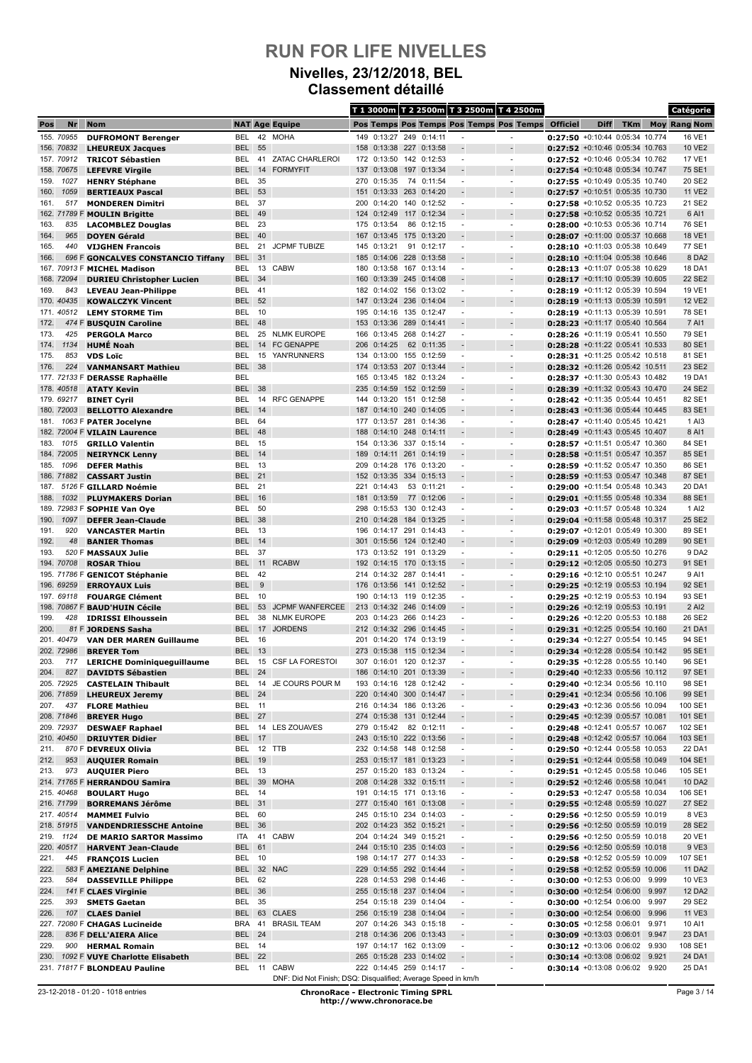# RUN FOR LIFE NIVELLES

## Nivelles, 23/12/2018, BEL

### Classement détaillé

| Pos | Nr | Nom | NAT | Age | Equipe | T 1 3000m Pos | T 1 3000m Temps | T 2 2500m Pos | T 2 2500m Temps | T 3 2500m Pos | T 3 2500m Temps | T 4 2500m Pos | T 4 2500m Temps | Officiel | Diff | TKm | Moy | Catégorie Rang Nom |
|---|---|---|---|---|---|---|---|---|---|---|---|---|---|---|---|---|---|---|
| 155. | 70955 | DUFROMONT Berenger | BEL | 42 | MOHA | 149 | 0:13:27 | 249 | 0:14:11 | - | | - | | 0:27:50 | +0:10:44 | 0:05:34 | 10.774 | 16 VE1 |
| 156. | 70832 | LHEUREUX Jacques | BEL | 55 | | 158 | 0:13:38 | 227 | 0:13:58 | - | | - | | 0:27:52 | +0:10:46 | 0:05:34 | 10.763 | 10 VE2 |
| 157. | 70912 | TRICOT Sébastien | BEL | 41 | ZATAC CHARLEROI | 172 | 0:13:50 | 142 | 0:12:53 | - | | - | | 0:27:52 | +0:10:46 | 0:05:34 | 10.762 | 17 VE1 |
| 158. | 70675 | LEFEVRE Virgile | BEL | 14 | FORMYFIT | 137 | 0:13:08 | 197 | 0:13:34 | - | | - | | 0:27:54 | +0:10:48 | 0:05:34 | 10.747 | 75 SE1 |
| 159. | 1027 | HENRY Stéphane | BEL | 35 | | 270 | 0:15:35 | 74 | 0:11:54 | - | | - | | 0:27:55 | +0:10:49 | 0:05:35 | 10.740 | 20 SE2 |
| 160. | 1059 | BERTIEAUX Pascal | BEL | 53 | | 151 | 0:13:33 | 263 | 0:14:20 | - | | - | | 0:27:57 | +0:10:51 | 0:05:35 | 10.730 | 11 VE2 |
| 161. | 517 | MONDEREN Dimitri | BEL | 37 | | 200 | 0:14:20 | 140 | 0:12:52 | - | | - | | 0:27:58 | +0:10:52 | 0:05:35 | 10.723 | 21 SE2 |
| 162. | 71789 F | MOULIN Brigitte | BEL | 49 | | 124 | 0:12:49 | 117 | 0:12:34 | - | | - | | 0:27:58 | +0:10:52 | 0:05:35 | 10.721 | 6 AI1 |
| 163. | 835 | LACOMBLEZ Douglas | BEL | 23 | | 175 | 0:13:54 | 86 | 0:12:15 | - | | - | | 0:28:00 | +0:10:53 | 0:05:36 | 10.714 | 76 SE1 |
| 164. | 965 | DOYEN Gérald | BEL | 40 | | 167 | 0:13:45 | 175 | 0:13:20 | - | | - | | 0:28:07 | +0:11:00 | 0:05:37 | 10.668 | 18 VE1 |
| 165. | 440 | VIJGHEN Francois | BEL | 21 | JCPMF TUBIZE | 145 | 0:13:21 | 91 | 0:12:17 | - | | - | | 0:28:10 | +0:11:03 | 0:05:38 | 10.649 | 77 SE1 |
| 166. | 696 F | GONCALVES CONSTANCIO Tiffany | BEL | 31 | | 185 | 0:14:06 | 228 | 0:13:58 | - | | - | | 0:28:10 | +0:11:04 | 0:05:38 | 10.646 | 8 DA2 |
| 167. | 70913 F | MICHEL Madison | BEL | 13 | CABW | 180 | 0:13:58 | 167 | 0:13:14 | - | | - | | 0:28:13 | +0:11:07 | 0:05:38 | 10.629 | 18 DA1 |
| 168. | 72094 | DURIEU Christopher Lucien | BEL | 34 | | 160 | 0:13:39 | 245 | 0:14:08 | - | | - | | 0:28:17 | +0:11:10 | 0:05:39 | 10.605 | 22 SE2 |
| 169. | 843 | LEVEAU Jean-Philippe | BEL | 41 | | 182 | 0:14:02 | 156 | 0:13:02 | - | | - | | 0:28:19 | +0:11:12 | 0:05:39 | 10.594 | 19 VE1 |
| 170. | 40435 | KOWALCZYK Vincent | BEL | 52 | | 147 | 0:13:24 | 236 | 0:14:04 | - | | - | | 0:28:19 | +0:11:13 | 0:05:39 | 10.591 | 12 VE2 |
| 171. | 40512 | LEMY STORME Tim | BEL | 10 | | 195 | 0:14:16 | 135 | 0:12:47 | - | | - | | 0:28:19 | +0:11:13 | 0:05:39 | 10.591 | 78 SE1 |
| 172. | 474 F | BUSQUIN Caroline | BEL | 48 | | 153 | 0:13:36 | 289 | 0:14:41 | - | | - | | 0:28:23 | +0:11:17 | 0:05:40 | 10.564 | 7 AI1 |
| 173. | 425 | PERGOLA Marco | BEL | 25 | NLMK EUROPE | 166 | 0:13:45 | 268 | 0:14:27 | - | | - | | 0:28:26 | +0:11:19 | 0:05:41 | 10.550 | 79 SE1 |
| 174. | 1134 | HUMÉ Noah | BEL | 14 | FC GENAPPE | 206 | 0:14:25 | 62 | 0:11:35 | - | | - | | 0:28:28 | +0:11:22 | 0:05:41 | 10.533 | 80 SE1 |
| 175. | 853 | VDS Loïc | BEL | 15 | YAN'RUNNERS | 134 | 0:13:00 | 155 | 0:12:59 | - | | - | | 0:28:31 | +0:11:25 | 0:05:42 | 10.518 | 81 SE1 |
| 176. | 224 | VANMANSART Mathieu | BEL | 38 | | 174 | 0:13:53 | 207 | 0:13:44 | - | | - | | 0:28:32 | +0:11:26 | 0:05:42 | 10.511 | 23 SE2 |
| 177. | 72133 F | DERASSE Raphaëlle | BEL | | | 165 | 0:13:45 | 182 | 0:13:24 | - | | - | | 0:28:37 | +0:11:30 | 0:05:43 | 10.482 | 19 DA1 |
| 178. | 40518 | ATATY Kevin | BEL | 38 | | 235 | 0:14:59 | 152 | 0:12:59 | - | | - | | 0:28:39 | +0:11:32 | 0:05:43 | 10.470 | 24 SE2 |
| 179. | 69217 | BINET Cyril | BEL | 14 | RFC GENAPPE | 144 | 0:13:20 | 151 | 0:12:58 | - | | - | | 0:28:42 | +0:11:35 | 0:05:44 | 10.451 | 82 SE1 |
| 180. | 72003 | BELLOTTO Alexandre | BEL | 14 | | 187 | 0:14:10 | 240 | 0:14:05 | - | | - | | 0:28:43 | +0:11:36 | 0:05:44 | 10.445 | 83 SE1 |
| 181. | 1063 F | PATER Jocelyne | BEL | 64 | | 177 | 0:13:57 | 281 | 0:14:36 | - | | - | | 0:28:47 | +0:11:40 | 0:05:45 | 10.421 | 1 AI3 |
| 182. | 72004 F | VILAIN Laurence | BEL | 48 | | 188 | 0:14:10 | 248 | 0:14:11 | - | | - | | 0:28:49 | +0:11:43 | 0:05:45 | 10.407 | 8 AI1 |
| 183. | 1015 | GRILLO Valentin | BEL | 15 | | 154 | 0:13:36 | 337 | 0:15:14 | - | | - | | 0:28:57 | +0:11:51 | 0:05:47 | 10.360 | 84 SE1 |
| 184. | 72005 | NEIRYNCK Lenny | BEL | 14 | | 189 | 0:14:11 | 261 | 0:14:19 | - | | - | | 0:28:58 | +0:11:51 | 0:05:47 | 10.357 | 85 SE1 |
| 185. | 1096 | DEFER Mathis | BEL | 13 | | 209 | 0:14:28 | 176 | 0:13:20 | - | | - | | 0:28:59 | +0:11:52 | 0:05:47 | 10.350 | 86 SE1 |
| 186. | 71882 | CASSART Justin | BEL | 21 | | 152 | 0:13:35 | 334 | 0:15:13 | - | | - | | 0:28:59 | +0:11:53 | 0:05:47 | 10.348 | 87 SE1 |
| 187. | 5126 F | GILLARD Noémie | BEL | 21 | | 221 | 0:14:43 | 53 | 0:11:21 | - | | - | | 0:29:00 | +0:11:54 | 0:05:48 | 10.343 | 20 DA1 |
| 188. | 1032 | PLUYMAKERS Dorian | BEL | 16 | | 181 | 0:13:59 | 77 | 0:12:06 | - | | - | | 0:29:01 | +0:11:55 | 0:05:48 | 10.334 | 88 SE1 |
| 189. | 72983 F | SOPHIE Van Oye | BEL | 50 | | 298 | 0:15:53 | 130 | 0:12:43 | - | | - | | 0:29:03 | +0:11:57 | 0:05:48 | 10.324 | 1 AI2 |
| 190. | 1097 | DEFER Jean-Claude | BEL | 38 | | 210 | 0:14:28 | 184 | 0:13:25 | - | | - | | 0:29:04 | +0:11:58 | 0:05:48 | 10.317 | 25 SE2 |
| 191. | 920 | VANCASTER Martin | BEL | 13 | | 196 | 0:14:17 | 291 | 0:14:43 | - | | - | | 0:29:07 | +0:12:01 | 0:05:49 | 10.300 | 89 SE1 |
| 192. | 48 | BANIER Thomas | BEL | 14 | | 301 | 0:15:56 | 124 | 0:12:40 | - | | - | | 0:29:09 | +0:12:03 | 0:05:49 | 10.289 | 90 SE1 |
| 193. | 520 F | MASSAUX Julie | BEL | 37 | | 173 | 0:13:52 | 191 | 0:13:29 | - | | - | | 0:29:11 | +0:12:05 | 0:05:50 | 10.276 | 9 DA2 |
| 194. | 70708 | ROSAR Thiou | BEL | 11 | RCABW | 192 | 0:14:15 | 170 | 0:13:15 | - | | - | | 0:29:12 | +0:12:05 | 0:05:50 | 10.273 | 91 SE1 |
| 195. | 71786 F | GENICOT Stéphanie | BEL | 42 | | 214 | 0:14:32 | 287 | 0:14:41 | - | | - | | 0:29:16 | +0:12:10 | 0:05:51 | 10.247 | 9 AI1 |
| 196. | 69259 | ERROYAUX Luis | BEL | 9 | | 176 | 0:13:56 | 141 | 0:12:52 | - | | - | | 0:29:25 | +0:12:19 | 0:05:53 | 10.194 | 92 SE1 |
| 197. | 69118 | FOUARGE Clément | BEL | 10 | | 190 | 0:14:13 | 119 | 0:12:35 | - | | - | | 0:29:25 | +0:12:19 | 0:05:53 | 10.194 | 93 SE1 |
| 198. | 70867 F | BAUD'HUIN Cécile | BEL | 53 | JCPMF WANFERCEE | 213 | 0:14:32 | 246 | 0:14:09 | - | | - | | 0:29:26 | +0:12:19 | 0:05:53 | 10.191 | 2 AI2 |
| 199. | 428 | IDRISSI Elhoussein | BEL | 38 | NLMK EUROPE | 203 | 0:14:23 | 266 | 0:14:23 | - | | - | | 0:29:26 | +0:12:20 | 0:05:53 | 10.188 | 26 SE2 |
| 200. | 81 F | JORDENS Sasha | BEL | 17 | JORDENS | 212 | 0:14:32 | 296 | 0:14:45 | - | | - | | 0:29:31 | +0:12:25 | 0:05:54 | 10.160 | 21 DA1 |
| 201. | 40479 | VAN DER MAREN Guillaume | BEL | 16 | | 201 | 0:14:20 | 174 | 0:13:19 | - | | - | | 0:29:34 | +0:12:27 | 0:05:54 | 10.145 | 94 SE1 |
| 202. | 72986 | BREYER Tom | BEL | 13 | | 273 | 0:15:38 | 115 | 0:12:34 | - | | - | | 0:29:34 | +0:12:28 | 0:05:54 | 10.142 | 95 SE1 |
| 203. | 717 | LERICHE Dominiqueguillaume | BEL | 15 | CSF LA FORESTOI | 307 | 0:16:01 | 120 | 0:12:37 | - | | - | | 0:29:35 | +0:12:28 | 0:05:55 | 10.140 | 96 SE1 |
| 204. | 827 | DAVIDTS Sébastien | BEL | 24 | | 186 | 0:14:10 | 201 | 0:13:39 | - | | - | | 0:29:40 | +0:12:33 | 0:05:56 | 10.112 | 97 SE1 |
| 205. | 72925 | CASTELAIN Thibault | BEL | 14 | JE COURS POUR M | 193 | 0:14:16 | 128 | 0:12:42 | - | | - | | 0:29:40 | +0:12:34 | 0:05:56 | 10.110 | 98 SE1 |
| 206. | 71859 | LHEUREUX Jeremy | BEL | 24 | | 220 | 0:14:40 | 300 | 0:14:47 | - | | - | | 0:29:41 | +0:12:34 | 0:05:56 | 10.106 | 99 SE1 |
| 207. | 437 | FLORE Mathieu | BEL | 11 | | 216 | 0:14:34 | 186 | 0:13:26 | - | | - | | 0:29:43 | +0:12:36 | 0:05:56 | 10.094 | 100 SE1 |
| 208. | 71846 | BREYER Hugo | BEL | 27 | | 274 | 0:15:38 | 131 | 0:12:44 | - | | - | | 0:29:45 | +0:12:39 | 0:05:57 | 10.081 | 101 SE1 |
| 209. | 72937 | DESWAEF Raphael | BEL | 14 | LES ZOUAVES | 279 | 0:15:42 | 82 | 0:12:11 | - | | - | | 0:29:48 | +0:12:41 | 0:05:57 | 10.067 | 102 SE1 |
| 210. | 40450 | DRIUYTER Didier | BEL | 17 | | 243 | 0:15:10 | 222 | 0:13:56 | - | | - | | 0:29:48 | +0:12:42 | 0:05:57 | 10.064 | 103 SE1 |
| 211. | 870 F | DEVREUX Olivia | BEL | 12 | TTB | 232 | 0:14:58 | 148 | 0:12:58 | - | | - | | 0:29:50 | +0:12:44 | 0:05:58 | 10.053 | 22 DA1 |
| 212. | 953 | AUQUIER Romain | BEL | 19 | | 253 | 0:15:17 | 181 | 0:13:23 | - | | - | | 0:29:51 | +0:12:44 | 0:05:58 | 10.049 | 104 SE1 |
| 213. | 973 | AUQUIER Piero | BEL | 13 | | 257 | 0:15:20 | 183 | 0:13:24 | - | | - | | 0:29:51 | +0:12:45 | 0:05:58 | 10.046 | 105 SE1 |
| 214. | 71765 F | HERRANDOU Samira | BEL | 39 | MOHA | 208 | 0:14:28 | 332 | 0:15:11 | - | | - | | 0:29:52 | +0:12:46 | 0:05:58 | 10.041 | 10 DA2 |
| 215. | 40468 | BOULART Hugo | BEL | 14 | | 191 | 0:14:15 | 171 | 0:13:16 | - | | - | | 0:29:53 | +0:12:47 | 0:05:58 | 10.034 | 106 SE1 |
| 216. | 71799 | BORREMANS Jérôme | BEL | 31 | | 277 | 0:15:40 | 161 | 0:13:08 | - | | - | | 0:29:55 | +0:12:48 | 0:05:59 | 10.027 | 27 SE2 |
| 217. | 40514 | MAMMEI Fulvio | BEL | 60 | | 245 | 0:15:10 | 234 | 0:14:03 | - | | - | | 0:29:56 | +0:12:50 | 0:05:59 | 10.019 | 8 VE3 |
| 218. | 51915 | VANDENDRIESSCHE Antoine | BEL | 36 | | 202 | 0:14:23 | 352 | 0:15:21 | - | | - | | 0:29:56 | +0:12:50 | 0:05:59 | 10.019 | 28 SE2 |
| 219. | 1124 | DE MARIO SARTOR Massimo | ITA | 41 | CABW | 204 | 0:14:24 | 349 | 0:15:21 | - | | - | | 0:29:56 | +0:12:50 | 0:05:59 | 10.018 | 20 VE1 |
| 220. | 40517 | HARVENT Jean-Claude | BEL | 61 | | 244 | 0:15:10 | 235 | 0:14:03 | - | | - | | 0:29:56 | +0:12:50 | 0:05:59 | 10.018 | 9 VE3 |
| 221. | 445 | FRANÇOIS Lucien | BEL | 10 | | 198 | 0:14:17 | 277 | 0:14:33 | - | | - | | 0:29:58 | +0:12:52 | 0:05:59 | 10.009 | 107 SE1 |
| 222. | 583 F | AMEZIANE Delphine | BEL | 32 | NAC | 229 | 0:14:55 | 292 | 0:14:44 | - | | - | | 0:29:58 | +0:12:52 | 0:05:59 | 10.006 | 11 DA2 |
| 223. | 584 | DASSEVILLE Philippe | BEL | 62 | | 228 | 0:14:53 | 298 | 0:14:46 | - | | - | | 0:30:00 | +0:12:53 | 0:06:00 | 9.999 | 10 VE3 |
| 224. | 141 F | CLAES Virginie | BEL | 36 | | 255 | 0:15:18 | 237 | 0:14:04 | - | | - | | 0:30:00 | +0:12:54 | 0:06:00 | 9.997 | 12 DA2 |
| 225. | 393 | SMETS Gaetan | BEL | 35 | | 254 | 0:15:18 | 239 | 0:14:04 | - | | - | | 0:30:00 | +0:12:54 | 0:06:00 | 9.997 | 29 SE2 |
| 226. | 107 | CLAES Daniel | BEL | 63 | CLAES | 256 | 0:15:19 | 238 | 0:14:04 | - | | - | | 0:30:00 | +0:12:54 | 0:06:00 | 9.996 | 11 VE3 |
| 227. | 72080 F | CHAGAS Lucineide | BRA | 41 | BRASIL TEAM | 207 | 0:14:26 | 343 | 0:15:18 | - | | - | | 0:30:05 | +0:12:58 | 0:06:01 | 9.971 | 10 AI1 |
| 228. | 836 F | DELL'AIERA Alice | BEL | 24 | | 218 | 0:14:36 | 206 | 0:13:43 | - | | - | | 0:30:09 | +0:13:03 | 0:06:01 | 9.947 | 23 DA1 |
| 229. | 900 | HERMAL Romain | BEL | 14 | | 197 | 0:14:17 | 162 | 0:13:09 | - | | - | | 0:30:12 | +0:13:06 | 0:06:02 | 9.930 | 108 SE1 |
| 230. | 1092 F | VUYE Charlotte Elisabeth | BEL | 22 | | 265 | 0:15:28 | 233 | 0:14:02 | - | | - | | 0:30:14 | +0:13:08 | 0:06:02 | 9.921 | 24 DA1 |
| 231. | 71817 F | BLONDEAU Pauline | BEL | 11 | CABW | 222 | 0:14:45 | 259 | 0:14:17 | - | | - | | 0:30:14 | +0:13:08 | 0:06:02 | 9.920 | 25 DA1 |

DNF: Did Not Finish; DSQ: Disqualified; Average Speed in km/h

23-12-2018 - 01:20 - 1018 entries

**ChronoRace - Electronic Timing SPRL**
**http://www.chronorace.be**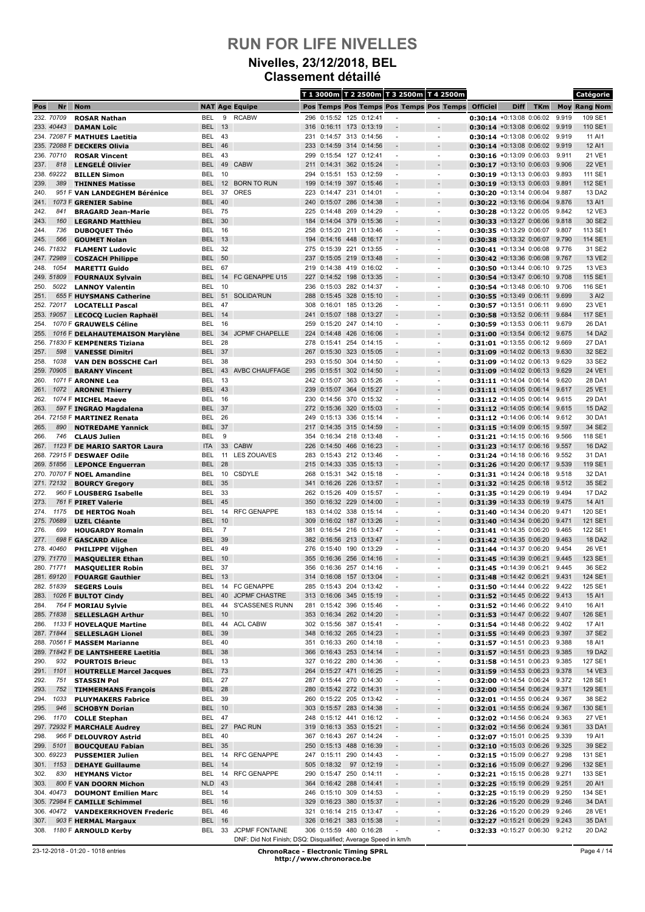# RUN FOR LIFE NIVELLES

## Nivelles, 23/12/2018, BEL

## Classement détaillé

| Pos | Nr | Nom | NAT | Age | Equipe | T 1 3000m Pos | T 1 3000m Temps | T 2 2500m Pos | T 2 2500m Temps | T 3 2500m Pos | T 3 2500m Temps | T 4 2500m Pos | T 4 2500m Temps | Officiel | Diff | TKm | Moy | Rang | Catégorie Nom |
|---|---|---|---|---|---|---|---|---|---|---|---|---|---|---|---|---|---|---|---|
| 232. | 70709 | **ROSAR Nathan** | BEL | 9 | RCABW | 296 | 0:15:52 | 125 | 0:12:41 | - | | - | | **0:30:14** | +0:13:08 | 0:06:02 | 9.919 | 109 | SE1 |
| 233. | 40443 | **DAMAN Loïc** | BEL | 13 | | 316 | 0:16:11 | 173 | 0:13:19 | - | | - | | **0:30:14** | +0:13:08 | 0:06:02 | 9.919 | 110 | SE1 |
| 234. | 72087 F | **MATHUES Laetitia** | BEL | 43 | | 231 | 0:14:57 | 313 | 0:14:56 | - | | - | | **0:30:14** | +0:13:08 | 0:06:02 | 9.919 | 11 | AI1 |
| 235. | 72088 F | **DECKERS Olivia** | BEL | 46 | | 233 | 0:14:59 | 314 | 0:14:56 | - | | - | | **0:30:14** | +0:13:08 | 0:06:02 | 9.919 | 12 | AI1 |
| 236. | 70710 | **ROSAR Vincent** | BEL | 43 | | 299 | 0:15:54 | 127 | 0:12:41 | - | | - | | **0:30:16** | +0:13:09 | 0:06:03 | 9.911 | 21 | VE1 |
| 237. | 818 | **LENGELÉ Olivier** | BEL | 49 | CABW | 211 | 0:14:31 | 362 | 0:15:24 | - | | - | | **0:30:17** | +0:13:10 | 0:06:03 | 9.906 | 22 | VE1 |
| 238. | 69222 | **BILLEN Simon** | BEL | 10 | | 294 | 0:15:51 | 153 | 0:12:59 | - | | - | | **0:30:19** | +0:13:13 | 0:06:03 | 9.893 | 111 | SE1 |
| 239. | 389 | **THINNES Matisse** | BEL | 12 | BORN TO RUN | 199 | 0:14:19 | 397 | 0:15:46 | - | | - | | **0:30:19** | +0:13:13 | 0:06:03 | 9.891 | 112 | SE1 |
| 240. | 951 F | **VAN LANDEGHEM Bérénice** | BEL | 37 | ORES | 223 | 0:14:47 | 231 | 0:14:01 | - | | - | | **0:30:20** | +0:13:14 | 0:06:04 | 9.887 | 13 | DA2 |
| 241. | 1073 F | **GRENIER Sabine** | BEL | 40 | | 240 | 0:15:07 | 286 | 0:14:38 | - | | - | | **0:30:22** | +0:13:16 | 0:06:04 | 9.876 | 13 | AI1 |
| 242. | 841 | **BRAGARD Jean-Marie** | BEL | 75 | | 225 | 0:14:48 | 269 | 0:14:29 | - | | - | | **0:30:28** | +0:13:22 | 0:06:05 | 9.842 | 12 | VE3 |
| 243. | 160 | **LEGRAND Matthieu** | BEL | 30 | | 184 | 0:14:04 | 379 | 0:15:36 | - | | - | | **0:30:33** | +0:13:27 | 0:06:06 | 9.818 | 30 | SE2 |
| 244. | 736 | **DUBOQUET Théo** | BEL | 16 | | 258 | 0:15:20 | 211 | 0:13:46 | - | | - | | **0:30:35** | +0:13:29 | 0:06:07 | 9.807 | 113 | SE1 |
| 245. | 566 | **GOUMET Nolan** | BEL | 13 | | 194 | 0:14:16 | 448 | 0:16:17 | - | | - | | **0:30:38** | +0:13:32 | 0:06:07 | 9.790 | 114 | SE1 |
| 246. | 71832 | **FLAMENT Ludovic** | BEL | 32 | | 275 | 0:15:39 | 221 | 0:13:55 | - | | - | | **0:30:41** | +0:13:34 | 0:06:08 | 9.776 | 31 | SE2 |
| 247. | 72989 | **COSZACH Philippe** | BEL | 50 | | 237 | 0:15:05 | 219 | 0:13:48 | - | | - | | **0:30:42** | +0:13:36 | 0:06:08 | 9.767 | 13 | VE2 |
| 248. | 1054 | **MARETTI Guido** | BEL | 67 | | 219 | 0:14:38 | 419 | 0:16:02 | - | | - | | **0:30:50** | +0:13:44 | 0:06:10 | 9.725 | 13 | VE3 |
| 249. | 51809 | **FOURNAUX Sylvain** | BEL | 14 | FC GENAPPE U15 | 227 | 0:14:52 | 198 | 0:13:35 | - | | - | | **0:30:54** | +0:13:47 | 0:06:10 | 9.708 | 115 | SE1 |
| 250. | 5022 | **LANNOY Valentin** | BEL | 10 | | 236 | 0:15:03 | 282 | 0:14:37 | - | | - | | **0:30:54** | +0:13:48 | 0:06:10 | 9.706 | 116 | SE1 |
| 251. | 655 F | **HUYSMANS Catherine** | BEL | 51 | SOLIDA'RUN | 288 | 0:15:45 | 328 | 0:15:10 | - | | - | | **0:30:55** | +0:13:49 | 0:06:11 | 9.699 | 3 | AI2 |
| 252. | 72017 | **LOCATELLI Pascal** | BEL | 47 | | 308 | 0:16:01 | 185 | 0:13:26 | - | | - | | **0:30:57** | +0:13:51 | 0:06:11 | 9.690 | 23 | VE1 |
| 253. | 19057 | **LECOCQ Lucien Raphaël** | BEL | 14 | | 241 | 0:15:07 | 188 | 0:13:27 | - | | - | | **0:30:58** | +0:13:52 | 0:06:11 | 9.684 | 117 | SE1 |
| 254. | 1070 F | **GRAUWELS Céline** | BEL | 16 | | 259 | 0:15:20 | 247 | 0:14:10 | - | | - | | **0:30:59** | +0:13:53 | 0:06:11 | 9.679 | 26 | DA1 |
| 255. | 1016 F | **DELAHAUTEMAISON Marylène** | BEL | 34 | JCPMF CHAPELLE | 224 | 0:14:48 | 426 | 0:16:06 | - | | - | | **0:31:00** | +0:13:54 | 0:06:12 | 9.675 | 14 | DA2 |
| 256. | 71830 F | **KEMPENERS Tiziana** | BEL | 28 | | 278 | 0:15:41 | 254 | 0:14:15 | - | | - | | **0:31:01** | +0:13:55 | 0:06:12 | 9.669 | 27 | DA1 |
| 257. | 598 | **VANESSE Dimitri** | BEL | 37 | | 267 | 0:15:30 | 323 | 0:15:05 | - | | - | | **0:31:09** | +0:14:02 | 0:06:13 | 9.630 | 32 | SE2 |
| 258. | 1038 | **VAN DEN BOSSCHE Carl** | BEL | 38 | | 293 | 0:15:50 | 304 | 0:14:50 | - | | - | | **0:31:09** | +0:14:02 | 0:06:13 | 9.629 | 33 | SE2 |
| 259. | 70905 | **BARANY Vincent** | BEL | 43 | AVBC CHAUFFAGE | 295 | 0:15:51 | 302 | 0:14:50 | - | | - | | **0:31:09** | +0:14:02 | 0:06:13 | 9.629 | 24 | VE1 |
| 260. | 1071 F | **ARONNE Lea** | BEL | 13 | | 242 | 0:15:07 | 363 | 0:15:26 | - | | - | | **0:31:11** | +0:14:04 | 0:06:14 | 9.620 | 28 | DA1 |
| 261. | 1072 | **ARONNE Thierry** | BEL | 43 | | 239 | 0:15:07 | 364 | 0:15:27 | - | | - | | **0:31:11** | +0:14:05 | 0:06:14 | 9.617 | 25 | VE1 |
| 262. | 1074 F | **MICHEL Maeve** | BEL | 16 | | 230 | 0:14:56 | 370 | 0:15:32 | - | | - | | **0:31:12** | +0:14:05 | 0:06:14 | 9.615 | 29 | DA1 |
| 263. | 597 F | **INGRAO Magdalena** | BEL | 37 | | 272 | 0:15:36 | 320 | 0:15:03 | - | | - | | **0:31:12** | +0:14:05 | 0:06:14 | 9.615 | 15 | DA2 |
| 264. | 72158 F | **MARTINEZ Renata** | BEL | 26 | | 249 | 0:15:13 | 336 | 0:15:14 | - | | - | | **0:31:12** | +0:14:06 | 0:06:14 | 9.612 | 30 | DA1 |
| 265. | 890 | **NOTREDAME Yannick** | BEL | 37 | | 217 | 0:14:35 | 315 | 0:14:59 | - | | - | | **0:31:15** | +0:14:09 | 0:06:15 | 9.597 | 34 | SE2 |
| 266. | 746 | **CLAUS Julien** | BEL | 9 | | 354 | 0:16:34 | 218 | 0:13:48 | - | | - | | **0:31:21** | +0:14:15 | 0:06:16 | 9.566 | 118 | SE1 |
| 267. | 1123 F | **DE MARIO SARTOR Laura** | ITA | 33 | CABW | 226 | 0:14:50 | 466 | 0:16:23 | - | | - | | **0:31:23** | +0:14:17 | 0:06:16 | 9.557 | 16 | DA2 |
| 268. | 72915 F | **DESWAEF Odile** | BEL | 11 | LES ZOUAVES | 283 | 0:15:43 | 212 | 0:13:46 | - | | - | | **0:31:24** | +0:14:18 | 0:06:16 | 9.552 | 31 | DA1 |
| 269. | 51856 | **LEPONCE Enguerran** | BEL | 28 | | 215 | 0:14:33 | 335 | 0:15:13 | - | | - | | **0:31:26** | +0:14:20 | 0:06:17 | 9.539 | 119 | SE1 |
| 270. | 70707 F | **NOEL Amandine** | BEL | 10 | CSDYLE | 268 | 0:15:31 | 342 | 0:15:18 | - | | - | | **0:31:31** | +0:14:24 | 0:06:18 | 9.518 | 32 | DA1 |
| 271. | 72132 | **BOURCY Gregory** | BEL | 35 | | 341 | 0:16:26 | 226 | 0:13:57 | - | | - | | **0:31:32** | +0:14:25 | 0:06:18 | 9.512 | 35 | SE2 |
| 272. | 960 F | **LOUSBERG Isabelle** | BEL | 33 | | 262 | 0:15:26 | 409 | 0:15:57 | - | | - | | **0:31:35** | +0:14:29 | 0:06:19 | 9.494 | 17 | DA2 |
| 273. | 761 F | **PIRET Valerie** | BEL | 45 | | 350 | 0:16:32 | 229 | 0:14:00 | - | | - | | **0:31:39** | +0:14:33 | 0:06:19 | 9.475 | 14 | AI1 |
| 274. | 1175 | **DE HERTOG Noah** | BEL | 14 | RFC GENAPPE | 183 | 0:14:02 | 338 | 0:15:14 | - | | - | | **0:31:40** | +0:14:34 | 0:06:20 | 9.471 | 120 | SE1 |
| 275. | 70689 | **UZEL Cléante** | BEL | 10 | | 309 | 0:16:02 | 187 | 0:13:26 | - | | - | | **0:31:40** | +0:14:34 | 0:06:20 | 9.471 | 121 | SE1 |
| 276. | 699 | **HOUGARDY Romain** | BEL | 7 | | 381 | 0:16:54 | 216 | 0:13:47 | - | | - | | **0:31:41** | +0:14:35 | 0:06:20 | 9.465 | 122 | SE1 |
| 277. | 698 F | **GASCARD Alice** | BEL | 39 | | 382 | 0:16:56 | 213 | 0:13:47 | - | | - | | **0:31:42** | +0:14:35 | 0:06:20 | 9.463 | 18 | DA2 |
| 278. | 40460 | **PHILIPPE Vijghen** | BEL | 49 | | 276 | 0:15:40 | 190 | 0:13:29 | - | | - | | **0:31:44** | +0:14:37 | 0:06:20 | 9.454 | 26 | VE1 |
| 279. | 71770 | **MASQUELIER Ethan** | BEL | 10 | | 355 | 0:16:36 | 256 | 0:14:16 | - | | - | | **0:31:45** | +0:14:39 | 0:06:21 | 9.445 | 123 | SE1 |
| 280. | 71771 | **MASQUELIER Robin** | BEL | 37 | | 356 | 0:16:36 | 257 | 0:14:16 | - | | - | | **0:31:45** | +0:14:39 | 0:06:21 | 9.445 | 36 | SE2 |
| 281. | 69120 | **FOUARGE Gauthier** | BEL | 13 | | 314 | 0:16:08 | 157 | 0:13:04 | - | | - | | **0:31:48** | +0:14:42 | 0:06:21 | 9.431 | 124 | SE1 |
| 282. | 51839 | **SEGERS Louis** | BEL | 14 | FC GENAPPE | 285 | 0:15:43 | 204 | 0:13:42 | - | | - | | **0:31:50** | +0:14:44 | 0:06:22 | 9.422 | 125 | SE1 |
| 283. | 1026 F | **BULTOT Cindy** | BEL | 40 | JCPMF CHASTRE | 313 | 0:16:06 | 345 | 0:15:19 | - | | - | | **0:31:52** | +0:14:45 | 0:06:22 | 9.413 | 15 | AI1 |
| 284. | 764 F | **MORIAU Sylvie** | BEL | 44 | S'CASSENES RUNN | 281 | 0:15:42 | 396 | 0:15:46 | - | | - | | **0:31:52** | +0:14:46 | 0:06:22 | 9.410 | 16 | AI1 |
| 285. | 71838 | **SELLESLAGH Arthur** | BEL | 10 | | 353 | 0:16:34 | 262 | 0:14:20 | - | | - | | **0:31:53** | +0:14:47 | 0:06:22 | 9.407 | 126 | SE1 |
| 286. | 1133 F | **HOVELAQUE Martine** | BEL | 44 | ACL CABW | 302 | 0:15:56 | 387 | 0:15:41 | - | | - | | **0:31:54** | +0:14:48 | 0:06:22 | 9.402 | 17 | AI1 |
| 287. | 71844 | **SELLESLAGH Lionel** | BEL | 39 | | 348 | 0:16:32 | 265 | 0:14:23 | - | | - | | **0:31:55** | +0:14:49 | 0:06:23 | 9.397 | 37 | SE2 |
| 288. | 70561 F | **MASSEM Marianne** | BEL | 40 | | 351 | 0:16:33 | 260 | 0:14:18 | - | | - | | **0:31:57** | +0:14:51 | 0:06:23 | 9.388 | 18 | AI1 |
| 289. | 71842 F | **DE LANTSHEERE Laetitia** | BEL | 38 | | 366 | 0:16:43 | 253 | 0:14:14 | - | | - | | **0:31:57** | +0:14:51 | 0:06:23 | 9.385 | 19 | DA2 |
| 290. | 932 | **POURTOIS Brieuc** | BEL | 13 | | 327 | 0:16:22 | 280 | 0:14:36 | - | | - | | **0:31:58** | +0:14:51 | 0:06:23 | 9.385 | 127 | SE1 |
| 291. | 1101 | **HOUTRELLE Marcel Jacques** | BEL | 73 | | 264 | 0:15:27 | 471 | 0:16:25 | - | | - | | **0:31:59** | +0:14:53 | 0:06:23 | 9.378 | 14 | VE3 |
| 292. | 751 | **STASSIN Pol** | BEL | 27 | | 287 | 0:15:44 | 270 | 0:14:30 | - | | - | | **0:32:00** | +0:14:54 | 0:06:24 | 9.372 | 128 | SE1 |
| 293. | 752 | **TIMMERMANS François** | BEL | 28 | | 280 | 0:15:42 | 272 | 0:14:31 | - | | - | | **0:32:00** | +0:14:54 | 0:06:24 | 9.371 | 129 | SE1 |
| 294. | 1033 | **PLUYMAKERS Fabrice** | BEL | 39 | | 260 | 0:15:22 | 205 | 0:13:42 | - | | - | | **0:32:01** | +0:14:55 | 0:06:24 | 9.367 | 38 | SE2 |
| 295. | 946 | **SCHOBYN Dorian** | BEL | 10 | | 303 | 0:15:57 | 283 | 0:14:38 | - | | - | | **0:32:01** | +0:14:55 | 0:06:24 | 9.367 | 130 | SE1 |
| 296. | 1170 | **COLLE Stephan** | BEL | 47 | | 248 | 0:15:12 | 441 | 0:16:12 | - | | - | | **0:32:02** | +0:14:56 | 0:06:24 | 9.363 | 27 | VE1 |
| 297. | 72932 F | **MARCHALE Audrey** | BEL | 27 | PAC RUN | 319 | 0:16:13 | 353 | 0:15:21 | - | | - | | **0:32:02** | +0:14:56 | 0:06:24 | 9.361 | 33 | DA1 |
| 298. | 966 F | **DELOUVROY Astrid** | BEL | 40 | | 367 | 0:16:43 | 267 | 0:14:24 | - | | - | | **0:32:07** | +0:15:01 | 0:06:25 | 9.339 | 19 | AI1 |
| 299. | 5101 | **BOUCQUEAU Fabian** | BEL | 35 | | 250 | 0:15:13 | 488 | 0:16:39 | - | | - | | **0:32:10** | +0:15:03 | 0:06:26 | 9.325 | 39 | SE2 |
| 300. | 69223 | **PUSSEMIER Julien** | BEL | 14 | RFC GENAPPE | 247 | 0:15:11 | 290 | 0:14:43 | - | | - | | **0:32:15** | +0:15:09 | 0:06:27 | 9.298 | 131 | SE1 |
| 301. | 1153 | **DEHAYE Guillaume** | BEL | 14 | | 505 | 0:18:32 | 97 | 0:12:19 | - | | - | | **0:32:16** | +0:15:09 | 0:06:27 | 9.296 | 132 | SE1 |
| 302. | 830 | **HEYMANS Victor** | BEL | 14 | RFC GENAPPE | 290 | 0:15:47 | 250 | 0:14:11 | - | | - | | **0:32:21** | +0:15:15 | 0:06:28 | 9.271 | 133 | SE1 |
| 303. | 800 F | **VAN DOORN Michon** | NLD | 43 | | 364 | 0:16:42 | 288 | 0:14:41 | - | | - | | **0:32:25** | +0:15:19 | 0:06:29 | 9.251 | 20 | AI1 |
| 304. | 40473 | **DOUMONT Emilien Marc** | BEL | 14 | | 246 | 0:15:10 | 309 | 0:14:53 | - | | - | | **0:32:25** | +0:15:19 | 0:06:29 | 9.250 | 134 | SE1 |
| 305. | 72984 F | **CAMILLE Schimmel** | BEL | 16 | | 329 | 0:16:23 | 380 | 0:15:37 | - | | - | | **0:32:26** | +0:15:20 | 0:06:29 | 9.246 | 34 | DA1 |
| 306. | 40472 | **VANDEKERKHOVEN Frederic** | BEL | 46 | | 321 | 0:16:14 | 215 | 0:13:47 | - | | - | | **0:32:26** | +0:15:20 | 0:06:29 | 9.246 | 28 | VE1 |
| 307. | 903 F | **HERMAL Margaux** | BEL | 16 | | 326 | 0:16:21 | 383 | 0:15:38 | - | | - | | **0:32:27** | +0:15:21 | 0:06:29 | 9.243 | 35 | DA1 |
| 308. | 1180 F | **ARNOULD Kerby** | BEL | 33 | JCPMF FONTAINE | 306 | 0:15:59 | 480 | 0:16:28 | - | | - | | **0:32:33** | +0:15:27 | 0:06:30 | 9.212 | 20 | DA2 |

DNF: Did Not Finish; DSQ: Disqualified; Average Speed in km/h

23-12-2018 - 01:20 - 1018 entries

**ChronoRace - Electronic Timing SPRL**
**http://www.chronorace.be**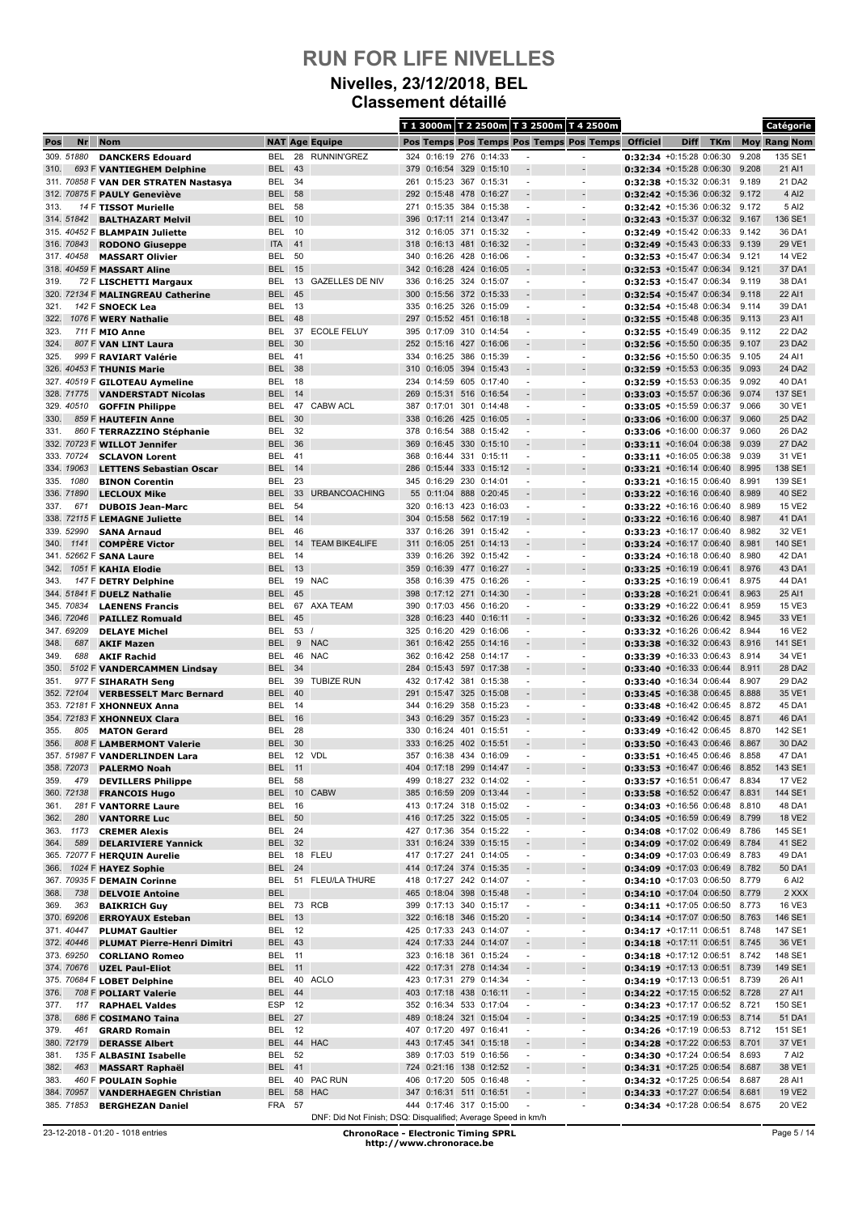# RUN FOR LIFE NIVELLES

## Nivelles, 23/12/2018, BEL

### Classement détaillé

| Pos | Nr | Nom | NAT | Age | Equipe | T 1 3000m Pos | T 1 3000m Temps | T 2 2500m Pos | T 2 2500m Temps | T 3 2500m Pos | T 3 2500m Temps | T 4 2500m Pos | T 4 2500m Temps | Officiel | Diff | TKm | Moy | Catégorie Rang | Catégorie Nom |
|---|---|---|---|---|---|---|---|---|---|---|---|---|---|---|---|---|---|---|---|
| 309. | 51880 | DANCKERS Edouard | BEL | 28 | RUNNIN'GREZ | 324 | 0:16:19 | 276 | 0:14:33 | | - | | - | 0:32:34 | +0:15:28 | 0:06:30 | 9.208 | 135 | SE1 |
| 310. | 693 F | VANTIEGHEM Delphine | BEL | 43 | | 379 | 0:16:54 | 329 | 0:15:10 | | - | | - | 0:32:34 | +0:15:28 | 0:06:30 | 9.208 | 21 | AI1 |
| 311. | 70858 F | VAN DER STRATEN Nastasya | BEL | 34 | | 261 | 0:15:23 | 367 | 0:15:31 | | - | | - | 0:32:38 | +0:15:32 | 0:06:31 | 9.189 | 21 | DA2 |
| 312. | 70875 F | PAULY Geneviève | BEL | 58 | | 292 | 0:15:48 | 478 | 0:16:27 | | - | | - | 0:32:42 | +0:15:36 | 0:06:32 | 9.172 | 4 | AI2 |
| 313. | 14 F | TISSOT Murielle | BEL | 58 | | 271 | 0:15:35 | 384 | 0:15:38 | | - | | - | 0:32:42 | +0:15:36 | 0:06:32 | 9.172 | 5 | AI2 |
| 314. | 51842 | BALTHAZART Melvil | BEL | 10 | | 396 | 0:17:11 | 214 | 0:13:47 | | - | | - | 0:32:43 | +0:15:37 | 0:06:32 | 9.167 | 136 | SE1 |
| 315. | 40452 F | BLAMPAIN Juliette | BEL | 10 | | 312 | 0:16:05 | 371 | 0:15:32 | | - | | - | 0:32:49 | +0:15:42 | 0:06:33 | 9.142 | 36 | DA1 |
| 316. | 70843 | RODONO Giuseppe | ITA | 41 | | 318 | 0:16:13 | 481 | 0:16:32 | | - | | - | 0:32:49 | +0:15:43 | 0:06:33 | 9.139 | 29 | VE1 |
| 317. | 40458 | MASSART Olivier | BEL | 50 | | 340 | 0:16:26 | 428 | 0:16:06 | | - | | - | 0:32:53 | +0:15:47 | 0:06:34 | 9.121 | 14 | VE2 |
| 318. | 40459 F | MASSART Aline | BEL | 15 | | 342 | 0:16:28 | 424 | 0:16:05 | | - | | - | 0:32:53 | +0:15:47 | 0:06:34 | 9.121 | 37 | DA1 |
| 319. | 72 F | LISCHETTI Margaux | BEL | 13 | GAZELLES DE NIV | 336 | 0:16:25 | 324 | 0:15:07 | | - | | - | 0:32:53 | +0:15:47 | 0:06:34 | 9.119 | 38 | DA1 |
| 320. | 72134 F | MALINGREAU Catherine | BEL | 45 | | 300 | 0:15:56 | 372 | 0:15:33 | | - | | - | 0:32:54 | +0:15:47 | 0:06:34 | 9.118 | 22 | AI1 |
| 321. | 142 F | SNOECK Lea | BEL | 13 | | 335 | 0:16:25 | 326 | 0:15:09 | | - | | - | 0:32:54 | +0:15:48 | 0:06:34 | 9.114 | 39 | DA1 |
| 322. | 1076 F | WERY Nathalie | BEL | 48 | | 297 | 0:15:52 | 451 | 0:16:18 | | - | | - | 0:32:55 | +0:15:48 | 0:06:35 | 9.113 | 23 | AI1 |
| 323. | 711 F | MIO Anne | BEL | 37 | ECOLE FELUY | 395 | 0:17:09 | 310 | 0:14:54 | | - | | - | 0:32:55 | +0:15:49 | 0:06:35 | 9.112 | 22 | DA2 |
| 324. | 807 F | VAN LINT Laura | BEL | 30 | | 252 | 0:15:16 | 427 | 0:16:06 | | - | | - | 0:32:56 | +0:15:50 | 0:06:35 | 9.107 | 23 | DA2 |
| 325. | 999 F | RAVIART Valérie | BEL | 41 | | 334 | 0:16:25 | 386 | 0:15:39 | | - | | - | 0:32:56 | +0:15:50 | 0:06:35 | 9.105 | 24 | AI1 |
| 326. | 40453 F | THUNIS Marie | BEL | 38 | | 310 | 0:16:05 | 394 | 0:15:43 | | - | | - | 0:32:59 | +0:15:53 | 0:06:35 | 9.093 | 24 | DA2 |
| 327. | 40519 F | GILOTEAU Aymeline | BEL | 18 | | 234 | 0:14:59 | 605 | 0:17:40 | | - | | - | 0:32:59 | +0:15:53 | 0:06:35 | 9.092 | 40 | DA1 |
| 328. | 71775 | VANDERSTADT Nicolas | BEL | 14 | | 269 | 0:15:31 | 516 | 0:16:54 | | - | | - | 0:33:03 | +0:15:57 | 0:06:36 | 9.074 | 137 | SE1 |
| 329. | 40510 | GOFFIN Philippe | BEL | 47 | CABW ACL | 387 | 0:17:01 | 301 | 0:14:48 | | - | | - | 0:33:05 | +0:15:59 | 0:06:37 | 9.066 | 30 | VE1 |
| 330. | 859 F | HAUTEFIN Anne | BEL | 30 | | 338 | 0:16:26 | 425 | 0:16:05 | | - | | - | 0:33:06 | +0:16:00 | 0:06:37 | 9.060 | 25 | DA2 |
| 331. | 860 F | TERRAZZINO Stéphanie | BEL | 32 | | 378 | 0:16:54 | 388 | 0:15:42 | | - | | - | 0:33:06 | +0:16:00 | 0:06:37 | 9.060 | 26 | DA2 |
| 332. | 70723 F | WILLOT Jennifer | BEL | 36 | | 369 | 0:16:45 | 330 | 0:15:10 | | - | | - | 0:33:11 | +0:16:04 | 0:06:38 | 9.039 | 27 | DA2 |
| 333. | 70724 | SCLAVON Lorent | BEL | 41 | | 368 | 0:16:44 | 331 | 0:15:11 | | - | | - | 0:33:11 | +0:16:05 | 0:06:38 | 9.039 | 31 | VE1 |
| 334. | 19063 | LETTENS Sebastian Oscar | BEL | 14 | | 286 | 0:15:44 | 333 | 0:15:12 | | - | | - | 0:33:21 | +0:16:14 | 0:06:40 | 8.995 | 138 | SE1 |
| 335. | 1080 | BINON Corentin | BEL | 23 | | 345 | 0:16:29 | 230 | 0:14:01 | | - | | - | 0:33:21 | +0:16:15 | 0:06:40 | 8.991 | 139 | SE1 |
| 336. | 71890 | LECLOUX Mike | BEL | 33 | URBANCOACHING | 55 | 0:11:04 | 888 | 0:20:45 | | - | | - | 0:33:22 | +0:16:16 | 0:06:40 | 8.989 | 40 | SE2 |
| 337. | 671 | DUBOIS Jean-Marc | BEL | 54 | | 320 | 0:16:13 | 423 | 0:16:03 | | - | | - | 0:33:22 | +0:16:16 | 0:06:40 | 8.989 | 15 | VE2 |
| 338. | 72115 F | LEMAGNE Juliette | BEL | 14 | | 304 | 0:15:58 | 562 | 0:17:19 | | - | | - | 0:33:22 | +0:16:16 | 0:06:40 | 8.987 | 41 | DA1 |
| 339. | 52990 | SANA Arnaud | BEL | 46 | | 337 | 0:16:26 | 391 | 0:15:42 | | - | | - | 0:33:23 | +0:16:17 | 0:06:40 | 8.982 | 32 | VE1 |
| 340. | 1141 | COMPÈRE Victor | BEL | 14 | TEAM BIKE4LIFE | 311 | 0:16:05 | 251 | 0:14:13 | | - | | - | 0:33:24 | +0:16:17 | 0:06:40 | 8.981 | 140 | SE1 |
| 341. | 52662 F | SANA Laure | BEL | 14 | | 339 | 0:16:26 | 392 | 0:15:42 | | - | | - | 0:33:24 | +0:16:18 | 0:06:40 | 8.980 | 42 | DA1 |
| 342. | 1051 F | KAHIA Elodie | BEL | 13 | | 359 | 0:16:39 | 477 | 0:16:27 | | - | | - | 0:33:25 | +0:16:19 | 0:06:41 | 8.976 | 43 | DA1 |
| 343. | 147 F | DETRY Delphine | BEL | 19 | NAC | 358 | 0:16:39 | 475 | 0:16:26 | | - | | - | 0:33:25 | +0:16:19 | 0:06:41 | 8.975 | 44 | DA1 |
| 344. | 51841 F | DUELZ Nathalie | BEL | 45 | | 398 | 0:17:12 | 271 | 0:14:30 | | - | | - | 0:33:28 | +0:16:21 | 0:06:41 | 8.963 | 25 | AI1 |
| 345. | 70834 | LAENENS Francis | BEL | 67 | AXA TEAM | 390 | 0:17:03 | 456 | 0:16:20 | | - | | - | 0:33:29 | +0:16:22 | 0:06:41 | 8.959 | 15 | VE3 |
| 346. | 72046 | PAILLEZ Romuald | BEL | 45 | | 328 | 0:16:23 | 440 | 0:16:11 | | - | | - | 0:33:32 | +0:16:26 | 0:06:42 | 8.945 | 33 | VE1 |
| 347. | 69209 | DELAYE Michel | BEL | 53 | / | 325 | 0:16:20 | 429 | 0:16:06 | | - | | - | 0:33:32 | +0:16:26 | 0:06:42 | 8.944 | 16 | VE2 |
| 348. | 687 | AKIF Mazen | BEL | 9 | NAC | 361 | 0:16:42 | 255 | 0:14:16 | | - | | - | 0:33:38 | +0:16:32 | 0:06:43 | 8.916 | 141 | SE1 |
| 349. | 688 | AKIF Rachid | BEL | 46 | NAC | 362 | 0:16:42 | 258 | 0:14:17 | | - | | - | 0:33:39 | +0:16:33 | 0:06:43 | 8.914 | 34 | VE1 |
| 350. | 5102 F | VANDERCAMMEN Lindsay | BEL | 34 | | 284 | 0:15:43 | 597 | 0:17:38 | | - | | - | 0:33:40 | +0:16:33 | 0:06:44 | 8.911 | 28 | DA2 |
| 351. | 977 F | SIHARATH Seng | BEL | 39 | TUBIZE RUN | 432 | 0:17:42 | 381 | 0:15:38 | | - | | - | 0:33:40 | +0:16:34 | 0:06:44 | 8.907 | 29 | DA2 |
| 352. | 72104 | VERBESSELT Marc Bernard | BEL | 40 | | 291 | 0:15:47 | 325 | 0:15:08 | | - | | - | 0:33:45 | +0:16:38 | 0:06:45 | 8.888 | 35 | VE1 |
| 353. | 72181 F | XHONNEUX Anna | BEL | 14 | | 344 | 0:16:29 | 358 | 0:15:23 | | - | | - | 0:33:48 | +0:16:42 | 0:06:45 | 8.872 | 45 | DA1 |
| 354. | 72183 F | XHONNEUX Clara | BEL | 16 | | 343 | 0:16:29 | 357 | 0:15:23 | | - | | - | 0:33:49 | +0:16:42 | 0:06:45 | 8.871 | 46 | DA1 |
| 355. | 805 | MATON Gerard | BEL | 28 | | 330 | 0:16:24 | 401 | 0:15:51 | | - | | - | 0:33:49 | +0:16:42 | 0:06:45 | 8.870 | 142 | SE1 |
| 356. | 808 F | LAMBERMONT Valerie | BEL | 30 | | 333 | 0:16:25 | 402 | 0:15:51 | | - | | - | 0:33:50 | +0:16:43 | 0:06:46 | 8.867 | 30 | DA2 |
| 357. | 51987 F | VANDERLINDEN Lara | BEL | 12 | VDL | 357 | 0:16:38 | 434 | 0:16:09 | | - | | - | 0:33:51 | +0:16:45 | 0:06:46 | 8.858 | 47 | DA1 |
| 358. | 72073 | PALERMO Noah | BEL | 11 | | 404 | 0:17:18 | 299 | 0:14:47 | | - | | - | 0:33:53 | +0:16:47 | 0:06:46 | 8.852 | 143 | SE1 |
| 359. | 479 | DEVILLERS Philippe | BEL | 58 | | 499 | 0:18:27 | 232 | 0:14:02 | | - | | - | 0:33:57 | +0:16:51 | 0:06:47 | 8.834 | 17 | VE2 |
| 360. | 72138 | FRANCOIS Hugo | BEL | 10 | CABW | 385 | 0:16:59 | 209 | 0:13:44 | | - | | - | 0:33:58 | +0:16:52 | 0:06:47 | 8.831 | 144 | SE1 |
| 361. | 281 F | VANTORRE Laure | BEL | 16 | | 413 | 0:17:24 | 318 | 0:15:02 | | - | | - | 0:34:03 | +0:16:56 | 0:06:48 | 8.810 | 48 | DA1 |
| 362. | 280 | VANTORRE Luc | BEL | 50 | | 416 | 0:17:25 | 322 | 0:15:05 | | - | | - | 0:34:05 | +0:16:59 | 0:06:49 | 8.799 | 18 | VE2 |
| 363. | 1173 | CREMER Alexis | BEL | 24 | | 427 | 0:17:36 | 354 | 0:15:22 | | - | | - | 0:34:08 | +0:17:02 | 0:06:49 | 8.786 | 145 | SE1 |
| 364. | 589 | DELARIVIERE Yannick | BEL | 32 | | 331 | 0:16:24 | 339 | 0:15:15 | | - | | - | 0:34:09 | +0:17:02 | 0:06:49 | 8.784 | 41 | SE2 |
| 365. | 72077 F | HERQUIN Aurelie | BEL | 18 | FLEU | 417 | 0:17:27 | 241 | 0:14:05 | | - | | - | 0:34:09 | +0:17:03 | 0:06:49 | 8.783 | 49 | DA1 |
| 366. | 1024 F | HAYEZ Sophie | BEL | 24 | | 414 | 0:17:24 | 374 | 0:15:35 | | - | | - | 0:34:09 | +0:17:03 | 0:06:49 | 8.782 | 50 | DA1 |
| 367. | 70935 F | DEMAIN Corinne | BEL | 51 | FLEU/LA THURE | 418 | 0:17:27 | 242 | 0:14:07 | | - | | - | 0:34:10 | +0:17:03 | 0:06:50 | 8.779 | 6 | AI2 |
| 368. | 738 | DELVOIE Antoine | BEL | | | 465 | 0:18:04 | 398 | 0:15:48 | | - | | - | 0:34:10 | +0:17:04 | 0:06:50 | 8.779 | 2 | XXX |
| 369. | 363 | BAIKRICH Guy | BEL | 73 | RCB | 399 | 0:17:13 | 340 | 0:15:17 | | - | | - | 0:34:11 | +0:17:05 | 0:06:50 | 8.773 | 16 | VE3 |
| 370. | 69206 | ERROYAUX Esteban | BEL | 13 | | 322 | 0:16:18 | 346 | 0:15:20 | | - | | - | 0:34:14 | +0:17:07 | 0:06:50 | 8.763 | 146 | SE1 |
| 371. | 40447 | PLUMAT Gaultier | BEL | 12 | | 425 | 0:17:33 | 243 | 0:14:07 | | - | | - | 0:34:17 | +0:17:11 | 0:06:51 | 8.748 | 147 | SE1 |
| 372. | 40446 | PLUMAT Pierre-Henri Dimitri | BEL | 43 | | 424 | 0:17:33 | 244 | 0:14:07 | | - | | - | 0:34:18 | +0:17:11 | 0:06:51 | 8.745 | 36 | VE1 |
| 373. | 69250 | CORLIANO Romeo | BEL | 11 | | 323 | 0:16:18 | 361 | 0:15:24 | | - | | - | 0:34:18 | +0:17:12 | 0:06:51 | 8.742 | 148 | SE1 |
| 374. | 70676 | UZEL Paul-Eliot | BEL | 11 | | 422 | 0:17:31 | 278 | 0:14:34 | | - | | - | 0:34:19 | +0:17:13 | 0:06:51 | 8.739 | 149 | SE1 |
| 375. | 70684 F | LOBET Delphine | BEL | 40 | ACLO | 423 | 0:17:31 | 279 | 0:14:34 | | - | | - | 0:34:19 | +0:17:13 | 0:06:51 | 8.739 | 26 | AI1 |
| 376. | 708 F | POLIART Valerie | BEL | 44 | | 403 | 0:17:18 | 438 | 0:16:11 | | - | | - | 0:34:22 | +0:17:15 | 0:06:52 | 8.728 | 27 | AI1 |
| 377. | 117 | RAPHAEL Valdes | ESP | 12 | | 352 | 0:16:34 | 533 | 0:17:04 | | - | | - | 0:34:23 | +0:17:17 | 0:06:52 | 8.721 | 150 | SE1 |
| 378. | 686 F | COSIMANO Taina | BEL | 27 | | 489 | 0:18:24 | 321 | 0:15:04 | | - | | - | 0:34:25 | +0:17:19 | 0:06:53 | 8.714 | 51 | DA1 |
| 379. | 461 | GRARD Romain | BEL | 12 | | 407 | 0:17:20 | 497 | 0:16:41 | | - | | - | 0:34:26 | +0:17:19 | 0:06:53 | 8.712 | 151 | SE1 |
| 380. | 72179 | DERASSE Albert | BEL | 44 | HAC | 443 | 0:17:45 | 341 | 0:15:18 | | - | | - | 0:34:28 | +0:17:22 | 0:06:53 | 8.701 | 37 | VE1 |
| 381. | 135 F | ALBASINI Isabelle | BEL | 52 | | 389 | 0:17:03 | 519 | 0:16:56 | | - | | - | 0:34:30 | +0:17:24 | 0:06:54 | 8.693 | 7 | AI2 |
| 382. | 463 | MASSART Raphaël | BEL | 41 | | 724 | 0:21:16 | 138 | 0:12:52 | | - | | - | 0:34:31 | +0:17:25 | 0:06:54 | 8.687 | 38 | VE1 |
| 383. | 460 F | POULAIN Sophie | BEL | 40 | PAC RUN | 406 | 0:17:20 | 505 | 0:16:48 | | - | | - | 0:34:32 | +0:17:25 | 0:06:54 | 8.687 | 28 | AI1 |
| 384. | 70957 | VANDERHAEGEN Christian | BEL | 58 | HAC | 347 | 0:16:31 | 511 | 0:16:51 | | - | | - | 0:34:33 | +0:17:27 | 0:06:54 | 8.681 | 19 | VE2 |
| 385. | 71853 | BERGHEZAN Daniel | FRA | 57 | | 444 | 0:17:46 | 317 | 0:15:00 | | - | | - | 0:34:34 | +0:17:28 | 0:06:54 | 8.675 | 20 | VE2 |

DNF: Did Not Finish; DSQ: Disqualified; Average Speed in km/h

23-12-2018 - 01:20 - 1018 entries

**ChronoRace - Electronic Timing SPRL**
http://www.chronorace.be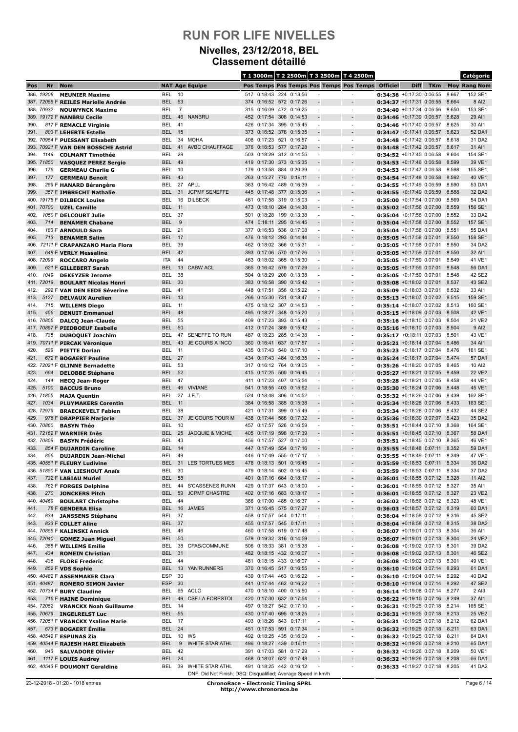# RUN FOR LIFE NIVELLES

## Nivelles, 23/12/2018, BEL

### Classement détaillé

| Pos | Nr | Nom | NAT | Age | Equipe | T1 3000m Pos | T1 Temps | T2 2500m Pos | T2 Temps | T3 2500m Pos | T3 Temps | T4 2500m Pos | T4 Temps | Officiel | Diff | TKm | Moy | Catégorie Rang | Catégorie Nom |
|---|---|---|---|---|---|---|---|---|---|---|---|---|---|---|---|---|---|---|---|
| 386. | 19208 | MEUNIER Maxime | BEL | 10 | | 517 | 0:18:43 | 224 | 0:13:56 | - | | - | | 0:34:36 | +0:17:30 | 0:06:55 | 8.667 | 152 | SE1 |
| 387. | 72055 F | REILES Marielle Andrée | BEL | 53 | | 374 | 0:16:52 | 572 | 0:17:26 | - | | - | | 0:34:37 | +0:17:31 | 0:06:55 | 8.664 | 8 | AI2 |
| 388. | 70932 | NOUWYNCK Maxime | BEL | 7 | | 315 | 0:16:09 | 472 | 0:16:25 | - | | - | | 0:34:40 | +0:17:34 | 0:06:56 | 8.650 | 153 | SE1 |
| 389. | 19172 F | NANBRU Cecile | BEL | 46 | NANBRU | 452 | 0:17:54 | 308 | 0:14:53 | - | | - | | 0:34:46 | +0:17:39 | 0:06:57 | 8.628 | 29 | AI1 |
| 390. | 817 F | REMACLE Virginie | BEL | 41 | | 426 | 0:17:34 | 395 | 0:15:45 | - | | - | | 0:34:46 | +0:17:40 | 0:06:57 | 8.625 | 30 | AI1 |
| 391. | 803 F | LEHERTE Estelle | BEL | 15 | | 373 | 0:16:52 | 376 | 0:15:35 | - | | - | | 0:34:47 | +0:17:41 | 0:06:57 | 8.623 | 52 | DA1 |
| 392. | 70954 F | PUISSANT Elisabeth | BEL | 34 | MOHA | 408 | 0:17:23 | 521 | 0:16:57 | - | | - | | 0:34:48 | +0:17:42 | 0:06:57 | 8.618 | 31 | DA2 |
| 393. | 70921 F | VAN DEN BOSSCHE Astrid | BEL | 41 | AVBC CHAUFFAGE | 376 | 0:16:53 | 577 | 0:17:28 | - | | - | | 0:34:48 | +0:17:42 | 0:06:57 | 8.617 | 31 | AI1 |
| 394. | 1149 | COLMANT Timothée | BEL | 29 | | 503 | 0:18:29 | 312 | 0:14:55 | - | | - | | 0:34:52 | +0:17:45 | 0:06:58 | 8.604 | 154 | SE1 |
| 395. | 71850 | VASQUEZ PEREZ Sergio | BEL | 49 | | 419 | 0:17:30 | 373 | 0:15:35 | - | | - | | 0:34:53 | +0:17:46 | 0:06:58 | 8.599 | 39 | VE1 |
| 396. | 176 | GERMEAU Charlie G | BEL | 10 | | 179 | 0:13:58 | 884 | 0:20:39 | - | | - | | 0:34:53 | +0:17:47 | 0:06:58 | 8.598 | 155 | SE1 |
| 397. | 177 | GERMEAU Benoit | BEL | 43 | | 263 | 0:15:27 | 770 | 0:19:11 | - | | - | | 0:34:54 | +0:17:48 | 0:06:58 | 8.592 | 40 | VE1 |
| 398. | 289 F | HANARD Bérangère | BEL | 27 | APLL | 363 | 0:16:42 | 489 | 0:16:39 | - | | - | | 0:34:55 | +0:17:49 | 0:06:59 | 8.590 | 53 | DA1 |
| 399. | 357 F | IMBRECHT Nathalie | BEL | 31 | JCPMF SENEFFE | 445 | 0:17:48 | 377 | 0:15:36 | - | | - | | 0:34:55 | +0:17:49 | 0:06:59 | 8.588 | 32 | DA2 |
| 400. | 19178 F | DILBECK Louise | BEL | 16 | DILBECK | 461 | 0:17:58 | 319 | 0:15:03 | - | | - | | 0:35:00 | +0:17:54 | 0:07:00 | 8.569 | 54 | DA1 |
| 401. | 70700 | UZEL Camille | BEL | 11 | | 473 | 0:18:10 | 284 | 0:14:38 | - | | - | | 0:35:02 | +0:17:56 | 0:07:00 | 8.559 | 156 | SE1 |
| 402. | 1050 F | DELCOURT Julie | BEL | 37 | | 501 | 0:18:28 | 199 | 0:13:38 | - | | - | | 0:35:04 | +0:17:58 | 0:07:00 | 8.552 | 33 | DA2 |
| 403. | 714 | BENAMER Chabane | BEL | 9 | | 474 | 0:18:11 | 295 | 0:14:45 | - | | - | | 0:35:04 | +0:17:58 | 0:07:00 | 8.552 | 157 | SE1 |
| 404. | 183 F | ARNOULD Sara | BEL | 21 | | 377 | 0:16:53 | 536 | 0:17:08 | - | | - | | 0:35:04 | +0:17:58 | 0:07:00 | 8.551 | 55 | DA1 |
| 405. | 713 | BENAMER Salim | BEL | 17 | | 476 | 0:18:12 | 293 | 0:14:44 | - | | - | | 0:35:05 | +0:17:58 | 0:07:00 | 8.550 | 158 | SE1 |
| 406. | 72111 F | CRAPANZANO Maria Flora | BEL | 39 | | 462 | 0:18:02 | 366 | 0:15:31 | - | | - | | 0:35:05 | +0:17:58 | 0:07:01 | 8.550 | 34 | DA2 |
| 407. | 648 F | VERLY Messaline | BEL | 42 | | 393 | 0:17:06 | 570 | 0:17:26 | - | | - | | 0:35:05 | +0:17:59 | 0:07:01 | 8.550 | 32 | AI1 |
| 408. | 72099 | ROCCARO Angelo | ITA | 44 | | 463 | 0:18:02 | 365 | 0:15:30 | - | | - | | 0:35:05 | +0:17:59 | 0:07:01 | 8.549 | 41 | VE1 |
| 409. | 621 F | GILLEBERT Sarah | BEL | 13 | CABW ACL | 365 | 0:16:42 | 579 | 0:17:29 | - | | - | | 0:35:05 | +0:17:59 | 0:07:01 | 8.548 | 56 | DA1 |
| 410. | 1049 | DEKEYZER Jerome | BEL | 38 | | 504 | 0:18:29 | 200 | 0:13:38 | - | | - | | 0:35:05 | +0:17:59 | 0:07:01 | 8.548 | 42 | SE2 |
| 411. | 72019 | BOULART Nicolas Henri | BEL | 30 | | 383 | 0:16:58 | 390 | 0:15:42 | - | | - | | 0:35:08 | +0:18:02 | 0:07:01 | 8.537 | 43 | SE2 |
| 412. | 292 F | VAN DEN EEDE Séverine | BEL | 41 | | 448 | 0:17:51 | 356 | 0:15:22 | - | | - | | 0:35:09 | +0:18:03 | 0:07:01 | 8.532 | 33 | AI1 |
| 413. | 5127 | DELVAUX Aurelien | BEL | 13 | | 266 | 0:15:30 | 731 | 0:18:47 | - | | - | | 0:35:13 | +0:18:07 | 0:07:02 | 8.515 | 159 | SE1 |
| 414. | 715 | WILLEMS Diego | BEL | 11 | | 475 | 0:18:12 | 307 | 0:14:53 | - | | - | | 0:35:14 | +0:18:07 | 0:07:02 | 8.513 | 160 | SE1 |
| 415. | 456 | DENUIT Emmanuel | BEL | 48 | | 495 | 0:18:27 | 348 | 0:15:20 | - | | - | | 0:35:15 | +0:18:09 | 0:07:03 | 8.508 | 42 | VE1 |
| 416. | 70856 | DALCQ Jean-Claude | BEL | 55 | | 409 | 0:17:23 | 393 | 0:15:43 | - | | - | | 0:35:16 | +0:18:10 | 0:07:03 | 8.504 | 21 | VE2 |
| 417. | 70857 F | PIEDBOEUF Isabelle | BEL | 50 | | 412 | 0:17:24 | 389 | 0:15:42 | - | | - | | 0:35:16 | +0:18:10 | 0:07:03 | 8.504 | 9 | AI2 |
| 418. | 735 | DUBOQUET Joachim | BEL | 47 | SENEFFE TO RUN | 487 | 0:18:23 | 285 | 0:14:38 | - | | - | | 0:35:17 | +0:18:11 | 0:07:03 | 8.501 | 43 | VE1 |
| 419. | 70711 F | PIRCAK Véronique | BEL | 43 | JE COURS A INCO | 360 | 0:16:41 | 637 | 0:17:57 | - | | - | | 0:35:21 | +0:18:14 | 0:07:04 | 8.486 | 34 | AI1 |
| 420. | 529 | PIETTE Dorian | BEL | 11 | | 435 | 0:17:43 | 540 | 0:17:10 | - | | - | | 0:35:23 | +0:18:17 | 0:07:04 | 8.476 | 161 | SE1 |
| 421. | 672 F | BOGAERT Pauline | BEL | 27 | | 434 | 0:17:43 | 484 | 0:16:35 | - | | - | | 0:35:24 | +0:18:17 | 0:07:04 | 8.474 | 57 | DA1 |
| 422. | 72021 F | GLINNE Bernadette | BEL | 53 | | 317 | 0:16:12 | 764 | 0:19:05 | - | | - | | 0:35:26 | +0:18:20 | 0:07:05 | 8.465 | 10 | AI2 |
| 423. | 664 | DELOBBE Stéphane | BEL | 52 | | 415 | 0:17:25 | 500 | 0:16:45 | - | | - | | 0:35:27 | +0:18:21 | 0:07:05 | 8.459 | 22 | VE2 |
| 424. | 144 | HECQ Jean-Roger | BEL | 47 | | 411 | 0:17:23 | 407 | 0:15:54 | - | | - | | 0:35:28 | +0:18:21 | 0:07:05 | 8.458 | 44 | VE1 |
| 425. | 5100 | BACCUS Bruno | BEL | 46 | VIVIANE | 541 | 0:18:55 | 403 | 0:15:52 | - | | - | | 0:35:30 | +0:18:24 | 0:07:06 | 8.448 | 45 | VE1 |
| 426. | 71855 | MAJA Quentin | BEL | 27 | J.E.T. | 524 | 0:18:48 | 306 | 0:14:52 | - | | - | | 0:35:32 | +0:18:26 | 0:07:06 | 8.439 | 162 | SE1 |
| 427. | 1034 | PLUYMAKERS Corentin | BEL | 11 | | 384 | 0:16:58 | 385 | 0:15:38 | - | | - | | 0:35:34 | +0:18:28 | 0:07:06 | 8.433 | 163 | SE1 |
| 428. | 72979 | BRAECKEVELT Fabien | BEL | 38 | | 421 | 0:17:31 | 399 | 0:15:49 | - | | - | | 0:35:34 | +0:18:28 | 0:07:06 | 8.432 | 44 | SE2 |
| 429. | 976 F | DRAPPIER Marjorie | BEL | 37 | JE COURS POUR M | 438 | 0:17:44 | 588 | 0:17:32 | - | | - | | 0:35:36 | +0:18:30 | 0:07:07 | 8.423 | 35 | DA2 |
| 430. | 70860 | BASYN Théo | BEL | 10 | | 457 | 0:17:57 | 526 | 0:16:59 | - | | - | | 0:35:51 | +0:18:44 | 0:07:10 | 8.368 | 164 | SE1 |
| 431. | 72162 F | WARNIER Inès | BEL | 25 | JACQUIE & MICHE | 405 | 0:17:19 | 598 | 0:17:39 | - | | - | | 0:35:51 | +0:18:45 | 0:07:10 | 8.367 | 58 | DA1 |
| 432. | 70859 | BASYN Frédéric | BEL | 43 | | 456 | 0:17:57 | 527 | 0:17:00 | - | | - | | 0:35:51 | +0:18:45 | 0:07:10 | 8.365 | 46 | VE1 |
| 433. | 854 F | DUJARDIN Caroline | BEL | 14 | | 447 | 0:17:49 | 554 | 0:17:16 | - | | - | | 0:35:55 | +0:18:48 | 0:07:11 | 8.352 | 59 | DA1 |
| 434. | 856 | DUJARDIN Jean-Michel | BEL | 49 | | 446 | 0:17:49 | 555 | 0:17:17 | - | | - | | 0:35:55 | +0:18:49 | 0:07:11 | 8.349 | 47 | VE1 |
| 435. | 40551 F | FLEURY Ludivine | BEL | 31 | LES TORTUES MES | 478 | 0:18:13 | 501 | 0:16:45 | - | | - | | 0:35:59 | +0:18:53 | 0:07:11 | 8.334 | 36 | DA2 |
| 436. | 51850 F | VAN LIESHOUT Anaïs | BEL | 30 | | 479 | 0:18:14 | 502 | 0:16:45 | - | | - | | 0:35:59 | +0:18:53 | 0:07:11 | 8.334 | 37 | DA2 |
| 437. | 732 F | LABIAU Muriel | BEL | 58 | | 401 | 0:17:16 | 684 | 0:18:17 | - | | - | | 0:36:01 | +0:18:55 | 0:07:12 | 8.328 | 11 | AI2 |
| 438. | 762 F | FORGES Delphine | BEL | 44 | S'CASSENES RUNN | 429 | 0:17:37 | 643 | 0:18:00 | - | | - | | 0:36:01 | +0:18:55 | 0:07:12 | 8.327 | 35 | AI1 |
| 438. | 270 | JONCKERS Pitch | BEL | 59 | JCPMF CHASTRE | 402 | 0:17:16 | 683 | 0:18:17 | - | | - | | 0:36:01 | +0:18:55 | 0:07:12 | 8.327 | 23 | VE2 |
| 440. | 40469 | BOULART Christophe | BEL | 44 | | 386 | 0:17:00 | 485 | 0:16:37 | - | | - | | 0:36:02 | +0:18:56 | 0:07:12 | 8.323 | 48 | VE1 |
| 441. | 78 F | GENDERA Elisa | BEL | 16 | JAMES | 371 | 0:16:45 | 575 | 0:17:27 | - | | - | | 0:36:03 | +0:18:57 | 0:07:12 | 8.319 | 60 | DA1 |
| 442. | 834 | JANSSENS Stéphane | BEL | 37 | | 458 | 0:17:57 | 544 | 0:17:11 | - | | - | | 0:36:04 | +0:18:58 | 0:07:12 | 8.316 | 45 | SE2 |
| 443. | 833 F | COLLET Aline | BEL | 37 | | 455 | 0:17:57 | 545 | 0:17:11 | - | | - | | 0:36:04 | +0:18:58 | 0:07:12 | 8.315 | 38 | DA2 |
| 444. | 70855 F | KALINSKI Annick | BEL | 46 | | 460 | 0:17:58 | 619 | 0:17:48 | - | | - | | 0:36:07 | +0:19:01 | 0:07:13 | 8.304 | 36 | AI1 |
| 445. | 72040 | GOMEZ Juan Miguel | BEL | 50 | | 579 | 0:19:32 | 316 | 0:14:59 | - | | - | | 0:36:07 | +0:19:01 | 0:07:13 | 8.304 | 24 | VE2 |
| 446. | 355 F | WILLEMS Emilie | BEL | 38 | CPAS/COMMUNE | 506 | 0:18:33 | 381 | 0:15:38 | - | | - | | 0:36:08 | +0:19:02 | 0:07:13 | 8.301 | 39 | DA2 |
| 447. | 434 | ROMEIN Christian | BEL | 31 | | 482 | 0:18:15 | 432 | 0:16:07 | - | | - | | 0:36:08 | +0:19:02 | 0:07:13 | 8.301 | 46 | SE2 |
| 448. | 436 | FLORE Frederic | BEL | 44 | | 481 | 0:18:15 | 433 | 0:16:07 | - | | - | | 0:36:08 | +0:19:02 | 0:07:13 | 8.301 | 49 | VE1 |
| 449. | 852 F | VDS Sophie | BEL | 13 | YAN'RUNNERS | 370 | 0:16:45 | 517 | 0:16:55 | - | | - | | 0:36:10 | +0:19:04 | 0:07:14 | 8.293 | 61 | DA1 |
| 450. | 40482 F | ASSENMAKER Clara | ESP | 30 | | 439 | 0:17:44 | 463 | 0:16:22 | - | | - | | 0:36:10 | +0:19:04 | 0:07:14 | 8.292 | 40 | DA2 |
| 451. | 40487 | ROMERO SIMON Javier | ESP | 30 | | 441 | 0:17:44 | 462 | 0:16:22 | - | | - | | 0:36:10 | +0:19:04 | 0:07:14 | 8.292 | 47 | SE2 |
| 452. | 70734 F | BURY Claudine | BEL | 65 | ACLO | 470 | 0:18:10 | 400 | 0:15:50 | - | | - | | 0:36:14 | +0:19:08 | 0:07:14 | 8.277 | 2 | AI3 |
| 453. | 716 F | HAINE Dominique | BEL | 49 | CSF LA FORESTOI | 420 | 0:17:30 | 632 | 0:17:54 | - | | - | | 0:36:22 | +0:19:15 | 0:07:16 | 8.249 | 37 | AI1 |
| 454. | 72052 | VRANCKX Noah Guillaume | BEL | 14 | | 497 | 0:18:27 | 542 | 0:17:10 | - | | - | | 0:36:31 | +0:19:25 | 0:07:18 | 8.214 | 165 | SE1 |
| 455. | 70679 | INGELRELST Luc | BEL | 55 | | 430 | 0:17:40 | 695 | 0:18:25 | - | | - | | 0:36:31 | +0:19:25 | 0:07:18 | 8.213 | 25 | VE2 |
| 456. | 72051 F | VRANCKX Ysaline Marie | BEL | 17 | | 493 | 0:18:26 | 543 | 0:17:11 | - | | - | | 0:36:31 | +0:19:25 | 0:07:18 | 8.212 | 62 | DA1 |
| 457. | 673 F | BOGAERT Émilie | BEL | 24 | | 451 | 0:17:53 | 591 | 0:17:34 | - | | - | | 0:36:32 | +0:19:25 | 0:07:18 | 8.211 | 63 | DA1 |
| 458. | 40542 F | ESPUNAS Zia | BEL | 10 | WS | 492 | 0:18:25 | 435 | 0:16:09 | - | | - | | 0:36:32 | +0:19:25 | 0:07:18 | 8.211 | 64 | DA1 |
| 459. | 40544 F | RAJESH HARI Elizabeth | BEL | 9 | WHITE STAR ATHL | 496 | 0:18:27 | 439 | 0:16:11 | - | | - | | 0:36:32 | +0:19:26 | 0:07:18 | 8.210 | 65 | DA1 |
| 460. | 943 | SALVADORE Olivier | BEL | 42 | | 391 | 0:17:03 | 581 | 0:17:29 | - | | - | | 0:36:32 | +0:19:26 | 0:07:18 | 8.209 | 50 | VE1 |
| 461. | 1117 F | LOUIS Audrey | BEL | 24 | | 468 | 0:18:07 | 622 | 0:17:48 | - | | - | | 0:36:32 | +0:19:26 | 0:07:18 | 8.208 | 66 | DA1 |
| 462. | 40543 F | DOUMONT Geraldine | BEL | 39 | WHITE STAR ATHL | 491 | 0:18:25 | 442 | 0:16:12 | - | | - | | 0:36:33 | +0:19:27 | 0:07:18 | 8.205 | 41 | DA2 |

DNF: Did Not Finish; DSQ: Disqualified; Average Speed in km/h

23-12-2018 - 01:20 - 1018 entries

ChronoRace - Electronic Timing SPRL
http://www.chronorace.be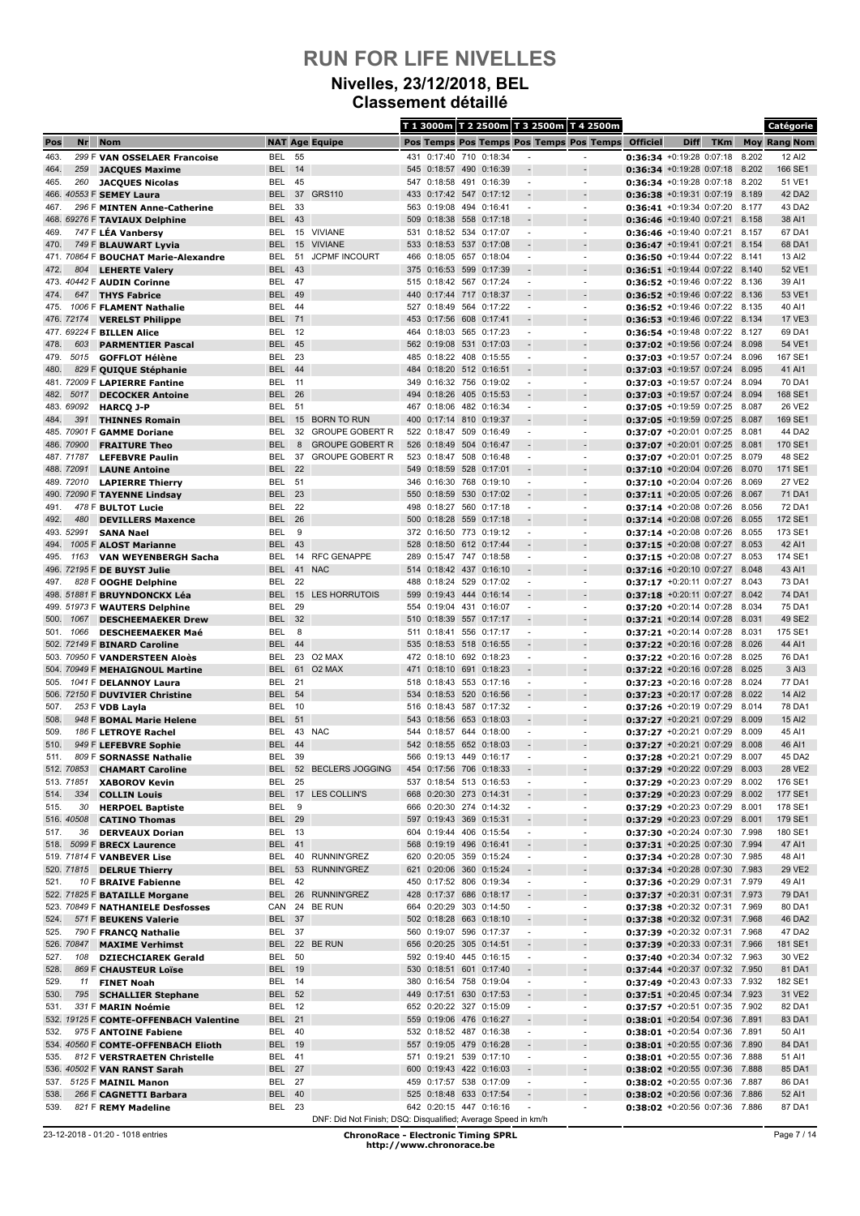# RUN FOR LIFE NIVELLES

## Nivelles, 23/12/2018, BEL

## Classement détaillé

| Pos | Nr | Nom | NAT | Age | Equipe | T 1 3000m Pos | T 1 3000m Temps | T 2 2500m Pos | T 2 2500m Temps | T 3 2500m Pos | T 3 2500m Temps | T 4 2500m Pos | T 4 2500m Temps | Officiel | Diff | TKm | Moy | Rang | Catégorie Nom |
|---|---|---|---|---|---|---|---|---|---|---|---|---|---|---|---|---|---|---|---|
| 463. | 299 F | VAN OSSELAER Francoise | BEL | 55 | | 431 | 0:17:40 | 710 | 0:18:34 | - | | - | | 0:36:34 | +0:19:28 | 0:07:18 | 8.202 | 12 | AI2 |
| 464. | 259 | JACQUES Maxime | BEL | 14 | | 545 | 0:18:57 | 490 | 0:16:39 | - | | - | | 0:36:34 | +0:19:28 | 0:07:18 | 8.202 | 166 | SE1 |
| 465. | 260 | JACQUES Nicolas | BEL | 45 | | 547 | 0:18:58 | 491 | 0:16:39 | - | | - | | 0:36:34 | +0:19:28 | 0:07:18 | 8.202 | 51 | VE1 |
| 466. | 40553 F | SEMEY Laura | BEL | 37 | GRS110 | 433 | 0:17:42 | 547 | 0:17:12 | - | | - | | 0:36:38 | +0:19:31 | 0:07:19 | 8.189 | 42 | DA2 |
| 467. | 296 F | MINTEN Anne-Catherine | BEL | 33 | | 563 | 0:19:08 | 494 | 0:16:41 | - | | - | | 0:36:41 | +0:19:34 | 0:07:20 | 8.177 | 43 | DA2 |
| 468. | 69276 F | TAVIAUX Delphine | BEL | 43 | | 509 | 0:18:38 | 558 | 0:17:18 | - | | - | | 0:36:46 | +0:19:40 | 0:07:21 | 8.158 | 38 | AI1 |
| 469. | 747 F | LÉA Vanbersy | BEL | 15 | VIVIANE | 531 | 0:18:52 | 534 | 0:17:07 | - | | - | | 0:36:46 | +0:19:40 | 0:07:21 | 8.157 | 67 | DA1 |
| 470. | 749 F | BLAUWART Lyvia | BEL | 15 | VIVIANE | 533 | 0:18:53 | 537 | 0:17:08 | - | | - | | 0:36:47 | +0:19:41 | 0:07:21 | 8.154 | 68 | DA1 |
| 471. | 70864 F | BOUCHAT Marie-Alexandre | BEL | 51 | JCPMF INCOURT | 466 | 0:18:05 | 657 | 0:18:04 | - | | - | | 0:36:50 | +0:19:44 | 0:07:22 | 8.141 | 13 | AI2 |
| 472. | 804 | LEHERTE Valery | BEL | 43 | | 375 | 0:16:53 | 599 | 0:17:39 | - | | - | | 0:36:51 | +0:19:44 | 0:07:22 | 8.140 | 52 | VE1 |
| 473. | 40442 F | AUDIN Corinne | BEL | 47 | | 515 | 0:18:42 | 567 | 0:17:24 | - | | - | | 0:36:52 | +0:19:46 | 0:07:22 | 8.136 | 39 | AI1 |
| 474. | 647 | THYS Fabrice | BEL | 49 | | 440 | 0:17:44 | 717 | 0:18:37 | - | | - | | 0:36:52 | +0:19:46 | 0:07:22 | 8.136 | 53 | VE1 |
| 475. | 1006 F | FLAMENT Nathalie | BEL | 44 | | 527 | 0:18:49 | 564 | 0:17:22 | - | | - | | 0:36:52 | +0:19:46 | 0:07:22 | 8.135 | 40 | AI1 |
| 476. | 72174 | VERELST Philippe | BEL | 71 | | 453 | 0:17:56 | 608 | 0:17:41 | - | | - | | 0:36:53 | +0:19:46 | 0:07:22 | 8.134 | 17 | VE3 |
| 477. | 69224 F | BILLEN Alice | BEL | 12 | | 464 | 0:18:03 | 565 | 0:17:23 | - | | - | | 0:36:54 | +0:19:48 | 0:07:22 | 8.127 | 69 | DA1 |
| 478. | 603 | PARMENTIER Pascal | BEL | 45 | | 562 | 0:19:08 | 531 | 0:17:03 | - | | - | | 0:37:02 | +0:19:56 | 0:07:24 | 8.098 | 54 | VE1 |
| 479. | 5015 | GOFFLOT Hélène | BEL | 23 | | 485 | 0:18:22 | 408 | 0:15:55 | - | | - | | 0:37:03 | +0:19:57 | 0:07:24 | 8.096 | 167 | SE1 |
| 480. | 829 F | QUIQUE Stéphanie | BEL | 44 | | 484 | 0:18:20 | 512 | 0:16:51 | - | | - | | 0:37:03 | +0:19:57 | 0:07:24 | 8.095 | 41 | AI1 |
| 481. | 72009 F | LAPIERRE Fantine | BEL | 11 | | 349 | 0:16:32 | 756 | 0:19:02 | - | | - | | 0:37:03 | +0:19:57 | 0:07:24 | 8.094 | 70 | DA1 |
| 482. | 5017 | DECOCKER Antoine | BEL | 26 | | 494 | 0:18:26 | 405 | 0:15:53 | - | | - | | 0:37:03 | +0:19:57 | 0:07:24 | 8.094 | 168 | SE1 |
| 483. | 69092 | HARCQ J-P | BEL | 51 | | 467 | 0:18:06 | 482 | 0:16:34 | - | | - | | 0:37:05 | +0:19:59 | 0:07:25 | 8.087 | 26 | VE2 |
| 484. | 391 | THINNES Romain | BEL | 15 | BORN TO RUN | 400 | 0:17:14 | 810 | 0:19:37 | - | | - | | 0:37:05 | +0:19:59 | 0:07:25 | 8.087 | 169 | SE1 |
| 485. | 70901 F | GAMME Doriane | BEL | 32 | GROUPE GOBERT R | 522 | 0:18:47 | 509 | 0:16:49 | - | | - | | 0:37:07 | +0:20:01 | 0:07:25 | 8.081 | 44 | DA2 |
| 486. | 70900 | FRAITURE Theo | BEL | 8 | GROUPE GOBERT R | 526 | 0:18:49 | 504 | 0:16:47 | - | | - | | 0:37:07 | +0:20:01 | 0:07:25 | 8.081 | 170 | SE1 |
| 487. | 71787 | LEFEBVRE Paulin | BEL | 37 | GROUPE GOBERT R | 523 | 0:18:47 | 508 | 0:16:48 | - | | - | | 0:37:07 | +0:20:01 | 0:07:25 | 8.079 | 48 | SE2 |
| 488. | 72091 | LAUNE Antoine | BEL | 22 | | 549 | 0:18:59 | 528 | 0:17:01 | - | | - | | 0:37:10 | +0:20:04 | 0:07:26 | 8.070 | 171 | SE1 |
| 489. | 72010 | LAPIERRE Thierry | BEL | 51 | | 346 | 0:16:30 | 768 | 0:19:10 | - | | - | | 0:37:10 | +0:20:04 | 0:07:26 | 8.069 | 27 | VE2 |
| 490. | 72090 F | TAYENNE Lindsay | BEL | 23 | | 550 | 0:18:59 | 530 | 0:17:02 | - | | - | | 0:37:11 | +0:20:05 | 0:07:26 | 8.067 | 71 | DA1 |
| 491. | 478 F | BULTOT Lucie | BEL | 22 | | 498 | 0:18:27 | 560 | 0:17:18 | - | | - | | 0:37:14 | +0:20:08 | 0:07:26 | 8.056 | 72 | DA1 |
| 492. | 480 | DEVILLERS Maxence | BEL | 26 | | 500 | 0:18:28 | 559 | 0:17:18 | - | | - | | 0:37:14 | +0:20:08 | 0:07:26 | 8.055 | 172 | SE1 |
| 493. | 52991 | SANA Nael | BEL | 9 | | 372 | 0:16:50 | 773 | 0:19:12 | - | | - | | 0:37:14 | +0:20:08 | 0:07:26 | 8.055 | 173 | SE1 |
| 494. | 1005 F | ALOST Marianne | BEL | 43 | | 528 | 0:18:50 | 612 | 0:17:44 | - | | - | | 0:37:15 | +0:20:08 | 0:07:27 | 8.053 | 42 | AI1 |
| 495. | 1163 | VAN WEYENBERGH Sacha | BEL | 14 | RFC GENAPPE | 289 | 0:15:47 | 747 | 0:18:58 | - | | - | | 0:37:15 | +0:20:08 | 0:07:27 | 8.053 | 174 | SE1 |
| 496. | 72195 F | DE BUYST Julie | BEL | 41 | NAC | 514 | 0:18:42 | 437 | 0:16:10 | - | | - | | 0:37:16 | +0:20:10 | 0:07:27 | 8.048 | 43 | AI1 |
| 497. | 828 F | OOGHE Delphine | BEL | 22 | | 488 | 0:18:24 | 529 | 0:17:02 | - | | - | | 0:37:17 | +0:20:11 | 0:07:27 | 8.043 | 73 | DA1 |
| 498. | 51881 F | BRUYNDONCKX Léa | BEL | 15 | LES HORRUTOIS | 599 | 0:19:43 | 444 | 0:16:14 | - | | - | | 0:37:18 | +0:20:11 | 0:07:27 | 8.042 | 74 | DA1 |
| 499. | 51973 F | WAUTERS Delphine | BEL | 29 | | 554 | 0:19:04 | 431 | 0:16:07 | - | | - | | 0:37:20 | +0:20:14 | 0:07:28 | 8.034 | 75 | DA1 |
| 500. | 1067 | DESCHEEMAEKER Drew | BEL | 32 | | 510 | 0:18:39 | 557 | 0:17:17 | - | | - | | 0:37:21 | +0:20:14 | 0:07:28 | 8.031 | 49 | SE2 |
| 501. | 1066 | DESCHEEMAEKER Maé | BEL | 8 | | 511 | 0:18:41 | 556 | 0:17:17 | - | | - | | 0:37:21 | +0:20:14 | 0:07:28 | 8.031 | 175 | SE1 |
| 502. | 72149 F | BINARD Caroline | BEL | 44 | | 535 | 0:18:53 | 518 | 0:16:55 | - | | - | | 0:37:22 | +0:20:16 | 0:07:28 | 8.026 | 44 | AI1 |
| 503. | 70950 F | VANDERSTEEN Aloès | BEL | 23 | O2 MAX | 472 | 0:18:10 | 692 | 0:18:23 | - | | - | | 0:37:22 | +0:20:16 | 0:07:28 | 8.025 | 76 | DA1 |
| 504. | 70949 F | MEHAIGNOUL Martine | BEL | 61 | O2 MAX | 471 | 0:18:10 | 691 | 0:18:23 | - | | - | | 0:37:22 | +0:20:16 | 0:07:28 | 8.025 | 3 | AI3 |
| 505. | 1041 F | DELANNOY Laura | BEL | 21 | | 518 | 0:18:43 | 553 | 0:17:16 | - | | - | | 0:37:23 | +0:20:16 | 0:07:28 | 8.024 | 77 | DA1 |
| 506. | 72150 F | DUVIVIER Christine | BEL | 54 | | 534 | 0:18:53 | 520 | 0:16:56 | - | | - | | 0:37:23 | +0:20:17 | 0:07:28 | 8.022 | 14 | AI2 |
| 507. | 253 F | VDB Layla | BEL | 10 | | 516 | 0:18:43 | 587 | 0:17:32 | - | | - | | 0:37:26 | +0:20:19 | 0:07:29 | 8.014 | 78 | DA1 |
| 508. | 948 F | BOMAL Marie Helene | BEL | 51 | | 543 | 0:18:56 | 653 | 0:18:03 | - | | - | | 0:37:27 | +0:20:21 | 0:07:29 | 8.009 | 15 | AI2 |
| 509. | 186 F | LETROYE Rachel | BEL | 43 | NAC | 544 | 0:18:57 | 644 | 0:18:00 | - | | - | | 0:37:27 | +0:20:21 | 0:07:29 | 8.009 | 45 | AI1 |
| 510. | 949 F | LEFEBVRE Sophie | BEL | 44 | | 542 | 0:18:55 | 652 | 0:18:03 | - | | - | | 0:37:27 | +0:20:21 | 0:07:29 | 8.008 | 46 | AI1 |
| 511. | 809 F | SORNASSE Nathalie | BEL | 39 | | 566 | 0:19:13 | 449 | 0:16:17 | - | | - | | 0:37:28 | +0:20:21 | 0:07:29 | 8.007 | 45 | DA2 |
| 512. | 70853 | CHAMART Caroline | BEL | 52 | BECLERS JOGGING | 454 | 0:17:56 | 706 | 0:18:33 | - | | - | | 0:37:29 | +0:20:22 | 0:07:29 | 8.003 | 28 | VE2 |
| 513. | 71851 | XABOROV Kevin | BEL | 25 | | 537 | 0:18:54 | 513 | 0:16:53 | - | | - | | 0:37:29 | +0:20:23 | 0:07:29 | 8.002 | 176 | SE1 |
| 514. | 334 | COLLIN Louis | BEL | 17 | LES COLLIN'S | 668 | 0:20:30 | 273 | 0:14:31 | - | | - | | 0:37:29 | +0:20:23 | 0:07:29 | 8.002 | 177 | SE1 |
| 515. | 30 | HERPOEL Baptiste | BEL | 9 | | 666 | 0:20:30 | 274 | 0:14:32 | - | | - | | 0:37:29 | +0:20:23 | 0:07:29 | 8.001 | 178 | SE1 |
| 516. | 40508 | CATINO Thomas | BEL | 29 | | 597 | 0:19:43 | 369 | 0:15:31 | - | | - | | 0:37:29 | +0:20:23 | 0:07:29 | 8.001 | 179 | SE1 |
| 517. | 36 | DERVEAUX Dorian | BEL | 13 | | 604 | 0:19:44 | 406 | 0:15:54 | - | | - | | 0:37:30 | +0:20:24 | 0:07:30 | 7.998 | 180 | SE1 |
| 518. | 5099 F | BRECX Laurence | BEL | 41 | | 568 | 0:19:19 | 496 | 0:16:41 | - | | - | | 0:37:31 | +0:20:25 | 0:07:30 | 7.994 | 47 | AI1 |
| 519. | 71814 F | VANBEVER Lise | BEL | 40 | RUNNIN'GREZ | 620 | 0:20:05 | 359 | 0:15:24 | - | | - | | 0:37:34 | +0:20:28 | 0:07:30 | 7.985 | 48 | AI1 |
| 520. | 71815 | DELRUE Thierry | BEL | 53 | RUNNIN'GREZ | 621 | 0:20:06 | 360 | 0:15:24 | - | | - | | 0:37:34 | +0:20:28 | 0:07:30 | 7.983 | 29 | VE2 |
| 521. | 10 F | BRAIVE Fabienne | BEL | 42 | | 450 | 0:17:52 | 806 | 0:19:34 | - | | - | | 0:37:36 | +0:20:29 | 0:07:31 | 7.979 | 49 | AI1 |
| 522. | 71825 F | BATAILLE Morgane | BEL | 26 | RUNNIN'GREZ | 428 | 0:17:37 | 686 | 0:18:17 | - | | - | | 0:37:37 | +0:20:31 | 0:07:31 | 7.973 | 79 | DA1 |
| 523. | 70849 F | NATHANIELE Desfosses | CAN | 24 | BE RUN | 664 | 0:20:29 | 303 | 0:14:50 | - | | - | | 0:37:38 | +0:20:32 | 0:07:31 | 7.969 | 80 | DA1 |
| 524. | 571 F | BEUKENS Valerie | BEL | 37 | | 502 | 0:18:28 | 663 | 0:18:10 | - | | - | | 0:37:38 | +0:20:32 | 0:07:31 | 7.968 | 46 | DA2 |
| 525. | 790 F | FRANCQ Nathalie | BEL | 37 | | 560 | 0:19:07 | 596 | 0:17:37 | - | | - | | 0:37:39 | +0:20:32 | 0:07:31 | 7.968 | 47 | DA2 |
| 526. | 70847 | MAXIME Verhimst | BEL | 22 | BE RUN | 656 | 0:20:25 | 305 | 0:14:51 | - | | - | | 0:37:39 | +0:20:33 | 0:07:31 | 7.966 | 181 | SE1 |
| 527. | 108 | DZIECHCIAREK Gerald | BEL | 50 | | 592 | 0:19:40 | 445 | 0:16:15 | - | | - | | 0:37:40 | +0:20:34 | 0:07:32 | 7.963 | 30 | VE2 |
| 528. | 869 F | CHAUSTEUR Loïse | BEL | 19 | | 530 | 0:18:51 | 601 | 0:17:40 | - | | - | | 0:37:44 | +0:20:37 | 0:07:32 | 7.950 | 81 | DA1 |
| 529. | 11 | FINET Noah | BEL | 14 | | 380 | 0:16:54 | 758 | 0:19:04 | - | | - | | 0:37:49 | +0:20:43 | 0:07:33 | 7.932 | 182 | SE1 |
| 530. | 795 | SCHALLIER Stephane | BEL | 52 | | 449 | 0:17:51 | 630 | 0:17:53 | - | | - | | 0:37:51 | +0:20:45 | 0:07:34 | 7.923 | 31 | VE2 |
| 531. | 331 F | MARIN Noémie | BEL | 12 | | 652 | 0:20:22 | 327 | 0:15:09 | - | | - | | 0:37:57 | +0:20:51 | 0:07:35 | 7.902 | 82 | DA1 |
| 532. | 19125 F | COMTE-OFFENBACH Valentine | BEL | 21 | | 559 | 0:19:06 | 476 | 0:16:27 | - | | - | | 0:38:01 | +0:20:54 | 0:07:36 | 7.891 | 83 | DA1 |
| 533. | 975 F | ANTOINE Fabiene | BEL | 40 | | 532 | 0:18:52 | 487 | 0:16:38 | - | | - | | 0:38:01 | +0:20:54 | 0:07:36 | 7.891 | 50 | AI1 |
| 534. | 40560 F | COMTE-OFFENBACH Elioth | BEL | 19 | | 557 | 0:19:05 | 479 | 0:16:28 | - | | - | | 0:38:01 | +0:20:55 | 0:07:36 | 7.890 | 84 | DA1 |
| 535. | 812 F | VERSTRAETEN Christelle | BEL | 41 | | 571 | 0:19:21 | 539 | 0:17:10 | - | | - | | 0:38:01 | +0:20:55 | 0:07:36 | 7.888 | 51 | AI1 |
| 536. | 40502 F | VAN RANST Sarah | BEL | 27 | | 600 | 0:19:43 | 422 | 0:16:03 | - | | - | | 0:38:02 | +0:20:55 | 0:07:36 | 7.888 | 85 | DA1 |
| 537. | 5125 F | MAINIL Manon | BEL | 27 | | 459 | 0:17:57 | 538 | 0:17:09 | - | | - | | 0:38:02 | +0:20:55 | 0:07:36 | 7.887 | 86 | DA1 |
| 538. | 266 F | CAGNETTI Barbara | BEL | 40 | | 525 | 0:18:48 | 633 | 0:17:54 | - | | - | | 0:38:02 | +0:20:56 | 0:07:36 | 7.886 | 52 | AI1 |
| 539. | 821 F | REMY Madeline | BEL | 23 | | 642 | 0:20:15 | 447 | 0:16:16 | - | | - | | 0:38:02 | +0:20:56 | 0:07:36 | 7.886 | 87 | DA1 |

DNF: Did Not Finish; DSQ: Disqualified; Average Speed in km/h

23-12-2018 - 01:20 - 1018 entries

**ChronoRace - Electronic Timing SPRL**
**http://www.chronorace.be**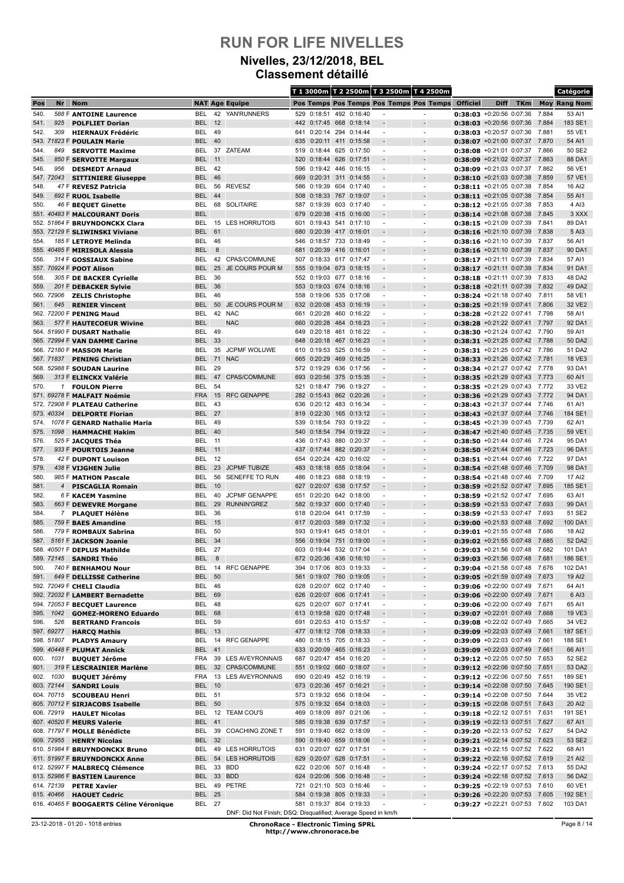# RUN FOR LIFE NIVELLES

## Nivelles, 23/12/2018, BEL

### Classement détaillé

| Pos | Nr | Nom | NAT | Age | Equipe | T 1 3000m Pos | T 1 3000m Temps | T 2 2500m Pos | T 2 2500m Temps | T 3 2500m Pos | T 3 2500m Temps | T 4 2500m Pos | T 4 2500m Temps | Officiel | Diff | TKm | Moy | Rang | Catégorie Nom |
|---|---|---|---|---|---|---|---|---|---|---|---|---|---|---|---|---|---|---|---|
| 540. | 588 F | ANTOINE Laurence | BEL | 42 | YAN'RUNNERS | 529 | 0:18:51 | 492 | 0:16:40 | - | | - | | 0:38:03 | +0:20:56 | 0:07:36 | 7.884 | 53 | AI1 |
| 541. | 925 | POLFLIET Dorian | BEL | 12 | | 442 | 0:17:45 | 668 | 0:18:14 | - | | - | | 0:38:03 | +0:20:56 | 0:07:36 | 7.884 | 183 | SE1 |
| 542. | 309 | HIERNAUX Frédéric | BEL | 49 | | 641 | 0:20:14 | 294 | 0:14:44 | - | | - | | 0:38:03 | +0:20:57 | 0:07:36 | 7.881 | 55 | VE1 |
| 543. | 71823 F | POULAIN Marie | BEL | 40 | | 635 | 0:20:11 | 411 | 0:15:58 | - | | - | | 0:38:07 | +0:21:00 | 0:07:37 | 7.870 | 54 | AI1 |
| 544. | 849 | SERVOTTE Maxime | BEL | 37 | ZATEAM | 519 | 0:18:44 | 625 | 0:17:50 | - | | - | | 0:38:08 | +0:21:01 | 0:07:37 | 7.866 | 50 | SE2 |
| 545. | 850 F | SERVOTTE Margaux | BEL | 11 | | 520 | 0:18:44 | 626 | 0:17:51 | - | | - | | 0:38:09 | +0:21:02 | 0:07:37 | 7.863 | 88 | DA1 |
| 546. | 956 | DESMEDT Arnaud | BEL | 42 | | 596 | 0:19:42 | 446 | 0:16:15 | - | | - | | 0:38:09 | +0:21:03 | 0:07:37 | 7.862 | 56 | VE1 |
| 547. | 72043 | SITTINIERE Giuseppe | BEL | 46 | | 669 | 0:20:31 | 311 | 0:14:55 | - | | - | | 0:38:10 | +0:21:03 | 0:07:38 | 7.859 | 57 | VE1 |
| 548. | 47 F | REVESZ Patricia | BEL | 56 | REVESZ | 586 | 0:19:39 | 604 | 0:17:40 | - | | - | | 0:38:11 | +0:21:05 | 0:07:38 | 7.854 | 16 | AI2 |
| 549. | 692 F | RUOL Isabelle | BEL | 44 | | 508 | 0:18:33 | 767 | 0:19:07 | - | | - | | 0:38:11 | +0:21:05 | 0:07:38 | 7.854 | 55 | AI1 |
| 550. | 46 F | BEQUET Ginette | BEL | 68 | SOLITAIRE | 587 | 0:19:39 | 603 | 0:17:40 | - | | - | | 0:38:12 | +0:21:05 | 0:07:38 | 7.853 | 4 | AI3 |
| 551. | 40483 F | MALCOURANT Doris | BEL | | | 679 | 0:20:38 | 415 | 0:16:00 | - | | - | | 0:38:14 | +0:21:08 | 0:07:38 | 7.845 | 3 | XXX |
| 552. | 51864 F | BRUYNDONCKX Clara | BEL | 15 | LES HORRUTOIS | 601 | 0:19:43 | 541 | 0:17:10 | - | | - | | 0:38:15 | +0:21:09 | 0:07:39 | 7.841 | 89 | DA1 |
| 553. | 72129 F | SLIWINSKI Viviane | BEL | 61 | | 680 | 0:20:39 | 417 | 0:16:01 | - | | - | | 0:38:16 | +0:21:10 | 0:07:39 | 7.838 | 5 | AI3 |
| 554. | 185 F | LETROYE Melinda | BEL | 46 | | 546 | 0:18:57 | 733 | 0:18:49 | - | | - | | 0:38:16 | +0:21:10 | 0:07:39 | 7.837 | 56 | AI1 |
| 555. | 40485 F | MIRISOLA Alessia | BEL | 8 | | 681 | 0:20:39 | 416 | 0:16:01 | - | | - | | 0:38:16 | +0:21:10 | 0:07:39 | 7.837 | 90 | DA1 |
| 556. | 314 F | GOSSIAUX Sabine | BEL | 42 | CPAS/COMMUNE | 507 | 0:18:33 | 617 | 0:17:47 | - | | - | | 0:38:17 | +0:21:11 | 0:07:39 | 7.834 | 57 | AI1 |
| 557. | 70924 F | POOT Alison | BEL | 25 | JE COURS POUR M | 555 | 0:19:04 | 673 | 0:18:15 | - | | - | | 0:38:17 | +0:21:11 | 0:07:39 | 7.834 | 91 | DA1 |
| 558. | 305 F | DE BACKER Cyrielle | BEL | 36 | | 552 | 0:19:03 | 677 | 0:18:16 | - | | - | | 0:38:18 | +0:21:11 | 0:07:39 | 7.833 | 48 | DA2 |
| 559. | 201 F | DEBACKER Sylvie | BEL | 36 | | 553 | 0:19:03 | 674 | 0:18:16 | - | | - | | 0:38:18 | +0:21:11 | 0:07:39 | 7.832 | 49 | DA2 |
| 560. | 72906 | ZELIS Christophe | BEL | 46 | | 558 | 0:19:06 | 535 | 0:17:08 | - | | - | | 0:38:24 | +0:21:18 | 0:07:40 | 7.811 | 58 | VE1 |
| 561. | 645 | RENIER Vincent | BEL | 50 | JE COURS POUR M | 632 | 0:20:08 | 453 | 0:16:19 | - | | - | | 0:38:25 | +0:21:19 | 0:07:41 | 7.806 | 32 | VE2 |
| 562. | 72200 F | PENING Maud | BEL | 42 | NAC | 661 | 0:20:28 | 460 | 0:16:22 | - | | - | | 0:38:28 | +0:21:22 | 0:07:41 | 7.798 | 58 | AI1 |
| 563. | 577 F | HAUTECOEUR Wivine | BEL | | NAC | 660 | 0:20:28 | 464 | 0:16:23 | - | | - | | 0:38:28 | +0:21:22 | 0:07:41 | 7.797 | 92 | DA1 |
| 564. | 51990 F | DUSART Nathalie | BEL | 49 | | 649 | 0:20:18 | 461 | 0:16:22 | - | | - | | 0:38:30 | +0:21:24 | 0:07:42 | 7.790 | 59 | AI1 |
| 565. | 72994 F | VAN DAMME Carine | BEL | 33 | | 648 | 0:20:18 | 467 | 0:16:23 | - | | - | | 0:38:31 | +0:21:25 | 0:07:42 | 7.788 | 50 | DA2 |
| 566. | 72180 F | MASSON Marie | BEL | 35 | JCPMF WOLUWE | 610 | 0:19:53 | 525 | 0:16:59 | - | | - | | 0:38:31 | +0:21:25 | 0:07:42 | 7.786 | 51 | DA2 |
| 567. | 71837 | PENING Christian | BEL | 71 | NAC | 665 | 0:20:29 | 469 | 0:16:25 | - | | - | | 0:38:33 | +0:21:26 | 0:07:42 | 7.781 | 18 | VE3 |
| 568. | 52988 F | SOUDAN Laurine | BEL | 29 | | 572 | 0:19:29 | 636 | 0:17:56 | - | | - | | 0:38:34 | +0:21:27 | 0:07:42 | 7.778 | 93 | DA1 |
| 569. | 313 F | ELINCKX Valérie | BEL | 47 | CPAS/COMMUNE | 693 | 0:20:56 | 375 | 0:15:35 | - | | - | | 0:38:35 | +0:21:29 | 0:07:43 | 7.773 | 60 | AI1 |
| 570. | 1 | FOULON Pierre | BEL | 54 | | 521 | 0:18:47 | 796 | 0:19:27 | - | | - | | 0:38:35 | +0:21:29 | 0:07:43 | 7.772 | 33 | VE2 |
| 571. | 69278 F | MALFAIT Noémie | FRA | 15 | RFC GENAPPE | 282 | 0:15:43 | 862 | 0:20:26 | - | | - | | 0:38:36 | +0:21:29 | 0:07:43 | 7.772 | 94 | DA1 |
| 572. | 72908 F | PLATEAU Catherine | BEL | 43 | | 636 | 0:20:12 | 483 | 0:16:34 | - | | - | | 0:38:43 | +0:21:37 | 0:07:44 | 7.746 | 61 | AI1 |
| 573. | 40334 | DELPORTE Florian | BEL | 27 | | 819 | 0:22:50 | 165 | 0:13:12 | - | | - | | 0:38:43 | +0:21:37 | 0:07:44 | 7.746 | 184 | SE1 |
| 574. | 1078 F | GENARD Nathalie Maria | BEL | 49 | | 539 | 0:18:54 | 793 | 0:19:22 | - | | - | | 0:38:45 | +0:21:39 | 0:07:45 | 7.739 | 62 | AI1 |
| 575. | 1098 | HAMMACHE Hakim | BEL | 40 | | 540 | 0:18:54 | 794 | 0:19:22 | - | | - | | 0:38:47 | +0:21:40 | 0:07:45 | 7.735 | 59 | VE1 |
| 576. | 525 F | JACQUES Théa | BEL | 11 | | 436 | 0:17:43 | 880 | 0:20:37 | - | | - | | 0:38:50 | +0:21:44 | 0:07:46 | 7.724 | 95 | DA1 |
| 577. | 933 F | POURTOIS Jeanne | BEL | 11 | | 437 | 0:17:44 | 882 | 0:20:37 | - | | - | | 0:38:50 | +0:21:44 | 0:07:46 | 7.723 | 96 | DA1 |
| 578. | 42 F | DUPONT Louison | BEL | 12 | | 654 | 0:20:24 | 420 | 0:16:02 | - | | - | | 0:38:51 | +0:21:44 | 0:07:46 | 7.722 | 97 | DA1 |
| 579. | 438 F | VIJGHEN Julie | BEL | 23 | JCPMF TUBIZE | 483 | 0:18:18 | 655 | 0:18:04 | - | | - | | 0:38:54 | +0:21:48 | 0:07:46 | 7.709 | 98 | DA1 |
| 580. | 985 F | MATHON Pascale | BEL | 56 | SENEFFE TO RUN | 486 | 0:18:23 | 688 | 0:18:19 | - | | - | | 0:38:54 | +0:21:48 | 0:07:46 | 7.709 | 17 | AI2 |
| 581. | 4 | PISCAGLIA Romain | BEL | 10 | | 627 | 0:20:07 | 638 | 0:17:57 | - | | - | | 0:38:59 | +0:21:52 | 0:07:47 | 7.695 | 185 | SE1 |
| 582. | 6 F | KACEM Yasmine | BEL | 40 | JCPMF GENAPPE | 651 | 0:20:20 | 642 | 0:18:00 | - | | - | | 0:38:59 | +0:21:52 | 0:07:47 | 7.695 | 63 | AI1 |
| 583. | 663 F | DEWEVRE Morgane | BEL | 29 | RUNNIN'GREZ | 582 | 0:19:37 | 600 | 0:17:40 | - | | - | | 0:38:59 | +0:21:53 | 0:07:47 | 7.693 | 99 | DA1 |
| 584. | 7 | PLAQUET Hélène | BEL | 36 | | 618 | 0:20:04 | 641 | 0:17:59 | - | | - | | 0:38:59 | +0:21:53 | 0:07:47 | 7.693 | 51 | SE2 |
| 585. | 759 F | BAES Amandine | BEL | 15 | | 617 | 0:20:03 | 589 | 0:17:32 | - | | - | | 0:39:00 | +0:21:53 | 0:07:48 | 7.692 | 100 | DA1 |
| 586. | 779 F | ROMBAUX Sabrina | BEL | 50 | | 593 | 0:19:41 | 645 | 0:18:01 | - | | - | | 0:39:01 | +0:21:55 | 0:07:48 | 7.686 | 18 | AI2 |
| 587. | 5161 F | JACKSON Joanie | BEL | 34 | | 556 | 0:19:04 | 751 | 0:19:00 | - | | - | | 0:39:02 | +0:21:55 | 0:07:48 | 7.685 | 52 | DA2 |
| 588. | 40501 F | DEPLUS Mathilde | BEL | 27 | | 603 | 0:19:44 | 532 | 0:17:04 | - | | - | | 0:39:03 | +0:21:56 | 0:07:48 | 7.682 | 101 | DA1 |
| 589. | 72145 | SANDRI Théo | BEL | 8 | | 672 | 0:20:36 | 436 | 0:16:10 | - | | - | | 0:39:03 | +0:21:56 | 0:07:48 | 7.681 | 186 | SE1 |
| 590. | 740 F | BENHAMOU Nour | BEL | 14 | RFC GENAPPE | 394 | 0:17:06 | 803 | 0:19:33 | - | | - | | 0:39:04 | +0:21:58 | 0:07:48 | 7.676 | 102 | DA1 |
| 591. | 649 F | DELLISSE Catherine | BEL | 50 | | 561 | 0:19:07 | 760 | 0:19:05 | - | | - | | 0:39:05 | +0:21:59 | 0:07:49 | 7.673 | 19 | AI2 |
| 592. | 72049 F | CHELI Claudia | BEL | 46 | | 628 | 0:20:07 | 602 | 0:17:40 | - | | - | | 0:39:06 | +0:22:00 | 0:07:49 | 7.671 | 64 | AI1 |
| 592. | 72032 F | LAMBERT Bernadette | BEL | 69 | | 626 | 0:20:07 | 606 | 0:17:41 | - | | - | | 0:39:06 | +0:22:00 | 0:07:49 | 7.671 | 6 | AI3 |
| 594. | 72053 F | BECQUET Laurence | BEL | 48 | | 625 | 0:20:07 | 607 | 0:17:41 | - | | - | | 0:39:06 | +0:22:00 | 0:07:49 | 7.671 | 65 | AI1 |
| 595. | 1042 | GOMEZ-MORENO Eduardo | BEL | 68 | | 613 | 0:19:58 | 620 | 0:17:48 | - | | - | | 0:39:07 | +0:22:01 | 0:07:49 | 7.668 | 19 | VE3 |
| 596. | 526 | BERTRAND Francois | BEL | 59 | | 691 | 0:20:53 | 410 | 0:15:57 | - | | - | | 0:39:08 | +0:22:02 | 0:07:49 | 7.665 | 34 | VE2 |
| 597. | 69277 | HARCQ Mathis | BEL | 13 | | 477 | 0:18:12 | 708 | 0:18:33 | - | | - | | 0:39:09 | +0:22:03 | 0:07:49 | 7.661 | 187 | SE1 |
| 598. | 51807 | PLADYS Amaury | BEL | 14 | RFC GENAPPE | 480 | 0:18:15 | 705 | 0:18:33 | - | | - | | 0:39:09 | +0:22:03 | 0:07:49 | 7.661 | 188 | SE1 |
| 599. | 40448 F | PLUMAT Annick | BEL | 41 | | 633 | 0:20:09 | 465 | 0:16:23 | - | | - | | 0:39:09 | +0:22:03 | 0:07:49 | 7.661 | 66 | AI1 |
| 600. | 1031 | BUQUET Jérôme | FRA | 39 | LES AVEYRONNAIS | 687 | 0:20:47 | 454 | 0:16:20 | - | | - | | 0:39:12 | +0:22:05 | 0:07:50 | 7.653 | 52 | SE2 |
| 601. | 319 F | LESCRAINIER Marlène | BEL | 32 | CPAS/COMMUNE | 551 | 0:19:02 | 660 | 0:18:07 | - | | - | | 0:39:12 | +0:22:06 | 0:07:50 | 7.651 | 53 | DA2 |
| 602. | 1030 | BUQUET Jérémy | FRA | 13 | LES AVEYRONNAIS | 690 | 0:20:49 | 452 | 0:16:19 | - | | - | | 0:39:12 | +0:22:06 | 0:07:50 | 7.651 | 189 | SE1 |
| 603. | 72144 | SANDRI Louis | BEL | 10 | | 673 | 0:20:36 | 457 | 0:16:21 | - | | - | | 0:39:14 | +0:22:08 | 0:07:50 | 7.645 | 190 | SE1 |
| 604. | 70715 | SCOUBEAU Henri | BEL | 51 | | 573 | 0:19:32 | 656 | 0:18:04 | - | | - | | 0:39:14 | +0:22:08 | 0:07:50 | 7.644 | 35 | VE2 |
| 605. | 70712 F | SIRJACOBS Isabelle | BEL | 50 | | 575 | 0:19:32 | 654 | 0:18:03 | - | | - | | 0:39:15 | +0:22:08 | 0:07:51 | 7.643 | 20 | AI2 |
| 606. | 72919 | HAULET Nicolas | BEL | 12 | TEAM COU'S | 469 | 0:18:09 | 897 | 0:21:06 | - | | - | | 0:39:18 | +0:22:12 | 0:07:51 | 7.631 | 191 | SE1 |
| 607. | 40520 F | MEURS Valerie | BEL | 41 | | 585 | 0:19:38 | 639 | 0:17:57 | - | | - | | 0:39:19 | +0:22:13 | 0:07:51 | 7.627 | 67 | AI1 |
| 608. | 71797 F | MOLLE Bénédicte | BEL | 39 | COACHING ZONE T | 591 | 0:19:40 | 662 | 0:18:09 | - | | - | | 0:39:20 | +0:22:13 | 0:07:52 | 7.627 | 54 | DA2 |
| 609. | 72955 | HENRY Nicolas | BEL | 32 | | 590 | 0:19:40 | 659 | 0:18:06 | - | | - | | 0:39:21 | +0:22:14 | 0:07:52 | 7.623 | 53 | SE2 |
| 610. | 51984 F | BRUYNDONCKX Bruno | BEL | 49 | LES HORRUTOIS | 631 | 0:20:07 | 627 | 0:17:51 | - | | - | | 0:39:21 | +0:22:15 | 0:07:52 | 7.622 | 68 | AI1 |
| 611. | 51997 F | BRUYNDONCKX Anne | BEL | 54 | LES HORRUTOIS | 629 | 0:20:07 | 628 | 0:17:51 | - | | - | | 0:39:22 | +0:22:16 | 0:07:52 | 7.619 | 21 | AI2 |
| 612. | 52997 F | MALBRECQ Clémence | BEL | 33 | BDD | 622 | 0:20:06 | 507 | 0:16:48 | - | | - | | 0:39:24 | +0:22:17 | 0:07:52 | 7.613 | 55 | DA2 |
| 613. | 52986 F | BASTIEN Laurence | BEL | 33 | BDD | 624 | 0:20:06 | 506 | 0:16:48 | - | | - | | 0:39:24 | +0:22:18 | 0:07:52 | 7.613 | 56 | DA2 |
| 614. | 72139 | PETRE Xavier | BEL | 49 | PETRE | 721 | 0:21:10 | 503 | 0:16:46 | - | | - | | 0:39:25 | +0:22:19 | 0:07:53 | 7.610 | 60 | VE1 |
| 615. | 40466 | HAOUET Cedric | BEL | 25 | | 584 | 0:19:38 | 805 | 0:19:33 | - | | - | | 0:39:26 | +0:22:20 | 0:07:53 | 7.605 | 192 | SE1 |
| 616. | 40465 F | BOOGAERTS Céline Véronique | BEL | 27 | | 581 | 0:19:37 | 804 | 0:19:33 | - | | - | | 0:39:27 | +0:22:21 | 0:07:53 | 7.602 | 103 | DA1 |

DNF: Did Not Finish; DSQ: Disqualified; Average Speed in km/h

23-12-2018 - 01:20 - 1018 entries

**ChronoRace - Electronic Timing SPRL**
http://www.chronorace.be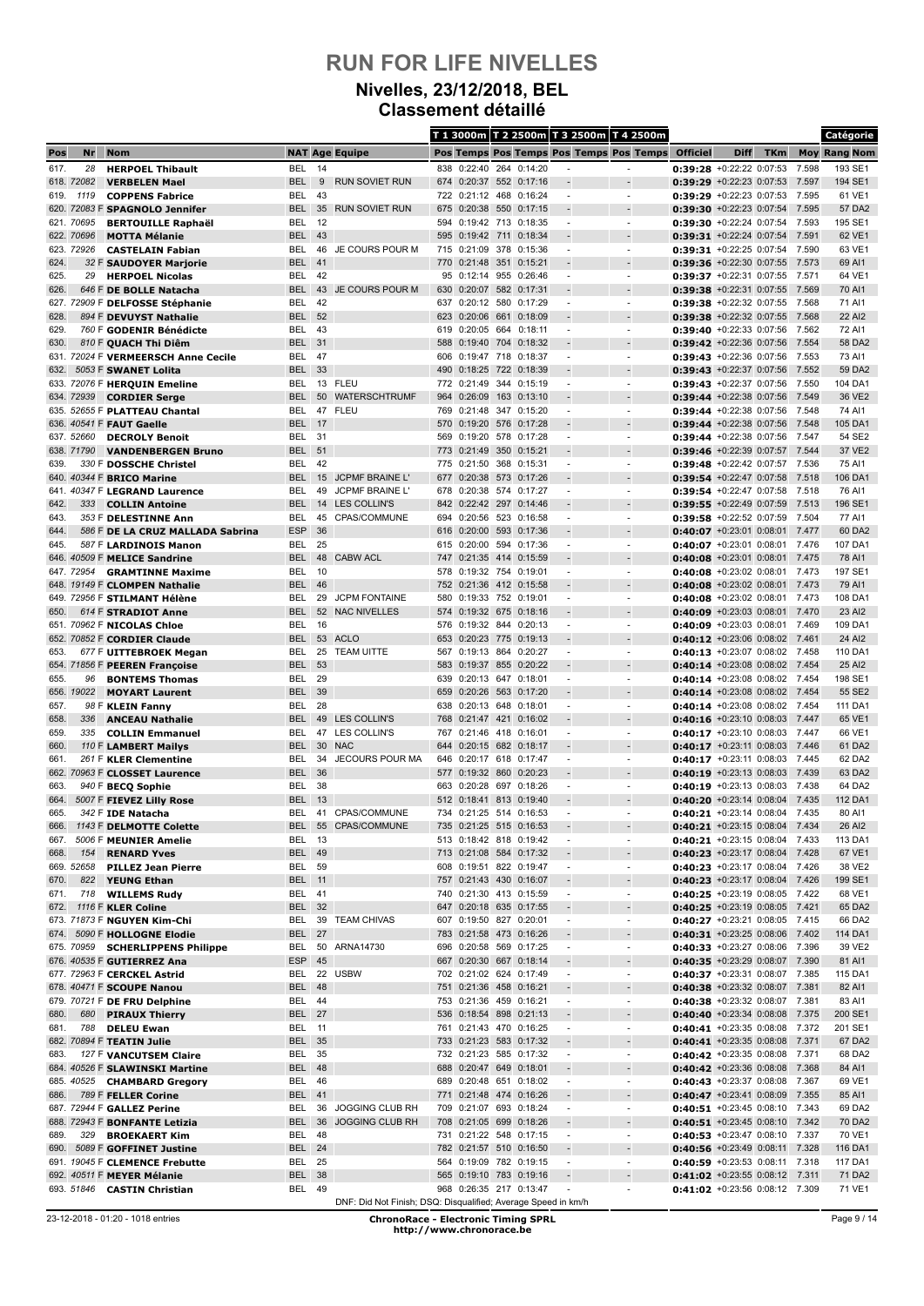# RUN FOR LIFE NIVELLES

## Nivelles, 23/12/2018, BEL

### Classement détaillé

| Pos | Nr | Nom | NAT | Age | Equipe | T 1 3000m Pos | Temps | T 2 2500m Pos | Temps | T 3 2500m Pos | Temps | T 4 2500m Pos | Temps | Officiel | Diff | TKm | Moy | Rang | Catégorie Nom |
|---|---|---|---|---|---|---|---|---|---|---|---|---|---|---|---|---|---|---|---|
| 617. | 28 | **HERPOEL Thibault** | BEL | 14 | | 838 | 0:22:40 | 264 | 0:14:20 | - | | - | | **0:39:28** | +0:22:22 | 0:07:53 | 7.598 | 193 | SE1 |
| 618. | 72082 | **VERBELEN Mael** | BEL | 9 | RUN SOVIET RUN | 674 | 0:20:37 | 552 | 0:17:16 | - | | - | | **0:39:29** | +0:22:23 | 0:07:53 | 7.597 | 194 | SE1 |
| 619. | 1119 | **COPPENS Fabrice** | BEL | 43 | | 722 | 0:21:12 | 468 | 0:16:24 | - | | - | | **0:39:29** | +0:22:23 | 0:07:53 | 7.595 | 61 | VE1 |
| 620. | 72083 F | **SPAGNOLO Jennifer** | BEL | 35 | RUN SOVIET RUN | 675 | 0:20:38 | 550 | 0:17:15 | - | | - | | **0:39:30** | +0:22:23 | 0:07:54 | 7.595 | 57 | DA2 |
| 621. | 70695 | **BERTOUILLE Raphaël** | BEL | 12 | | 594 | 0:19:42 | 713 | 0:18:35 | - | | - | | **0:39:30** | +0:22:24 | 0:07:54 | 7.593 | 195 | SE1 |
| 622. | 70696 | **MOTTA Mélanie** | BEL | 43 | | 595 | 0:19:42 | 711 | 0:18:34 | - | | - | | **0:39:31** | +0:22:24 | 0:07:54 | 7.591 | 62 | VE1 |
| 623. | 72926 | **CASTELAIN Fabian** | BEL | 46 | JE COURS POUR M | 715 | 0:21:09 | 378 | 0:15:36 | - | | - | | **0:39:31** | +0:22:25 | 0:07:54 | 7.590 | 63 | VE1 |
| 624. | 32 F | **SAUDOYER Marjorie** | BEL | 41 | | 770 | 0:21:48 | 351 | 0:15:21 | - | | - | | **0:39:36** | +0:22:30 | 0:07:55 | 7.573 | 69 | AI1 |
| 625. | 29 | **HERPOEL Nicolas** | BEL | 42 | | 95 | 0:12:14 | 955 | 0:26:46 | - | | - | | **0:39:37** | +0:22:31 | 0:07:55 | 7.571 | 64 | VE1 |
| 626. | 646 F | **DE BOLLE Natacha** | BEL | 43 | JE COURS POUR M | 630 | 0:20:07 | 582 | 0:17:31 | - | | - | | **0:39:38** | +0:22:31 | 0:07:55 | 7.569 | 70 | AI1 |
| 627. | 72909 F | **DELFOSSE Stéphanie** | BEL | 42 | | 637 | 0:20:12 | 580 | 0:17:29 | - | | - | | **0:39:38** | +0:22:32 | 0:07:55 | 7.568 | 71 | AI1 |
| 628. | 894 F | **DEVUYST Nathalie** | BEL | 52 | | 623 | 0:20:06 | 661 | 0:18:09 | - | | - | | **0:39:38** | +0:22:32 | 0:07:55 | 7.568 | 22 | AI2 |
| 629. | 760 F | **GODENIR Bénédicte** | BEL | 43 | | 619 | 0:20:05 | 664 | 0:18:11 | - | | - | | **0:39:40** | +0:22:33 | 0:07:56 | 7.562 | 72 | AI1 |
| 630. | 810 F | **QUACH Thi Diêm** | BEL | 31 | | 588 | 0:19:40 | 704 | 0:18:32 | - | | - | | **0:39:42** | +0:22:36 | 0:07:56 | 7.554 | 58 | DA2 |
| 631. | 72024 F | **VERMEERSCH Anne Cecile** | BEL | 47 | | 606 | 0:19:47 | 718 | 0:18:37 | - | | - | | **0:39:43** | +0:22:36 | 0:07:56 | 7.553 | 73 | AI1 |
| 632. | 5053 F | **SWANET Lolita** | BEL | 33 | | 490 | 0:18:25 | 722 | 0:18:39 | - | | - | | **0:39:43** | +0:22:37 | 0:07:56 | 7.552 | 59 | DA2 |
| 633. | 72076 F | **HERQUIN Emeline** | BEL | 13 | FLEU | 772 | 0:21:49 | 344 | 0:15:19 | - | | - | | **0:39:43** | +0:22:37 | 0:07:56 | 7.550 | 104 | DA1 |
| 634. | 72939 | **CORDIER Serge** | BEL | 50 | WATERSCHTRUMF | 964 | 0:26:09 | 163 | 0:13:10 | - | | - | | **0:39:44** | +0:22:38 | 0:07:56 | 7.549 | 36 | VE2 |
| 635. | 52655 F | **PLATTEAU Chantal** | BEL | 47 | FLEU | 769 | 0:21:48 | 347 | 0:15:20 | - | | - | | **0:39:44** | +0:22:38 | 0:07:56 | 7.548 | 74 | AI1 |
| 636. | 40541 F | **FAUT Gaelle** | BEL | 17 | | 570 | 0:19:20 | 576 | 0:17:28 | - | | - | | **0:39:44** | +0:22:38 | 0:07:56 | 7.548 | 105 | DA1 |
| 637. | 52660 | **DECROLY Benoit** | BEL | 31 | | 569 | 0:19:20 | 578 | 0:17:28 | - | | - | | **0:39:44** | +0:22:38 | 0:07:56 | 7.547 | 54 | SE2 |
| 638. | 71790 | **VANDENBERGEN Bruno** | BEL | 51 | | 773 | 0:21:49 | 350 | 0:15:21 | - | | - | | **0:39:46** | +0:22:39 | 0:07:57 | 7.544 | 37 | VE2 |
| 639. | 330 F | **DOSSCHE Christel** | BEL | 42 | | 775 | 0:21:50 | 368 | 0:15:31 | - | | - | | **0:39:48** | +0:22:42 | 0:07:57 | 7.536 | 75 | AI1 |
| 640. | 40344 F | **BRICO Marine** | BEL | 15 | JCPMF BRAINE L' | 677 | 0:20:38 | 573 | 0:17:26 | - | | - | | **0:39:54** | +0:22:47 | 0:07:58 | 7.518 | 106 | DA1 |
| 641. | 40347 F | **LEGRAND Laurence** | BEL | 49 | JCPMF BRAINE L' | 678 | 0:20:38 | 574 | 0:17:27 | - | | - | | **0:39:54** | +0:22:47 | 0:07:58 | 7.518 | 76 | AI1 |
| 642. | 333 | **COLLIN Antoine** | BEL | 14 | LES COLLIN'S | 842 | 0:22:42 | 297 | 0:14:46 | - | | - | | **0:39:55** | +0:22:49 | 0:07:59 | 7.513 | 196 | SE1 |
| 643. | 353 F | **DELESTINNE Ann** | BEL | 45 | CPAS/COMMUNE | 694 | 0:20:56 | 523 | 0:16:58 | - | | - | | **0:39:58** | +0:22:52 | 0:07:59 | 7.504 | 77 | AI1 |
| 644. | 586 F | **DE LA CRUZ MALLADA Sabrina** | ESP | 36 | | 616 | 0:20:00 | 593 | 0:17:36 | - | | - | | **0:40:07** | +0:23:01 | 0:08:01 | 7.477 | 60 | DA2 |
| 645. | 587 F | **LARDINOIS Manon** | BEL | 25 | | 615 | 0:20:00 | 594 | 0:17:36 | - | | - | | **0:40:07** | +0:23:01 | 0:08:01 | 7.476 | 107 | DA1 |
| 646. | 40509 F | **MELICE Sandrine** | BEL | 48 | CABW ACL | 747 | 0:21:35 | 414 | 0:15:59 | - | | - | | **0:40:08** | +0:23:01 | 0:08:01 | 7.475 | 78 | AI1 |
| 647. | 72954 | **GRAMTINNE Maxime** | BEL | 10 | | 578 | 0:19:32 | 754 | 0:19:01 | - | | - | | **0:40:08** | +0:23:02 | 0:08:01 | 7.473 | 197 | SE1 |
| 648. | 19149 F | **CLOMPEN Nathalie** | BEL | 46 | | 752 | 0:21:36 | 412 | 0:15:58 | - | | - | | **0:40:08** | +0:23:02 | 0:08:01 | 7.473 | 79 | AI1 |
| 649. | 72956 F | **STILMANT Hélène** | BEL | 29 | JCPM FONTAINE | 580 | 0:19:33 | 752 | 0:19:01 | - | | - | | **0:40:08** | +0:23:02 | 0:08:01 | 7.473 | 108 | DA1 |
| 650. | 614 F | **STRADIOT Anne** | BEL | 52 | NAC NIVELLES | 574 | 0:19:32 | 675 | 0:18:16 | - | | - | | **0:40:09** | +0:23:03 | 0:08:01 | 7.470 | 23 | AI2 |
| 651. | 70962 F | **NICOLAS Chloe** | BEL | 16 | | 576 | 0:19:32 | 844 | 0:20:13 | - | | - | | **0:40:09** | +0:23:03 | 0:08:01 | 7.469 | 109 | DA1 |
| 652. | 70852 F | **CORDIER Claude** | BEL | 53 | ACLO | 653 | 0:20:23 | 775 | 0:19:13 | - | | - | | **0:40:12** | +0:23:06 | 0:08:02 | 7.461 | 24 | AI2 |
| 653. | 677 F | **UITTEBROEK Megan** | BEL | 25 | TEAM UITTE | 567 | 0:19:13 | 864 | 0:20:27 | - | | - | | **0:40:13** | +0:23:07 | 0:08:02 | 7.458 | 110 | DA1 |
| 654. | 71856 F | **PEEREN Françoise** | BEL | 53 | | 583 | 0:19:37 | 855 | 0:20:22 | - | | - | | **0:40:14** | +0:23:08 | 0:08:02 | 7.454 | 25 | AI2 |
| 655. | 96 | **BONTEMS Thomas** | BEL | 29 | | 639 | 0:20:13 | 647 | 0:18:01 | - | | - | | **0:40:14** | +0:23:08 | 0:08:02 | 7.454 | 198 | SE1 |
| 656. | 19022 | **MOYART Laurent** | BEL | 39 | | 659 | 0:20:26 | 563 | 0:17:20 | - | | - | | **0:40:14** | +0:23:08 | 0:08:02 | 7.454 | 55 | SE2 |
| 657. | 98 F | **KLEIN Fanny** | BEL | 28 | | 638 | 0:20:13 | 648 | 0:18:01 | - | | - | | **0:40:14** | +0:23:08 | 0:08:02 | 7.454 | 111 | DA1 |
| 658. | 336 | **ANCEAU Nathalie** | BEL | 49 | LES COLLIN'S | 768 | 0:21:47 | 421 | 0:16:02 | - | | - | | **0:40:16** | +0:23:10 | 0:08:03 | 7.447 | 65 | VE1 |
| 659. | 335 | **COLLIN Emmanuel** | BEL | 47 | LES COLLIN'S | 767 | 0:21:46 | 418 | 0:16:01 | - | | - | | **0:40:17** | +0:23:10 | 0:08:03 | 7.447 | 66 | VE1 |
| 660. | 110 F | **LAMBERT Mailys** | BEL | 30 | NAC | 644 | 0:20:15 | 682 | 0:18:17 | - | | - | | **0:40:17** | +0:23:11 | 0:08:03 | 7.446 | 61 | DA2 |
| 661. | 261 F | **KLER Clementine** | BEL | 34 | JECOURS POUR MA | 646 | 0:20:17 | 618 | 0:17:47 | - | | - | | **0:40:17** | +0:23:11 | 0:08:03 | 7.445 | 62 | DA2 |
| 662. | 70963 F | **CLOSSET Laurence** | BEL | 36 | | 577 | 0:19:32 | 860 | 0:20:23 | - | | - | | **0:40:19** | +0:23:13 | 0:08:03 | 7.439 | 63 | DA2 |
| 663. | 940 F | **BECQ Sophie** | BEL | 38 | | 663 | 0:20:28 | 697 | 0:18:26 | - | | - | | **0:40:19** | +0:23:13 | 0:08:03 | 7.438 | 64 | DA2 |
| 664. | 5007 F | **FIEVEZ Lilly Rose** | BEL | 13 | | 512 | 0:18:41 | 813 | 0:19:40 | - | | - | | **0:40:20** | +0:23:14 | 0:08:04 | 7.435 | 112 | DA1 |
| 665. | 342 F | **IDE Natacha** | BEL | 41 | CPAS/COMMUNE | 734 | 0:21:25 | 514 | 0:16:53 | - | | - | | **0:40:21** | +0:23:14 | 0:08:04 | 7.435 | 80 | AI1 |
| 666. | 1143 F | **DELMOTTE Colette** | BEL | 55 | CPAS/COMMUNE | 735 | 0:21:25 | 515 | 0:16:53 | - | | - | | **0:40:21** | +0:23:15 | 0:08:04 | 7.434 | 26 | AI2 |
| 667. | 5006 F | **MEUNIER Amelie** | BEL | 13 | | 513 | 0:18:42 | 818 | 0:19:42 | - | | - | | **0:40:21** | +0:23:15 | 0:08:04 | 7.433 | 113 | DA1 |
| 668. | 154 | **RENARD Yves** | BEL | 49 | | 713 | 0:21:08 | 584 | 0:17:32 | - | | - | | **0:40:23** | +0:23:17 | 0:08:04 | 7.428 | 67 | VE1 |
| 669. | 52658 | **PILLEZ Jean Pierre** | BEL | 59 | | 608 | 0:19:51 | 822 | 0:19:47 | - | | - | | **0:40:23** | +0:23:17 | 0:08:04 | 7.426 | 38 | VE2 |
| 670. | 822 | **YEUNG Ethan** | BEL | 11 | | 757 | 0:21:43 | 430 | 0:16:07 | - | | - | | **0:40:23** | +0:23:17 | 0:08:04 | 7.426 | 199 | SE1 |
| 671. | 718 | **WILLEMS Rudy** | BEL | 41 | | 740 | 0:21:30 | 413 | 0:15:59 | - | | - | | **0:40:25** | +0:23:19 | 0:08:05 | 7.422 | 68 | VE1 |
| 672. | 1116 F | **KLER Coline** | BEL | 32 | | 647 | 0:20:18 | 635 | 0:17:55 | - | | - | | **0:40:25** | +0:23:19 | 0:08:05 | 7.421 | 65 | DA2 |
| 673. | 71873 F | **NGUYEN Kim-Chi** | BEL | 39 | TEAM CHIVAS | 607 | 0:19:50 | 827 | 0:20:01 | - | | - | | **0:40:27** | +0:23:21 | 0:08:05 | 7.415 | 66 | DA2 |
| 674. | 5090 F | **HOLLOGNE Elodie** | BEL | 27 | | 783 | 0:21:58 | 473 | 0:16:26 | - | | - | | **0:40:31** | +0:23:25 | 0:08:06 | 7.402 | 114 | DA1 |
| 675. | 70959 | **SCHERLIPPENS Philippe** | BEL | 50 | ARNA14730 | 696 | 0:20:58 | 569 | 0:17:25 | - | | - | | **0:40:33** | +0:23:27 | 0:08:06 | 7.396 | 39 | VE2 |
| 676. | 40535 F | **GUTIERREZ Ana** | ESP | 45 | | 667 | 0:20:30 | 667 | 0:18:14 | - | | - | | **0:40:35** | +0:23:29 | 0:08:07 | 7.390 | 81 | AI1 |
| 677. | 72963 F | **CERCKEL Astrid** | BEL | 22 | USBW | 702 | 0:21:02 | 624 | 0:17:49 | - | | - | | **0:40:37** | +0:23:31 | 0:08:07 | 7.385 | 115 | DA1 |
| 678. | 40471 F | **SCOUPE Nanou** | BEL | 48 | | 751 | 0:21:36 | 458 | 0:16:21 | - | | - | | **0:40:38** | +0:23:32 | 0:08:07 | 7.381 | 82 | AI1 |
| 679. | 70721 F | **DE FRU Delphine** | BEL | 44 | | 753 | 0:21:36 | 459 | 0:16:21 | - | | - | | **0:40:38** | +0:23:32 | 0:08:07 | 7.381 | 83 | AI1 |
| 680. | 680 | **PIRAUX Thierry** | BEL | 27 | | 536 | 0:18:54 | 898 | 0:21:13 | - | | - | | **0:40:40** | +0:23:34 | 0:08:08 | 7.375 | 200 | SE1 |
| 681. | 788 | **DELEU Ewan** | BEL | 11 | | 761 | 0:21:43 | 470 | 0:16:25 | - | | - | | **0:40:41** | +0:23:35 | 0:08:08 | 7.372 | 201 | SE1 |
| 682. | 70894 F | **TEATIN Julie** | BEL | 35 | | 733 | 0:21:23 | 583 | 0:17:32 | - | | - | | **0:40:41** | +0:23:35 | 0:08:08 | 7.371 | 67 | DA2 |
| 683. | 127 F | **VANCUTSEM Claire** | BEL | 35 | | 732 | 0:21:23 | 585 | 0:17:32 | - | | - | | **0:40:42** | +0:23:35 | 0:08:08 | 7.371 | 68 | DA2 |
| 684. | 40526 F | **SLAWINSKI Martine** | BEL | 48 | | 688 | 0:20:47 | 649 | 0:18:01 | - | | - | | **0:40:42** | +0:23:36 | 0:08:08 | 7.368 | 84 | AI1 |
| 685. | 40525 | **CHAMBARD Gregory** | BEL | 46 | | 689 | 0:20:48 | 651 | 0:18:02 | - | | - | | **0:40:43** | +0:23:37 | 0:08:08 | 7.367 | 69 | VE1 |
| 686. | 789 F | **FELLER Corine** | BEL | 41 | | 771 | 0:21:48 | 474 | 0:16:26 | - | | - | | **0:40:47** | +0:23:41 | 0:08:09 | 7.355 | 85 | AI1 |
| 687. | 72944 F | **GALLEZ Perine** | BEL | 36 | JOGGING CLUB RH | 709 | 0:21:07 | 693 | 0:18:24 | - | | - | | **0:40:51** | +0:23:45 | 0:08:10 | 7.343 | 69 | DA2 |
| 688. | 72943 F | **BONFANTE Letizia** | BEL | 36 | JOGGING CLUB RH | 708 | 0:21:05 | 699 | 0:18:26 | - | | - | | **0:40:51** | +0:23:45 | 0:08:10 | 7.342 | 70 | DA2 |
| 689. | 329 | **BROEKAERT Kim** | BEL | 48 | | 731 | 0:21:22 | 548 | 0:17:15 | - | | - | | **0:40:53** | +0:23:47 | 0:08:10 | 7.337 | 70 | VE1 |
| 690. | 5089 F | **GOFFINET Justine** | BEL | 24 | | 782 | 0:21:57 | 510 | 0:16:50 | - | | - | | **0:40:56** | +0:23:49 | 0:08:11 | 7.328 | 116 | DA1 |
| 691. | 19045 F | **CLEMENCE Frebutte** | BEL | 25 | | 564 | 0:19:09 | 782 | 0:19:15 | - | | - | | **0:40:59** | +0:23:53 | 0:08:11 | 7.318 | 117 | DA1 |
| 692. | 40511 F | **MEYER Mélanie** | BEL | 38 | | 565 | 0:19:10 | 783 | 0:19:16 | - | | - | | **0:41:02** | +0:23:55 | 0:08:12 | 7.311 | 71 | DA2 |
| 693. | 51846 | **CASTIN Christian** | BEL | 49 | | 968 | 0:26:35 | 217 | 0:13:47 | - | | - | | **0:41:02** | +0:23:56 | 0:08:12 | 7.309 | 71 | VE1 |

DNF: Did Not Finish; DSQ: Disqualified; Average Speed in km/h

23-12-2018 - 01:20 - 1018 entries

**ChronoRace - Electronic Timing SPRL**
**http://www.chronorace.be**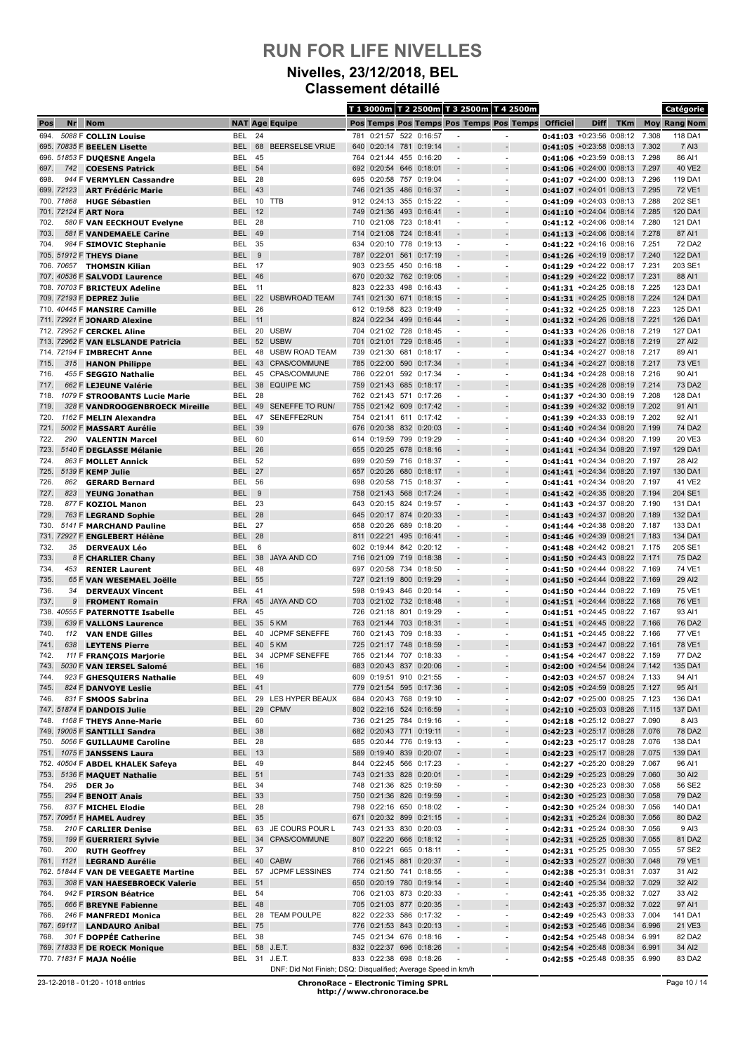# RUN FOR LIFE NIVELLES

## Nivelles, 23/12/2018, BEL

### Classement détaillé

| Pos | Nr | Nom | NAT | Age | Equipe | T 1 3000m Pos | T 1 3000m Temps | T 2 2500m Pos | T 2 2500m Temps | T 3 2500m Pos | T 3 2500m Temps | T 4 2500m Pos | T 4 2500m Temps | Officiel | Diff | TKm | Moy | Rang | Catégorie Nom |
|---|---|---|---|---|---|---|---|---|---|---|---|---|---|---|---|---|---|---|---|
| 694. | 5088 F | COLLIN Louise | BEL | 24 | | 781 | 0:21:57 | 522 | 0:16:57 | - | | - | | 0:41:03 | +0:23:56 | 0:08:12 | 7.308 | 118 | DA1 |
| 695. | 70835 F | BEELEN Lisette | BEL | 68 | BEERSELSE VRIJE | 640 | 0:20:14 | 781 | 0:19:14 | - | | - | | 0:41:05 | +0:23:58 | 0:08:13 | 7.302 | 7 | AI3 |
| 696. | 51853 F | DUQESNE Angela | BEL | 45 | | 764 | 0:21:44 | 455 | 0:16:20 | - | | - | | 0:41:06 | +0:23:59 | 0:08:13 | 7.298 | 86 | AI1 |
| 697. | 742 | COESENS Patrick | BEL | 54 | | 692 | 0:20:54 | 646 | 0:18:01 | - | | - | | 0:41:06 | +0:24:00 | 0:08:13 | 7.297 | 40 | VE2 |
| 698. | 944 F | VERMYLEN Cassandre | BEL | 28 | | 695 | 0:20:58 | 757 | 0:19:04 | - | | - | | 0:41:07 | +0:24:00 | 0:08:13 | 7.296 | 119 | DA1 |
| 699. | 72123 | ART Frédéric Marie | BEL | 43 | | 746 | 0:21:35 | 486 | 0:16:37 | - | | - | | 0:41:07 | +0:24:01 | 0:08:13 | 7.295 | 72 | VE1 |
| 700. | 71868 | HUGE Sébastien | BEL | 10 | TTB | 912 | 0:24:13 | 355 | 0:15:22 | - | | - | | 0:41:09 | +0:24:03 | 0:08:13 | 7.288 | 202 | SE1 |
| 701. | 72124 F | ART Nora | BEL | 12 | | 749 | 0:21:36 | 493 | 0:16:41 | - | | - | | 0:41:10 | +0:24:04 | 0:08:14 | 7.285 | 120 | DA1 |
| 702. | 580 F | VAN EECKHOUT Evelyne | BEL | 28 | | 710 | 0:21:08 | 723 | 0:18:41 | - | | - | | 0:41:12 | +0:24:06 | 0:08:14 | 7.280 | 121 | DA1 |
| 703. | 581 F | VANDEMAELE Carine | BEL | 49 | | 714 | 0:21:08 | 724 | 0:18:41 | - | | - | | 0:41:13 | +0:24:06 | 0:08:14 | 7.278 | 87 | AI1 |
| 704. | 984 F | SIMOVIC Stephanie | BEL | 35 | | 634 | 0:20:10 | 778 | 0:19:13 | - | | - | | 0:41:22 | +0:24:16 | 0:08:16 | 7.251 | 72 | DA2 |
| 705. | 51912 F | THEYS Diane | BEL | 9 | | 787 | 0:22:01 | 561 | 0:17:19 | - | | - | | 0:41:26 | +0:24:19 | 0:08:17 | 7.240 | 122 | DA1 |
| 706. | 70657 | THOMSIN Kilian | BEL | 17 | | 903 | 0:23:55 | 450 | 0:16:18 | - | | - | | 0:41:29 | +0:24:22 | 0:08:17 | 7.231 | 203 | SE1 |
| 707. | 40536 F | SALVODI Laurence | BEL | 46 | | 670 | 0:20:32 | 762 | 0:19:05 | - | | - | | 0:41:29 | +0:24:22 | 0:08:17 | 7.231 | 88 | AI1 |
| 708. | 70703 F | BRICTEUX Adeline | BEL | 11 | | 823 | 0:22:33 | 498 | 0:16:43 | - | | - | | 0:41:31 | +0:24:25 | 0:08:18 | 7.225 | 123 | DA1 |
| 709. | 72193 F | DEPREZ Julie | BEL | 22 | USBWROAD TEAM | 741 | 0:21:30 | 671 | 0:18:15 | - | | - | | 0:41:31 | +0:24:25 | 0:08:18 | 7.224 | 124 | DA1 |
| 710. | 40445 F | MANSIRE Camille | BEL | 26 | | 612 | 0:19:58 | 823 | 0:19:49 | - | | - | | 0:41:32 | +0:24:25 | 0:08:18 | 7.223 | 125 | DA1 |
| 711. | 72921 F | JONARD Alexine | BEL | 11 | | 824 | 0:22:34 | 499 | 0:16:44 | - | | - | | 0:41:32 | +0:24:26 | 0:08:18 | 7.221 | 126 | DA1 |
| 712. | 72952 F | CERCKEL Aline | BEL | 20 | USBW | 704 | 0:21:02 | 728 | 0:18:45 | - | | - | | 0:41:33 | +0:24:26 | 0:08:18 | 7.219 | 127 | DA1 |
| 713. | 72962 F | VAN ELSLANDE Patricia | BEL | 52 | USBW | 701 | 0:21:01 | 729 | 0:18:45 | - | | - | | 0:41:33 | +0:24:27 | 0:08:18 | 7.219 | 27 | AI2 |
| 714. | 72194 F | IMBRECHT Anne | BEL | 48 | USBW ROAD TEAM | 739 | 0:21:30 | 681 | 0:18:17 | - | | - | | 0:41:34 | +0:24:27 | 0:08:18 | 7.217 | 89 | AI1 |
| 715. | 315 | HANON Philippe | BEL | 43 | CPAS/COMMUNE | 785 | 0:22:00 | 590 | 0:17:34 | - | | - | | 0:41:34 | +0:24:27 | 0:08:18 | 7.217 | 73 | VE1 |
| 716. | 455 F | SEGGIO Nathalie | BEL | 45 | CPAS/COMMUNE | 786 | 0:22:01 | 592 | 0:17:34 | - | | - | | 0:41:34 | +0:24:28 | 0:08:18 | 7.216 | 90 | AI1 |
| 717. | 662 F | LEJEUNE Valérie | BEL | 38 | EQUIPE MC | 759 | 0:21:43 | 685 | 0:18:17 | - | | - | | 0:41:35 | +0:24:28 | 0:08:19 | 7.214 | 73 | DA2 |
| 718. | 1079 F | STROOBANTS Lucie Marie | BEL | 28 | | 762 | 0:21:43 | 571 | 0:17:26 | - | | - | | 0:41:37 | +0:24:30 | 0:08:19 | 7.208 | 128 | DA1 |
| 719. | 328 F | VANDROOGENBROECK Mireille | BEL | 49 | SENEFFE TO RUN/ | 755 | 0:21:42 | 609 | 0:17:42 | - | | - | | 0:41:39 | +0:24:32 | 0:08:19 | 7.202 | 91 | AI1 |
| 720. | 1162 F | MELIN Alexandra | BEL | 47 | SENEFFE2RUN | 754 | 0:21:41 | 611 | 0:17:42 | - | | - | | 0:41:39 | +0:24:33 | 0:08:19 | 7.202 | 92 | AI1 |
| 721. | 5002 F | MASSART Aurélie | BEL | 39 | | 676 | 0:20:38 | 832 | 0:20:03 | - | | - | | 0:41:40 | +0:24:34 | 0:08:20 | 7.199 | 74 | DA2 |
| 722. | 290 | VALENTIN Marcel | BEL | 60 | | 614 | 0:19:59 | 799 | 0:19:29 | - | | - | | 0:41:40 | +0:24:34 | 0:08:20 | 7.199 | 20 | VE3 |
| 723. | 5140 F | DEGLASSE Mélanie | BEL | 26 | | 655 | 0:20:25 | 678 | 0:18:16 | - | | - | | 0:41:41 | +0:24:34 | 0:08:20 | 7.197 | 129 | DA1 |
| 724. | 863 F | MOLLET Annick | BEL | 52 | | 699 | 0:20:59 | 716 | 0:18:37 | - | | - | | 0:41:41 | +0:24:34 | 0:08:20 | 7.197 | 28 | AI2 |
| 725. | 5139 F | KEMP Julie | BEL | 27 | | 657 | 0:20:26 | 680 | 0:18:17 | - | | - | | 0:41:41 | +0:24:34 | 0:08:20 | 7.197 | 130 | DA1 |
| 726. | 862 | GERARD Bernard | BEL | 56 | | 698 | 0:20:58 | 715 | 0:18:37 | - | | - | | 0:41:41 | +0:24:34 | 0:08:20 | 7.197 | 41 | VE2 |
| 727. | 823 | YEUNG Jonathan | BEL | 9 | | 758 | 0:21:43 | 568 | 0:17:24 | - | | - | | 0:41:42 | +0:24:35 | 0:08:20 | 7.194 | 204 | SE1 |
| 728. | 877 F | KOZIOL Manon | BEL | 23 | | 643 | 0:20:15 | 824 | 0:19:57 | - | | - | | 0:41:43 | +0:24:37 | 0:08:20 | 7.190 | 131 | DA1 |
| 729. | 763 F | LEGRAND Sophie | BEL | 28 | | 645 | 0:20:17 | 874 | 0:20:33 | - | | - | | 0:41:43 | +0:24:37 | 0:08:20 | 7.189 | 132 | DA1 |
| 730. | 5141 F | MARCHAND Pauline | BEL | 27 | | 658 | 0:20:26 | 689 | 0:18:20 | - | | - | | 0:41:44 | +0:24:38 | 0:08:20 | 7.187 | 133 | DA1 |
| 731. | 72927 F | ENGLEBERT Hélène | BEL | 28 | | 811 | 0:22:21 | 495 | 0:16:41 | - | | - | | 0:41:46 | +0:24:39 | 0:08:21 | 7.183 | 134 | DA1 |
| 732. | 35 | DERVEAUX Léo | BEL | 6 | | 602 | 0:19:44 | 842 | 0:20:12 | - | | - | | 0:41:48 | +0:24:42 | 0:08:21 | 7.175 | 205 | SE1 |
| 733. | 8 F | CHARLIER Chany | BEL | 38 | JAYA AND CO | 716 | 0:21:09 | 719 | 0:18:38 | - | | - | | 0:41:50 | +0:24:43 | 0:08:22 | 7.171 | 75 | DA2 |
| 734. | 453 | RENIER Laurent | BEL | 48 | | 697 | 0:20:58 | 734 | 0:18:50 | - | | - | | 0:41:50 | +0:24:44 | 0:08:22 | 7.169 | 74 | VE1 |
| 735. | 65 F | VAN WESEMAEL Joëlle | BEL | 55 | | 727 | 0:21:19 | 800 | 0:19:29 | - | | - | | 0:41:50 | +0:24:44 | 0:08:22 | 7.169 | 29 | AI2 |
| 736. | 34 | DERVEAUX Vincent | BEL | 41 | | 598 | 0:19:43 | 846 | 0:20:14 | - | | - | | 0:41:50 | +0:24:44 | 0:08:22 | 7.169 | 75 | VE1 |
| 737. | 9 | FROMENT Romain | FRA | 45 | JAYA AND CO | 703 | 0:21:02 | 732 | 0:18:48 | - | | - | | 0:41:51 | +0:24:44 | 0:08:22 | 7.168 | 76 | VE1 |
| 738. | 40555 F | PATERNOTTE Isabelle | BEL | 45 | | 726 | 0:21:18 | 801 | 0:19:29 | - | | - | | 0:41:51 | +0:24:45 | 0:08:22 | 7.167 | 93 | AI1 |
| 739. | 639 F | VALLONS Laurence | BEL | 35 | 5 KM | 763 | 0:21:44 | 703 | 0:18:31 | - | | - | | 0:41:51 | +0:24:45 | 0:08:22 | 7.166 | 76 | DA2 |
| 740. | 112 | VAN ENDE Gilles | BEL | 40 | JCPMF SENEFFE | 760 | 0:21:43 | 709 | 0:18:33 | - | | - | | 0:41:51 | +0:24:45 | 0:08:22 | 7.166 | 77 | VE1 |
| 741. | 638 | LEYTENS Pierre | BEL | 40 | 5 KM | 725 | 0:21:17 | 748 | 0:18:59 | - | | - | | 0:41:53 | +0:24:47 | 0:08:22 | 7.161 | 78 | VE1 |
| 742. | 111 F | FRANÇOIS Marjorie | BEL | 34 | JCPMF SENEFFE | 765 | 0:21:44 | 707 | 0:18:33 | - | | - | | 0:41:54 | +0:24:47 | 0:08:22 | 7.159 | 77 | DA2 |
| 743. | 5030 F | VAN IERSEL Salomé | BEL | 16 | | 683 | 0:20:43 | 837 | 0:20:06 | - | | - | | 0:42:00 | +0:24:54 | 0:08:24 | 7.142 | 135 | DA1 |
| 744. | 923 F | GHESQUIERS Nathalie | BEL | 49 | | 609 | 0:19:51 | 910 | 0:21:55 | - | | - | | 0:42:03 | +0:24:57 | 0:08:24 | 7.133 | 94 | AI1 |
| 745. | 824 F | DANVOYE Leslie | BEL | 41 | | 779 | 0:21:54 | 595 | 0:17:36 | - | | - | | 0:42:05 | +0:24:59 | 0:08:25 | 7.127 | 95 | AI1 |
| 746. | 831 F | SMOOS Sabrina | BEL | 29 | LES HYPER BEAUX | 684 | 0:20:43 | 768 | 0:19:10 | - | | - | | 0:42:07 | +0:25:00 | 0:08:25 | 7.123 | 136 | DA1 |
| 747. | 51874 F | DANDOIS Julie | BEL | 29 | CPMV | 802 | 0:22:16 | 524 | 0:16:59 | - | | - | | 0:42:10 | +0:25:03 | 0:08:26 | 7.115 | 137 | DA1 |
| 748. | 1168 F | THEYS Anne-Marie | BEL | 60 | | 736 | 0:21:25 | 784 | 0:19:16 | - | | - | | 0:42:18 | +0:25:12 | 0:08:27 | 7.090 | 8 | AI3 |
| 749. | 19005 F | SANTILLI Sandra | BEL | 38 | | 682 | 0:20:43 | 771 | 0:19:11 | - | | - | | 0:42:23 | +0:25:17 | 0:08:28 | 7.076 | 78 | DA2 |
| 750. | 5056 F | GUILLAUME Caroline | BEL | 28 | | 685 | 0:20:44 | 776 | 0:19:13 | - | | - | | 0:42:23 | +0:25:17 | 0:08:28 | 7.076 | 138 | DA1 |
| 751. | 1075 F | JANSSENS Laura | BEL | 13 | | 589 | 0:19:40 | 839 | 0:20:07 | - | | - | | 0:42:23 | +0:25:17 | 0:08:28 | 7.075 | 139 | DA1 |
| 752. | 40504 F | ABDEL KHALEK Safeya | BEL | 49 | | 844 | 0:22:45 | 566 | 0:17:23 | - | | - | | 0:42:27 | +0:25:20 | 0:08:29 | 7.067 | 96 | AI1 |
| 753. | 5136 F | MAQUET Nathalie | BEL | 51 | | 743 | 0:21:33 | 828 | 0:20:01 | - | | - | | 0:42:29 | +0:25:23 | 0:08:29 | 7.060 | 30 | AI2 |
| 754. | 295 | DER Jo | BEL | 34 | | 748 | 0:21:36 | 825 | 0:19:59 | - | | - | | 0:42:30 | +0:25:23 | 0:08:30 | 7.058 | 56 | SE2 |
| 755. | 294 F | BENOIT Anais | BEL | 33 | | 750 | 0:21:36 | 826 | 0:19:59 | - | | - | | 0:42:30 | +0:25:23 | 0:08:30 | 7.058 | 79 | DA2 |
| 756. | 837 F | MICHEL Elodie | BEL | 28 | | 798 | 0:22:16 | 650 | 0:18:02 | - | | - | | 0:42:30 | +0:25:24 | 0:08:30 | 7.056 | 140 | DA1 |
| 757. | 70951 F | HAMEL Audrey | BEL | 35 | | 671 | 0:20:32 | 899 | 0:21:15 | - | | - | | 0:42:31 | +0:25:24 | 0:08:30 | 7.056 | 80 | DA2 |
| 758. | 210 F | CARLIER Denise | BEL | 63 | JE COURS POUR L | 743 | 0:21:33 | 830 | 0:20:03 | - | | - | | 0:42:31 | +0:25:24 | 0:08:30 | 7.056 | 9 | AI3 |
| 759. | 199 F | GUERRIERI Sylvie | BEL | 34 | CPAS/COMMUNE | 807 | 0:22:20 | 666 | 0:18:12 | - | | - | | 0:42:31 | +0:25:25 | 0:08:30 | 7.055 | 81 | DA2 |
| 760. | 200 | RUTH Geoffrey | BEL | 37 | | 810 | 0:22:21 | 665 | 0:18:11 | - | | - | | 0:42:31 | +0:25:25 | 0:08:30 | 7.055 | 57 | SE2 |
| 761. | 1121 | LEGRAND Aurélie | BEL | 40 | CABW | 766 | 0:21:45 | 881 | 0:20:37 | - | | - | | 0:42:33 | +0:25:27 | 0:08:30 | 7.048 | 79 | VE1 |
| 762. | 51844 F | VAN DE VEEGAETE Martine | BEL | 57 | JCPMF LESSINES | 774 | 0:21:50 | 741 | 0:18:55 | - | | - | | 0:42:38 | +0:25:31 | 0:08:31 | 7.037 | 31 | AI2 |
| 763. | 308 F | VAN HAESEBROECK Valerie | BEL | 51 | | 650 | 0:20:19 | 780 | 0:19:14 | - | | - | | 0:42:40 | +0:25:34 | 0:08:32 | 7.029 | 32 | AI2 |
| 764. | 942 F | PIRSON Béatrice | BEL | 54 | | 706 | 0:21:03 | 873 | 0:20:33 | - | | - | | 0:42:41 | +0:25:35 | 0:08:32 | 7.027 | 33 | AI2 |
| 765. | 666 F | BREYNE Fabienne | BEL | 48 | | 705 | 0:21:03 | 877 | 0:20:35 | - | | - | | 0:42:43 | +0:25:37 | 0:08:32 | 7.022 | 97 | AI1 |
| 766. | 246 F | MANFREDI Monica | BEL | 28 | TEAM POULPE | 822 | 0:22:33 | 586 | 0:17:32 | - | | - | | 0:42:49 | +0:25:43 | 0:08:33 | 7.004 | 141 | DA1 |
| 767. | 69117 | LANDAURO Anibal | BEL | 75 | | 776 | 0:21:53 | 843 | 0:20:13 | - | | - | | 0:42:53 | +0:25:46 | 0:08:34 | 6.996 | 21 | VE3 |
| 768. | 301 F | DOPPÉE Catherine | BEL | 38 | | 745 | 0:21:34 | 676 | 0:18:16 | - | | - | | 0:42:54 | +0:25:48 | 0:08:34 | 6.991 | 82 | DA2 |
| 769. | 71833 F | DE ROECK Monique | BEL | 58 | J.E.T. | 832 | 0:22:37 | 696 | 0:18:26 | - | | - | | 0:42:54 | +0:25:48 | 0:08:34 | 6.991 | 34 | AI2 |
| 770. | 71831 F | MAJA Noélie | BEL | 31 | J.E.T. | 833 | 0:22:38 | 698 | 0:18:26 | - | | - | | 0:42:55 | +0:25:48 | 0:08:35 | 6.990 | 83 | DA2 |

DNF: Did Not Finish; DSQ: Disqualified; Average Speed in km/h

23-12-2018 - 01:20 - 1018 entries

ChronoRace - Electronic Timing SPRL
http://www.chronorace.be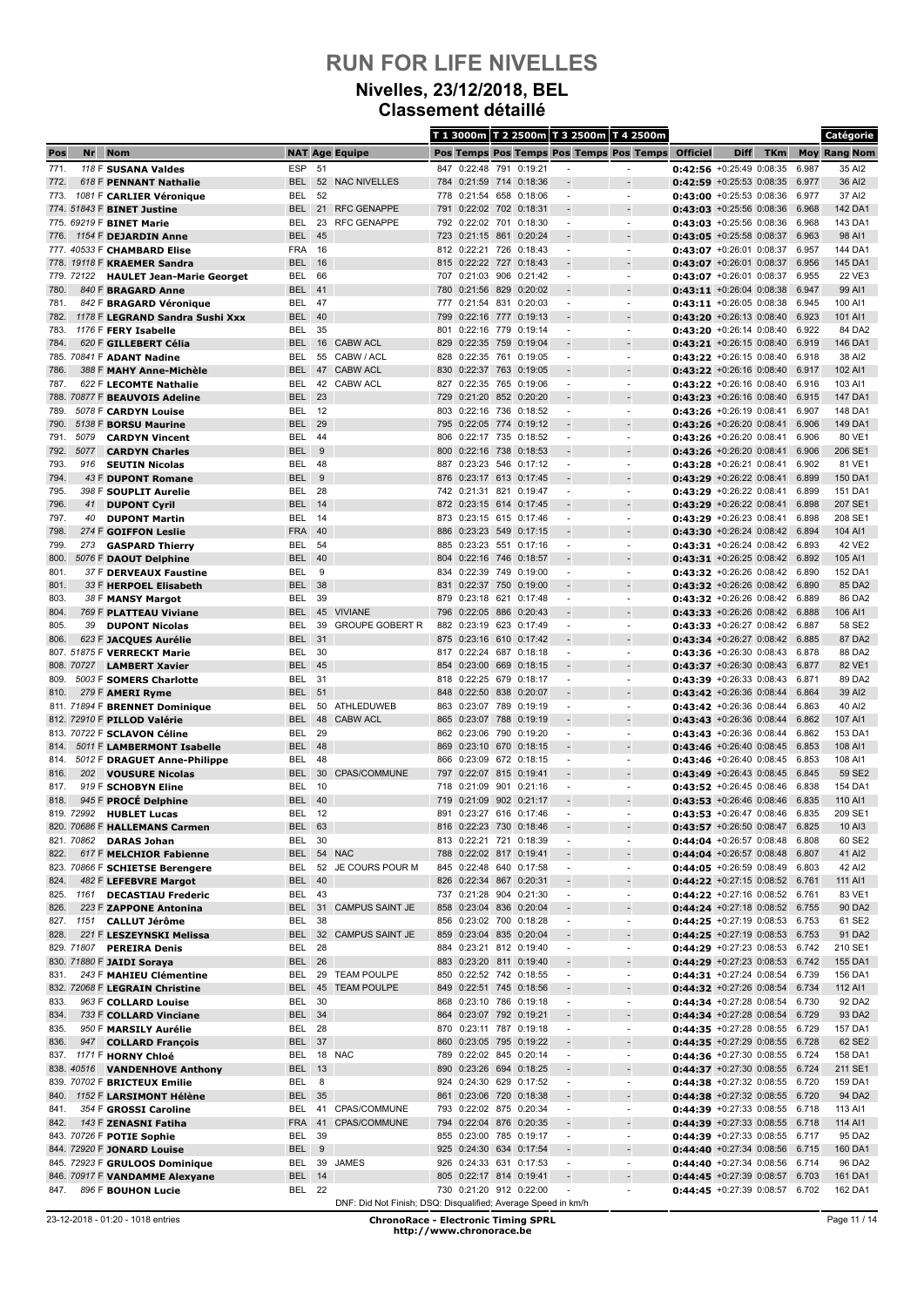# RUN FOR LIFE NIVELLES

## Nivelles, 23/12/2018, BEL

### Classement détaillé

| Pos | Nr | Nom | NAT | Age | Equipe | T 1 3000m Pos | T 1 3000m Temps | T 2 2500m Pos | T 2 2500m Temps | T 3 2500m Pos | T 3 2500m Temps | T 4 2500m Pos | T 4 2500m Temps | Officiel | Diff | TKm | Moy | Catégorie Rang | Catégorie Nom |
|---|---|---|---|---|---|---|---|---|---|---|---|---|---|---|---|---|---|---|---|
| 771. | 118 F | SUSANA Valdes | ESP | 51 | | 847 | 0:22:48 | 791 | 0:19:21 | - | | - | | 0:42:56 | +0:25:49 | 0:08:35 | 6.987 | 35 | AI2 |
| 772. | 618 F | PENNANT Nathalie | BEL | 52 | NAC NIVELLES | 784 | 0:21:59 | 714 | 0:18:36 | - | | - | | 0:42:59 | +0:25:53 | 0:08:35 | 6.977 | 36 | AI2 |
| 773. | 1081 F | CARLIER Véronique | BEL | 52 | | 778 | 0:21:54 | 658 | 0:18:06 | - | | - | | 0:43:00 | +0:25:53 | 0:08:36 | 6.977 | 37 | AI2 |
| 774. | 51843 F | BINET Justine | BEL | 21 | RFC GENAPPE | 791 | 0:22:02 | 702 | 0:18:31 | - | | - | | 0:43:03 | +0:25:56 | 0:08:36 | 6.968 | 142 | DA1 |
| 775. | 69219 F | BINET Marie | BEL | 23 | RFC GENAPPE | 792 | 0:22:02 | 701 | 0:18:30 | - | | - | | 0:43:03 | +0:25:56 | 0:08:36 | 6.968 | 143 | DA1 |
| 776. | 1154 F | DEJARDIN Anne | BEL | 45 | | 723 | 0:21:15 | 861 | 0:20:24 | - | | - | | 0:43:05 | +0:25:58 | 0:08:37 | 6.963 | 98 | AI1 |
| 777. | 40533 F | CHAMBARD Elise | FRA | 16 | | 812 | 0:22:21 | 726 | 0:18:43 | - | | - | | 0:43:07 | +0:26:01 | 0:08:37 | 6.957 | 144 | DA1 |
| 778. | 19118 F | KRAEMER Sandra | BEL | 16 | | 815 | 0:22:22 | 727 | 0:18:43 | - | | - | | 0:43:07 | +0:26:01 | 0:08:37 | 6.956 | 145 | DA1 |
| 779. | 72122 | HAULET Jean-Marie Georget | BEL | 66 | | 707 | 0:21:03 | 906 | 0:21:42 | - | | - | | 0:43:07 | +0:26:01 | 0:08:37 | 6.955 | 22 | VE3 |
| 780. | 840 F | BRAGARD Anne | BEL | 41 | | 780 | 0:21:56 | 829 | 0:20:02 | - | | - | | 0:43:11 | +0:26:04 | 0:08:38 | 6.947 | 99 | AI1 |
| 781. | 842 F | BRAGARD Véronique | BEL | 47 | | 777 | 0:21:54 | 831 | 0:20:03 | - | | - | | 0:43:11 | +0:26:05 | 0:08:38 | 6.945 | 100 | AI1 |
| 782. | 1178 F | LEGRAND Sandra Sushi Xxx | BEL | 40 | | 799 | 0:22:16 | 777 | 0:19:13 | - | | - | | 0:43:20 | +0:26:13 | 0:08:40 | 6.923 | 101 | AI1 |
| 783. | 1176 F | FERY Isabelle | BEL | 35 | | 801 | 0:22:16 | 779 | 0:19:14 | - | | - | | 0:43:20 | +0:26:14 | 0:08:40 | 6.922 | 84 | DA2 |
| 784. | 620 F | GILLEBERT Célia | BEL | 16 | CABW ACL | 829 | 0:22:35 | 759 | 0:19:04 | - | | - | | 0:43:21 | +0:26:15 | 0:08:40 | 6.919 | 146 | DA1 |
| 785. | 70841 F | ADANT Nadine | BEL | 55 | CABW / ACL | 828 | 0:22:35 | 761 | 0:19:05 | - | | - | | 0:43:22 | +0:26:15 | 0:08:40 | 6.918 | 38 | AI2 |
| 786. | 388 F | MAHY Anne-Michèle | BEL | 47 | CABW ACL | 830 | 0:22:37 | 763 | 0:19:05 | - | | - | | 0:43:22 | +0:26:16 | 0:08:40 | 6.917 | 102 | AI1 |
| 787. | 622 F | LECOMTE Nathalie | BEL | 42 | CABW ACL | 827 | 0:22:35 | 765 | 0:19:06 | - | | - | | 0:43:22 | +0:26:16 | 0:08:40 | 6.916 | 103 | AI1 |
| 788. | 70877 F | BEAUVOIS Adeline | BEL | 23 | | 729 | 0:21:20 | 852 | 0:20:20 | - | | - | | 0:43:23 | +0:26:16 | 0:08:40 | 6.915 | 147 | DA1 |
| 789. | 5078 F | CARDYN Louise | BEL | 12 | | 803 | 0:22:16 | 736 | 0:18:52 | - | | - | | 0:43:26 | +0:26:19 | 0:08:41 | 6.907 | 148 | DA1 |
| 790. | 5138 F | BORSU Maurine | BEL | 29 | | 795 | 0:22:05 | 774 | 0:19:12 | - | | - | | 0:43:26 | +0:26:20 | 0:08:41 | 6.906 | 149 | DA1 |
| 791. | 5079 | CARDYN Vincent | BEL | 44 | | 806 | 0:22:17 | 735 | 0:18:52 | - | | - | | 0:43:26 | +0:26:20 | 0:08:41 | 6.906 | 80 | VE1 |
| 792. | 5077 | CARDYN Charles | BEL | 9 | | 800 | 0:22:16 | 738 | 0:18:53 | - | | - | | 0:43:26 | +0:26:20 | 0:08:41 | 6.906 | 206 | SE1 |
| 793. | 916 | SEUTIN Nicolas | BEL | 48 | | 887 | 0:23:23 | 546 | 0:17:12 | - | | - | | 0:43:28 | +0:26:21 | 0:08:41 | 6.902 | 81 | VE1 |
| 794. | 43 F | DUPONT Romane | BEL | 9 | | 876 | 0:23:17 | 613 | 0:17:45 | - | | - | | 0:43:29 | +0:26:22 | 0:08:41 | 6.899 | 150 | DA1 |
| 795. | 398 F | SOUPLIT Aurelie | BEL | 28 | | 742 | 0:21:31 | 821 | 0:19:47 | - | | - | | 0:43:29 | +0:26:22 | 0:08:41 | 6.899 | 151 | DA1 |
| 796. | 41 | DUPONT Cyril | BEL | 14 | | 872 | 0:23:15 | 614 | 0:17:45 | - | | - | | 0:43:29 | +0:26:22 | 0:08:41 | 6.898 | 207 | SE1 |
| 797. | 40 | DUPONT Martin | BEL | 14 | | 873 | 0:23:15 | 615 | 0:17:46 | - | | - | | 0:43:29 | +0:26:23 | 0:08:41 | 6.898 | 208 | SE1 |
| 798. | 274 F | GOIFFON Leslie | FRA | 40 | | 886 | 0:23:23 | 549 | 0:17:15 | - | | - | | 0:43:30 | +0:26:24 | 0:08:42 | 6.894 | 104 | AI1 |
| 799. | 273 | GASPARD Thierry | BEL | 54 | | 885 | 0:23:23 | 551 | 0:17:16 | - | | - | | 0:43:31 | +0:26:24 | 0:08:42 | 6.893 | 42 | VE2 |
| 800. | 5076 F | DAOUT Delphine | BEL | 40 | | 804 | 0:22:16 | 746 | 0:18:57 | - | | - | | 0:43:31 | +0:26:25 | 0:08:42 | 6.892 | 105 | AI1 |
| 801. | 37 F | DERVEAUX Faustine | BEL | 9 | | 834 | 0:22:39 | 749 | 0:19:00 | - | | - | | 0:43:32 | +0:26:26 | 0:08:42 | 6.890 | 152 | DA1 |
| 801. | 33 F | HERPOEL Elisabeth | BEL | 38 | | 831 | 0:22:37 | 750 | 0:19:00 | - | | - | | 0:43:32 | +0:26:26 | 0:08:42 | 6.890 | 85 | DA2 |
| 803. | 38 F | MANSY Margot | BEL | 39 | | 879 | 0:23:18 | 621 | 0:17:48 | - | | - | | 0:43:32 | +0:26:26 | 0:08:42 | 6.889 | 86 | DA2 |
| 804. | 769 F | PLATTEAU Viviane | BEL | 45 | VIVIANE | 796 | 0:22:05 | 886 | 0:20:43 | - | | - | | 0:43:33 | +0:26:26 | 0:08:42 | 6.888 | 106 | AI1 |
| 805. | 39 | DUPONT Nicolas | BEL | 39 | GROUPE GOBERT R | 882 | 0:23:19 | 623 | 0:17:49 | - | | - | | 0:43:33 | +0:26:27 | 0:08:42 | 6.887 | 58 | SE2 |
| 806. | 623 F | JACQUES Aurélie | BEL | 31 | | 875 | 0:23:16 | 610 | 0:17:42 | - | | - | | 0:43:34 | +0:26:27 | 0:08:42 | 6.885 | 87 | DA2 |
| 807. | 51875 F | VERRECKT Marie | BEL | 30 | | 817 | 0:22:24 | 687 | 0:18:18 | - | | - | | 0:43:36 | +0:26:30 | 0:08:43 | 6.878 | 88 | DA2 |
| 808. | 70727 | LAMBERT Xavier | BEL | 45 | | 854 | 0:23:00 | 669 | 0:18:15 | - | | - | | 0:43:37 | +0:26:30 | 0:08:43 | 6.877 | 82 | VE1 |
| 809. | 5003 F | SOMERS Charlotte | BEL | 31 | | 818 | 0:22:25 | 679 | 0:18:17 | - | | - | | 0:43:39 | +0:26:33 | 0:08:43 | 6.871 | 89 | DA2 |
| 810. | 279 F | AMERI Ryme | BEL | 51 | | 848 | 0:22:50 | 838 | 0:20:07 | - | | - | | 0:43:42 | +0:26:36 | 0:08:44 | 6.864 | 39 | AI2 |
| 811. | 71894 F | BRENNET Dominique | BEL | 50 | ATHLEDUWEB | 863 | 0:23:07 | 789 | 0:19:19 | - | | - | | 0:43:42 | +0:26:36 | 0:08:44 | 6.863 | 40 | AI2 |
| 812. | 72910 F | PILLOD Valérie | BEL | 48 | CABW ACL | 865 | 0:23:07 | 788 | 0:19:19 | - | | - | | 0:43:43 | +0:26:36 | 0:08:44 | 6.862 | 107 | AI1 |
| 813. | 70722 F | SCLAVON Céline | BEL | 29 | | 862 | 0:23:06 | 790 | 0:19:20 | - | | - | | 0:43:43 | +0:26:36 | 0:08:44 | 6.862 | 153 | DA1 |
| 814. | 5011 F | LAMBERMONT Isabelle | BEL | 48 | | 869 | 0:23:10 | 670 | 0:18:15 | - | | - | | 0:43:46 | +0:26:40 | 0:08:45 | 6.853 | 108 | AI1 |
| 814. | 5012 F | DRAGUET Anne-Philippe | BEL | 48 | | 866 | 0:23:09 | 672 | 0:18:15 | - | | - | | 0:43:46 | +0:26:40 | 0:08:45 | 6.853 | 108 | AI1 |
| 816. | 202 | VOUSURE Nicolas | BEL | 30 | CPAS/COMMUNE | 797 | 0:22:07 | 815 | 0:19:41 | - | | - | | 0:43:49 | +0:26:43 | 0:08:45 | 6.845 | 59 | SE2 |
| 817. | 919 F | SCHOBYN Eline | BEL | 10 | | 718 | 0:21:09 | 901 | 0:21:16 | - | | - | | 0:43:52 | +0:26:45 | 0:08:46 | 6.838 | 154 | DA1 |
| 818. | 945 F | PROCÉ Delphine | BEL | 40 | | 719 | 0:21:09 | 902 | 0:21:17 | - | | - | | 0:43:53 | +0:26:46 | 0:08:46 | 6.835 | 110 | AI1 |
| 819. | 72992 | HUBLET Lucas | BEL | 12 | | 891 | 0:23:27 | 616 | 0:17:46 | - | | - | | 0:43:53 | +0:26:47 | 0:08:46 | 6.835 | 209 | SE1 |
| 820. | 70686 F | HALLEMANS Carmen | BEL | 63 | | 816 | 0:22:23 | 730 | 0:18:46 | - | | - | | 0:43:57 | +0:26:50 | 0:08:47 | 6.825 | 10 | AI3 |
| 821. | 70862 | DARAS Johan | BEL | 30 | | 813 | 0:22:21 | 721 | 0:18:39 | - | | - | | 0:44:04 | +0:26:57 | 0:08:48 | 6.808 | 60 | SE2 |
| 822. | 617 F | MELCHIOR Fabienne | BEL | 54 | NAC | 788 | 0:22:02 | 817 | 0:19:41 | - | | - | | 0:44:04 | +0:26:57 | 0:08:48 | 6.807 | 41 | AI2 |
| 823. | 70866 F | SCHIETSE Berengere | BEL | 52 | JE COURS POUR M | 845 | 0:22:48 | 640 | 0:17:58 | - | | - | | 0:44:05 | +0:26:59 | 0:08:49 | 6.803 | 42 | AI2 |
| 824. | 482 F | LEFEBVRE Margot | BEL | 40 | | 826 | 0:22:34 | 867 | 0:20:31 | - | | - | | 0:44:22 | +0:27:15 | 0:08:52 | 6.761 | 111 | AI1 |
| 825. | 1161 | DECASTIAU Frederic | BEL | 43 | | 737 | 0:21:28 | 904 | 0:21:30 | - | | - | | 0:44:22 | +0:27:16 | 0:08:52 | 6.761 | 83 | VE1 |
| 826. | 223 F | ZAPPONE Antonina | BEL | 31 | CAMPUS SAINT JE | 858 | 0:23:04 | 836 | 0:20:04 | - | | - | | 0:44:24 | +0:27:18 | 0:08:52 | 6.755 | 90 | DA2 |
| 827. | 1151 | CALLUT Jérôme | BEL | 38 | | 856 | 0:23:02 | 700 | 0:18:28 | - | | - | | 0:44:25 | +0:27:19 | 0:08:53 | 6.753 | 61 | SE2 |
| 828. | 221 F | LESZEYNSKI Melissa | BEL | 32 | CAMPUS SAINT JE | 859 | 0:23:04 | 835 | 0:20:04 | - | | - | | 0:44:25 | +0:27:19 | 0:08:53 | 6.753 | 91 | DA2 |
| 829. | 71807 | PEREIRA Denis | BEL | 28 | | 884 | 0:23:21 | 812 | 0:19:40 | - | | - | | 0:44:29 | +0:27:23 | 0:08:53 | 6.742 | 210 | SE1 |
| 830. | 71880 F | JAIDI Soraya | BEL | 26 | | 883 | 0:23:20 | 811 | 0:19:40 | - | | - | | 0:44:29 | +0:27:23 | 0:08:53 | 6.742 | 155 | DA1 |
| 831. | 243 F | MAHIEU Clémentine | BEL | 29 | TEAM POULPE | 850 | 0:22:52 | 742 | 0:18:55 | - | | - | | 0:44:31 | +0:27:24 | 0:08:54 | 6.739 | 156 | DA1 |
| 832. | 72068 F | LEGRAIN Christine | BEL | 45 | TEAM POULPE | 849 | 0:22:51 | 745 | 0:18:56 | - | | - | | 0:44:32 | +0:27:26 | 0:08:54 | 6.734 | 112 | AI1 |
| 833. | 963 F | COLLARD Louise | BEL | 30 | | 868 | 0:23:10 | 786 | 0:19:18 | - | | - | | 0:44:34 | +0:27:28 | 0:08:54 | 6.730 | 92 | DA2 |
| 834. | 733 F | COLLARD Vinciane | BEL | 34 | | 864 | 0:23:07 | 792 | 0:19:21 | - | | - | | 0:44:34 | +0:27:28 | 0:08:54 | 6.729 | 93 | DA2 |
| 835. | 950 F | MARSILY Aurélie | BEL | 28 | | 870 | 0:23:11 | 787 | 0:19:18 | - | | - | | 0:44:35 | +0:27:28 | 0:08:55 | 6.729 | 157 | DA1 |
| 836. | 947 | COLLARD François | BEL | 37 | | 860 | 0:23:05 | 795 | 0:19:22 | - | | - | | 0:44:35 | +0:27:29 | 0:08:55 | 6.728 | 62 | SE2 |
| 837. | 1171 F | HORNY Chloé | BEL | 18 | NAC | 789 | 0:22:02 | 845 | 0:20:14 | - | | - | | 0:44:36 | +0:27:30 | 0:08:55 | 6.724 | 158 | DA1 |
| 838. | 40516 | VANDENHOVE Anthony | BEL | 13 | | 890 | 0:23:26 | 694 | 0:18:25 | - | | - | | 0:44:37 | +0:27:30 | 0:08:55 | 6.724 | 211 | SE1 |
| 839. | 70702 F | BRICTEUX Emilie | BEL | 8 | | 924 | 0:24:30 | 629 | 0:17:52 | - | | - | | 0:44:38 | +0:27:32 | 0:08:55 | 6.720 | 159 | DA1 |
| 840. | 1152 F | LARSIMONT Hélène | BEL | 35 | | 861 | 0:23:06 | 720 | 0:18:38 | - | | - | | 0:44:38 | +0:27:32 | 0:08:55 | 6.720 | 94 | DA2 |
| 841. | 354 F | GROSSI Caroline | BEL | 41 | CPAS/COMMUNE | 793 | 0:22:02 | 875 | 0:20:34 | - | | - | | 0:44:39 | +0:27:33 | 0:08:55 | 6.718 | 113 | AI1 |
| 842. | 143 F | ZENASNI Fatiha | FRA | 41 | CPAS/COMMUNE | 794 | 0:22:04 | 876 | 0:20:35 | - | | - | | 0:44:39 | +0:27:33 | 0:08:55 | 6.718 | 114 | AI1 |
| 843. | 70726 F | POTIE Sophie | BEL | 39 | | 855 | 0:23:00 | 785 | 0:19:17 | - | | - | | 0:44:39 | +0:27:33 | 0:08:55 | 6.717 | 95 | DA2 |
| 844. | 72920 F | JONARD Louise | BEL | 9 | | 925 | 0:24:30 | 634 | 0:17:54 | - | | - | | 0:44:40 | +0:27:34 | 0:08:56 | 6.715 | 160 | DA1 |
| 845. | 72923 F | GRULOOS Dominique | BEL | 39 | JAMES | 926 | 0:24:33 | 631 | 0:17:53 | - | | - | | 0:44:40 | +0:27:34 | 0:08:56 | 6.714 | 96 | DA2 |
| 846. | 70917 F | VANDAMME Alexyane | BEL | 14 | | 805 | 0:22:17 | 814 | 0:19:41 | - | | - | | 0:44:45 | +0:27:39 | 0:08:57 | 6.703 | 161 | DA1 |
| 847. | 896 F | BOUHON Lucie | BEL | 22 | | 730 | 0:21:20 | 912 | 0:22:00 | - | | - | | 0:44:45 | +0:27:39 | 0:08:57 | 6.702 | 162 | DA1 |

DNF: Did Not Finish; DSQ: Disqualified; Average Speed in km/h

23-12-2018 - 01:20 - 1018 entries

**ChronoRace - Electronic Timing SPRL**
http://www.chronorace.be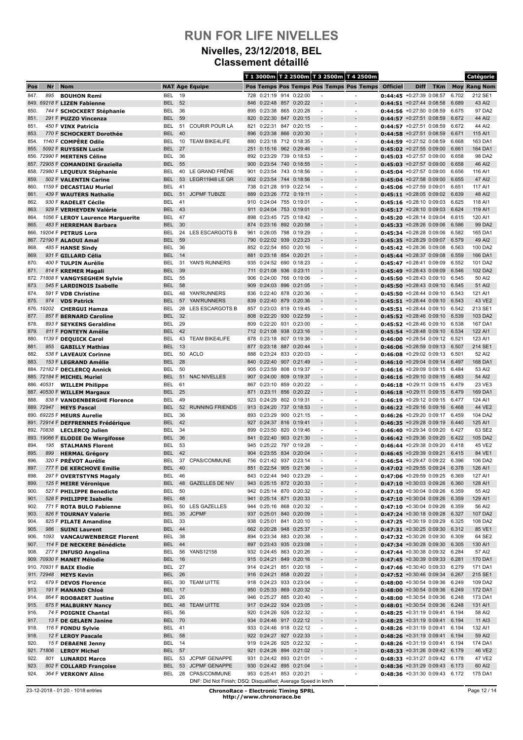# RUN FOR LIFE NIVELLES

## Nivelles, 23/12/2018, BEL

### Classement détaillé

| Pos | Nr | Nom | NAT | Age | Equipe | T 1 3000m Pos | T 1 3000m Temps | T 2 2500m Pos | T 2 2500m Temps | T 3 2500m Pos | T 3 2500m Temps | T 4 2500m Pos | T 4 2500m Temps | Officiel | Diff | TKm | Moy | Rang | Catégorie Nom |
|---|---|---|---|---|---|---|---|---|---|---|---|---|---|---|---|---|---|---|---|
| 847. | 895 | **BOUHON Remi** | BEL | 19 | | 728 | 0:21:19 | 914 | 0:22:00 | - | | - | | **0:44:45** | +0:27:39 | 0:08:57 | 6.702 | 212 | SE1 |
| 849. | 69218 F | **LIZEN Fabienne** | BEL | 52 | | 846 | 0:22:48 | 857 | 0:20:22 | - | | - | | **0:44:51** | +0:27:44 | 0:08:58 | 6.689 | 43 | AI2 |
| 850. | 744 F | **SCHOCKERT Stéphanie** | BEL | 36 | | 895 | 0:23:38 | 865 | 0:20:28 | - | | - | | **0:44:56** | +0:27:50 | 0:08:59 | 6.675 | 97 | DA2 |
| 851. | 291 F | **PUZZO Vincenza** | BEL | 59 | | 820 | 0:22:30 | 847 | 0:20:15 | - | | - | | **0:44:57** | +0:27:51 | 0:08:59 | 6.672 | 44 | AI2 |
| 851. | 450 F | **VINX Patricia** | BEL | 51 | COURIR POUR LA | 821 | 0:22:31 | 847 | 0:20:15 | - | | - | | **0:44:57** | +0:27:51 | 0:08:59 | 6.672 | 44 | AI2 |
| 853. | 770 F | **SCHOCKERT Dorothée** | BEL | 40 | | 896 | 0:23:38 | 866 | 0:20:30 | - | | - | | **0:44:58** | +0:27:51 | 0:08:59 | 6.671 | 115 | AI1 |
| 854. | 1140 F | **COMPÈRE Odile** | BEL | 10 | TEAM BIKE4LIFE | 880 | 0:23:18 | 712 | 0:18:35 | - | | - | | **0:44:59** | +0:27:52 | 0:08:59 | 6.668 | 163 | DA1 |
| 855. | 5092 F | **RUYSSEN Lucie** | BEL | 27 | | 251 | 0:15:16 | 962 | 0:29:46 | - | | - | | **0:45:02** | +0:27:55 | 0:09:00 | 6.661 | 164 | DA1 |
| 856. | 72990 F | **MERTENS Céline** | BEL | 36 | | 892 | 0:23:29 | 739 | 0:18:53 | - | | - | | **0:45:03** | +0:27:57 | 0:09:00 | 6.658 | 98 | DA2 |
| 857. | 72905 F | **COMANDINI Graziella** | BEL | 55 | | 900 | 0:23:54 | 740 | 0:18:55 | - | | - | | **0:45:03** | +0:27:57 | 0:09:00 | 6.658 | 46 | AI2 |
| 858. | 72980 F | **LEQUEUX Stéphanie** | BEL | 40 | LE GRAND FRÊNE | 901 | 0:23:54 | 743 | 0:18:56 | - | | - | | **0:45:04** | +0:27:57 | 0:09:00 | 6.656 | 116 | AI1 |
| 859. | 502 F | **VALENTIN Carine** | BEL | 53 | LEGR11948 LE GR | 902 | 0:23:54 | 744 | 0:18:56 | - | | - | | **0:45:04** | +0:27:58 | 0:09:00 | 6.655 | 47 | AI2 |
| 860. | 1159 F | **DECASTIAU Muriel** | BEL | 41 | | 738 | 0:21:28 | 919 | 0:22:14 | - | | - | | **0:45:06** | +0:27:59 | 0:09:01 | 6.651 | 117 | AI1 |
| 861. | 439 F | **WAUTERS Nathalie** | BEL | 51 | JCPMF TUBIZE | 889 | 0:23:26 | 772 | 0:19:11 | - | | - | | **0:45:11** | +0:28:05 | 0:09:02 | 6.639 | 48 | AI2 |
| 862. | 930 F | **RADELET Cécile** | BEL | 41 | | 910 | 0:24:04 | 755 | 0:19:01 | - | | - | | **0:45:16** | +0:28:10 | 0:09:03 | 6.625 | 118 | AI1 |
| 863. | 929 F | **VERHEYDEN Valérie** | BEL | 43 | | 911 | 0:24:04 | 753 | 0:19:01 | - | | - | | **0:45:17** | +0:28:10 | 0:09:03 | 6.624 | 119 | AI1 |
| 864. | 1056 F | **LEROY Laurence Marguerite** | BEL | 47 | | 898 | 0:23:45 | 725 | 0:18:42 | - | | - | | **0:45:20** | +0:28:14 | 0:09:04 | 6.615 | 120 | AI1 |
| 865. | 483 F | **HERREMAN Barbara** | BEL | 30 | | 874 | 0:23:16 | 892 | 0:20:58 | - | | - | | **0:45:33** | +0:28:26 | 0:09:06 | 6.586 | 99 | DA2 |
| 866. | 19204 F | **PETRUS Lora** | BEL | 24 | LES ESCARGOTS B | 961 | 0:26:05 | 798 | 0:19:29 | - | | - | | **0:45:34** | +0:28:28 | 0:09:06 | 6.582 | 165 | DA1 |
| 867. | 72190 F | **ALAOUI Amal** | BEL | 59 | | 790 | 0:22:02 | 939 | 0:23:23 | - | | - | | **0:45:35** | +0:28:29 | 0:09:07 | 6.579 | 49 | AI2 |
| 868. | 485 F | **HANSE Sindy** | BEL | 36 | | 852 | 0:22:54 | 850 | 0:20:16 | - | | - | | **0:45:42** | +0:28:36 | 0:09:08 | 6.563 | 100 | DA2 |
| 869. | 931 F | **GILLARD Célia** | BEL | 14 | | 881 | 0:23:18 | 854 | 0:20:21 | - | | - | | **0:45:44** | +0:28:37 | 0:09:08 | 6.559 | 166 | DA1 |
| 870. | 400 F | **TULPIN Aurélie** | BEL | 31 | YAN'S RUNNERS | 935 | 0:24:52 | 690 | 0:18:23 | - | | - | | **0:45:47** | +0:28:41 | 0:09:09 | 6.552 | 101 | DA2 |
| 871. | 814 F | **KREMER Magali** | BEL | 39 | | 711 | 0:21:08 | 936 | 0:23:11 | - | | - | | **0:45:49** | +0:28:43 | 0:09:09 | 6.546 | 102 | DA2 |
| 872. | 71808 F | **VANGYSEGHEM Sylvie** | BEL | 55 | | 906 | 0:24:00 | 766 | 0:19:06 | - | | - | | **0:45:50** | +0:28:43 | 0:09:10 | 6.545 | 50 | AI2 |
| 873. | 545 F | **LARDINOIS Isabelle** | BEL | 58 | | 909 | 0:24:03 | 896 | 0:21:05 | - | | - | | **0:45:50** | +0:28:43 | 0:09:10 | 6.545 | 51 | AI2 |
| 874. | 591 F | **VDB Christine** | BEL | 48 | YAN'RUNNERS | 836 | 0:22:40 | 878 | 0:20:36 | - | | - | | **0:45:50** | +0:28:44 | 0:09:10 | 6.543 | 121 | AI1 |
| 875. | 974 | **VDS Patrick** | BEL | 57 | YAN'RUNNERS | 839 | 0:22:40 | 879 | 0:20:36 | - | | - | | **0:45:51** | +0:28:44 | 0:09:10 | 6.543 | 43 | VE2 |
| 876. | 19202 | **CHERGUI Hamza** | BEL | 28 | LES ESCARGOTS B | 857 | 0:23:03 | 819 | 0:19:45 | - | | - | | **0:45:51** | +0:28:44 | 0:09:10 | 6.542 | 213 | SE1 |
| 877. | 857 F | **BERNARD Caroline** | BEL | 32 | | 808 | 0:22:20 | 930 | 0:22:59 | - | | - | | **0:45:52** | +0:28:46 | 0:09:10 | 6.539 | 103 | DA2 |
| 878. | 893 F | **SEYKENS Geraldine** | BEL | 29 | | 809 | 0:22:20 | 931 | 0:23:00 | - | | - | | **0:45:52** | +0:28:46 | 0:09:10 | 6.538 | 167 | DA1 |
| 879. | 811 F | **FONTEYN Amélie** | BEL | 42 | | 712 | 0:21:08 | 938 | 0:23:16 | - | | - | | **0:45:54** | +0:28:48 | 0:09:10 | 6.534 | 122 | AI1 |
| 880. | 1139 F | **DEQUICK Carol** | BEL | 43 | TEAM BIKE4LIFE | 878 | 0:23:18 | 807 | 0:19:36 | - | | - | | **0:46:00** | +0:28:54 | 0:09:12 | 6.521 | 123 | AI1 |
| 881. | 955 | **GABILLY Mathias** | BEL | 13 | | 877 | 0:23:18 | 887 | 0:20:44 | - | | - | | **0:46:06** | +0:28:59 | 0:09:13 | 6.507 | 214 | SE1 |
| 882. | 538 F | **LAVEAUX Corinne** | BEL | 50 | ACLO | 888 | 0:23:24 | 833 | 0:20:03 | - | | - | | **0:46:08** | +0:29:02 | 0:09:13 | 6.501 | 52 | AI2 |
| 883. | 153 F | **LEGRAND Amélie** | BEL | 28 | | 840 | 0:22:40 | 907 | 0:21:49 | - | | - | | **0:46:10** | +0:29:04 | 0:09:14 | 6.497 | 168 | DA1 |
| 884. | 72182 F | **DECLERCQ Annick** | BEL | 50 | | 905 | 0:23:59 | 808 | 0:19:37 | - | | - | | **0:46:16** | +0:29:09 | 0:09:15 | 6.484 | 53 | AI2 |
| 885. | 72184 F | **MICHEL Muriel** | BEL | 51 | NAC NIVELLES | 907 | 0:24:00 | 809 | 0:19:37 | - | | - | | **0:46:16** | +0:29:10 | 0:09:15 | 6.483 | 54 | AI2 |
| 886. | 40531 | **WILLEM Philippe** | BEL | 61 | | 867 | 0:23:10 | 859 | 0:20:22 | - | | - | | **0:46:18** | +0:29:11 | 0:09:15 | 6.479 | 23 | VE3 |
| 887. | 40530 F | **WILLEM Margaux** | BEL | 25 | | 871 | 0:23:11 | 856 | 0:20:22 | - | | - | | **0:46:18** | +0:29:11 | 0:09:15 | 6.479 | 169 | DA1 |
| 888. | 838 F | **VANDENBERGHE Florence** | BEL | 49 | | 923 | 0:24:29 | 802 | 0:19:31 | - | | - | | **0:46:19** | +0:29:12 | 0:09:15 | 6.477 | 124 | AI1 |
| 889. | 72947 | **MEYS Pascal** | BEL | 52 | RUNNING FRIENDS | 913 | 0:24:20 | 737 | 0:18:53 | - | | - | | **0:46:22** | +0:29:16 | 0:09:16 | 6.468 | 44 | VE2 |
| 890. | 69225 F | **MEURS Aurelie** | BEL | 36 | | 893 | 0:23:29 | 900 | 0:21:15 | - | | - | | **0:46:26** | +0:29:20 | 0:09:17 | 6.459 | 104 | DA2 |
| 891. | 72914 F | **DEFFRENNES Frédérique** | BEL | 42 | | 927 | 0:24:37 | 816 | 0:19:41 | - | | - | | **0:46:35** | +0:29:28 | 0:09:19 | 6.440 | 125 | AI1 |
| 892. | 70838 | **LECLERCQ Julien** | BEL | 34 | | 899 | 0:23:50 | 820 | 0:19:46 | - | | - | | **0:46:40** | +0:29:34 | 0:09:20 | 6.427 | 63 | SE2 |
| 893. | 19066 F | **ELODIE De Wergifosse** | BEL | 36 | | 841 | 0:22:40 | 903 | 0:21:30 | - | | - | | **0:46:42** | +0:29:36 | 0:09:20 | 6.422 | 105 | DA2 |
| 894. | 195 | **STALMANS Florent** | BEL | 53 | | 945 | 0:25:22 | 797 | 0:19:28 | - | | - | | **0:46:44** | +0:29:38 | 0:09:20 | 6.418 | 45 | VE2 |
| 895. | 899 | **HERMAL Grégory** | BEL | 42 | | 904 | 0:23:55 | 834 | 0:20:04 | - | | - | | **0:46:45** | +0:29:39 | 0:09:21 | 6.415 | 84 | VE1 |
| 896. | 320 F | **PRÉVOT Aurélie** | BEL | 37 | CPAS/COMMUNE | 756 | 0:21:42 | 937 | 0:23:14 | - | | - | | **0:46:54** | +0:29:47 | 0:09:22 | 6.396 | 106 | DA2 |
| 897. | 777 F | **DE KERCHOVE Emilie** | BEL | 40 | | 851 | 0:22:54 | 905 | 0:21:36 | - | | - | | **0:47:02** | +0:29:55 | 0:09:24 | 6.378 | 126 | AI1 |
| 898. | 297 F | **OVERTSTYNS Magaly** | BEL | 46 | | 843 | 0:22:44 | 940 | 0:23:29 | - | | - | | **0:47:06** | +0:29:59 | 0:09:25 | 6.369 | 127 | AI1 |
| 899. | 125 F | **MEIRE Véronique** | BEL | 48 | GAZELLES DE NIV | 943 | 0:25:15 | 872 | 0:20:33 | - | | - | | **0:47:10** | +0:30:03 | 0:09:26 | 6.360 | 128 | AI1 |
| 900. | 527 F | **PHILIPPE Benedicte** | BEL | 50 | | 942 | 0:25:14 | 870 | 0:20:32 | - | | - | | **0:47:10** | +0:30:04 | 0:09:26 | 6.359 | 55 | AI2 |
| 901. | 528 F | **PHILIPPE Isabelle** | BEL | 48 | | 941 | 0:25:14 | 871 | 0:20:33 | - | | - | | **0:47:10** | +0:30:04 | 0:09:26 | 6.359 | 129 | AI1 |
| 902. | 771 F | **ROTA BULO Fabienne** | BEL | 50 | LES GAZELLES | 944 | 0:25:16 | 868 | 0:20:32 | - | | - | | **0:47:10** | +0:30:04 | 0:09:26 | 6.359 | 56 | AI2 |
| 903. | 826 F | **TOURNAY Valerie** | BEL | 35 | JCPMF | 937 | 0:25:01 | 840 | 0:20:09 | - | | - | | **0:47:24** | +0:30:18 | 0:09:28 | 6.327 | 107 | DA2 |
| 904. | 825 F | **PILATE Amandine** | BEL | 33 | | 938 | 0:25:01 | 841 | 0:20:10 | - | | - | | **0:47:25** | +0:30:19 | 0:09:29 | 6.325 | 108 | DA2 |
| 905. | 986 | **SUINI Laurent** | BEL | 44 | | 662 | 0:20:28 | 948 | 0:25:37 | - | | - | | **0:47:31** | +0:30:25 | 0:09:30 | 6.312 | 85 | VE1 |
| 906. | 1093 | **VANCAUWENBERGE Florent** | BEL | 38 | | 894 | 0:23:34 | 883 | 0:20:38 | - | | - | | **0:47:32** | +0:30:26 | 0:09:30 | 6.309 | 64 | SE2 |
| 907. | 114 F | **DE NECKERE Bénédicte** | BEL | 44 | | 897 | 0:23:43 | 935 | 0:23:08 | - | | - | | **0:47:34** | +0:30:28 | 0:09:30 | 6.305 | 130 | AI1 |
| 908. | 277 F | **INFUSO Angelina** | BEL | 56 | YANS12158 | 932 | 0:24:45 | 863 | 0:20:26 | - | | - | | **0:47:44** | +0:30:38 | 0:09:32 | 6.284 | 57 | AI2 |
| 909. | 70930 F | **MANET Mélodie** | BEL | 16 | | 915 | 0:24:21 | 849 | 0:20:16 | - | | - | | **0:47:45** | +0:30:39 | 0:09:33 | 6.281 | 170 | DA1 |
| 910. | 70931 F | **BAIX Elodie** | BEL | 27 | | 914 | 0:24:21 | 851 | 0:20:18 | - | | - | | **0:47:46** | +0:30:40 | 0:09:33 | 6.279 | 171 | DA1 |
| 911. | 72948 | **MEYS Kevin** | BEL | 26 | | 916 | 0:24:21 | 858 | 0:20:22 | - | | - | | **0:47:52** | +0:30:46 | 0:09:34 | 6.267 | 215 | SE1 |
| 912. | 679 F | **DEVOS Florence** | BEL | 30 | TEAM UITTE | 918 | 0:24:23 | 933 | 0:23:04 | - | | - | | **0:48:00** | +0:30:54 | 0:09:36 | 6.249 | 109 | DA2 |
| 913. | 191 F | **MANAND Chloé** | BEL | 17 | | 950 | 0:25:33 | 869 | 0:20:32 | - | | - | | **0:48:00** | +0:30:54 | 0:09:36 | 6.249 | 172 | DA1 |
| 914. | 864 F | **ROOBAERT Justine** | BEL | 26 | | 946 | 0:25:27 | 885 | 0:20:40 | - | | - | | **0:48:00** | +0:30:54 | 0:09:36 | 6.248 | 173 | DA1 |
| 915. | 675 F | **MALBURNY Nancy** | BEL | 48 | TEAM UITTE | 917 | 0:24:22 | 934 | 0:23:05 | - | | - | | **0:48:01** | +0:30:54 | 0:09:36 | 6.248 | 131 | AI1 |
| 916. | 74 F | **POIGNIE Chantal** | BEL | 56 | | 920 | 0:24:26 | 926 | 0:22:32 | - | | - | | **0:48:25** | +0:31:19 | 0:09:41 | 6.194 | 58 | AI2 |
| 917. | 13 F | **DE GELAEN Janine** | BEL | 70 | | 934 | 0:24:46 | 917 | 0:22:12 | - | | - | | **0:48:25** | +0:31:19 | 0:09:41 | 6.194 | 11 | AI3 |
| 918. | 116 F | **FONDU Sylvie** | BEL | 41 | | 933 | 0:24:46 | 918 | 0:22:12 | - | | - | | **0:48:26** | +0:31:19 | 0:09:41 | 6.194 | 132 | AI1 |
| 918. | 12 F | **LEROY Pascale** | BEL | 58 | | 922 | 0:24:27 | 927 | 0:22:33 | - | | - | | **0:48:26** | +0:31:19 | 0:09:41 | 6.194 | 59 | AI2 |
| 920. | 15 F | **DEBAENE Jenny** | BEL | 14 | | 919 | 0:24:26 | 925 | 0:22:32 | - | | - | | **0:48:26** | +0:31:19 | 0:09:41 | 6.194 | 174 | DA1 |
| 921. | 71806 | **LEROY Michel** | BEL | 57 | | 921 | 0:24:26 | 894 | 0:21:02 | - | | - | | **0:48:33** | +0:31:26 | 0:09:42 | 6.179 | 46 | VE2 |
| 922. | 801 | **LUNARDI Marco** | BEL | 53 | JCPMF GENAPPE | 931 | 0:24:42 | 893 | 0:21:01 | - | | - | | **0:48:33** | +0:31:27 | 0:09:42 | 6.178 | 47 | VE2 |
| 923. | 802 F | **COLLARD Françoise** | BEL | 53 | JCPMF GENAPPE | 930 | 0:24:42 | 895 | 0:21:04 | - | | - | | **0:48:36** | +0:31:29 | 0:09:43 | 6.173 | 60 | AI2 |
| 924. | 364 F | **VERKONY Aline** | BEL | 28 | CPAS/COMMUNE | 953 | 0:25:41 | 853 | 0:20:21 | - | | - | | **0:48:36** | +0:31:30 | 0:09:43 | 6.172 | 175 | DA1 |

DNF: Did Not Finish; DSQ: Disqualified; Average Speed in km/h

23-12-2018 - 01:20 - 1018 entries

**ChronoRace - Electronic Timing SPRL**
**http://www.chronorace.be**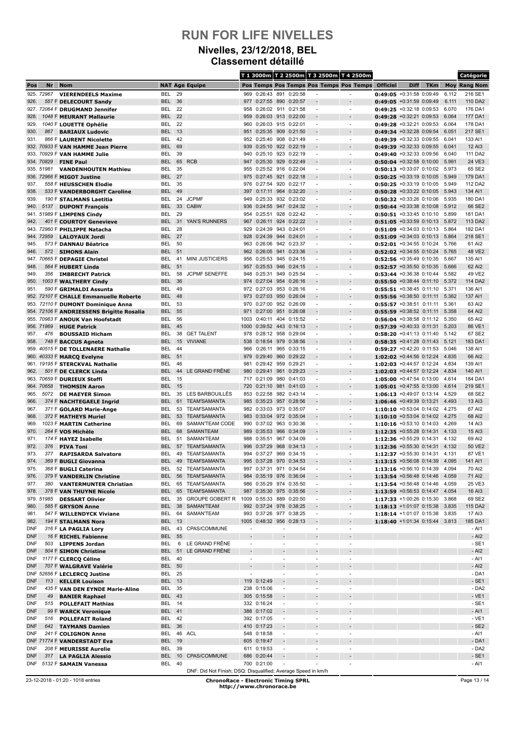# RUN FOR LIFE NIVELLES

## Nivelles, 23/12/2018, BEL

## Classement détaillé

| Pos | Nr | Nom | NAT | Age | Equipe | T 1 3000m Pos | T 1 3000m Temps | T 2 2500m Pos | T 2 2500m Temps | T 3 2500m Pos | T 3 2500m Temps | T 4 2500m Pos | T 4 2500m Temps | Officiel | Diff | TKm | Moy | Rang | Catégorie Nom |
|---|---|---|---|---|---|---|---|---|---|---|---|---|---|---|---|---|---|---|---|
| 925. | 72967 | **VIERENDEELS Maxime** | BEL | 29 | | 969 | 0:26:43 | 891 | 0:20:58 | - | | - | | **0:49:05** | +0:31:58 | 0:09:49 | 6.112 | 216 | SE1 |
| 926. | 557 F | **DELECOURT Sandy** | BEL | 36 | | 977 | 0:27:55 | 890 | 0:20:57 | - | | - | | **0:49:05** | +0:31:59 | 0:09:49 | 6.111 | 110 | DA2 |
| 927. | 72064 F | **DRUGMAND Jennifer** | BEL | 22 | | 958 | 0:26:02 | 911 | 0:21:58 | - | | - | | **0:49:25** | +0:32:18 | 0:09:53 | 6.070 | 176 | DA1 |
| 928. | 1048 F | **MEURANT Mallaurie** | BEL | 22 | | 959 | 0:26:03 | 913 | 0:22:00 | - | | - | | **0:49:28** | +0:32:21 | 0:09:53 | 6.064 | 177 | DA1 |
| 929. | 1040 F | **LOUETTE Ophélie** | BEL | 22 | | 960 | 0:26:03 | 915 | 0:22:01 | - | | - | | **0:49:28** | +0:32:21 | 0:09:53 | 6.064 | 178 | DA1 |
| 930. | 867 | **BARIAUX Ludovic** | BEL | 13 | | 951 | 0:25:35 | 909 | 0:21:50 | - | | - | | **0:49:34** | +0:32:28 | 0:09:54 | 6.051 | 217 | SE1 |
| 931. | 866 F | **LAURENT Nicolette** | BEL | 42 | | 952 | 0:25:40 | 908 | 0:21:49 | - | | - | | **0:49:39** | +0:32:33 | 0:09:55 | 6.041 | 133 | AI1 |
| 932. | 70933 F | **VAN HAMME Jean Pierre** | BEL | 69 | | 939 | 0:25:10 | 922 | 0:22:19 | - | | - | | **0:49:39** | +0:32:33 | 0:09:55 | 6.041 | 12 | AI3 |
| 933. | 70929 F | **VAN HAMME Julie** | BEL | 39 | | 940 | 0:25:10 | 923 | 0:22:19 | - | | - | | **0:49:40** | +0:32:33 | 0:09:56 | 6.040 | 111 | DA2 |
| 934. | 70829 | **FINE Paul** | BEL | 65 | RCB | 947 | 0:25:30 | 929 | 0:22:49 | - | | - | | **0:50:04** | +0:32:58 | 0:10:00 | 5.991 | 24 | VE3 |
| 935. | 51981 | **VANDENHOUTEN Mathieu** | BEL | 35 | | 955 | 0:25:52 | 916 | 0:22:04 | - | | - | | **0:50:13** | +0:33:07 | 0:10:02 | 5.973 | 65 | SE2 |
| 936. | 72966 F | **MIGOT Justine** | BEL | 27 | | 975 | 0:27:45 | 921 | 0:22:18 | - | | - | | **0:50:25** | +0:33:19 | 0:10:05 | 5.949 | 179 | DA1 |
| 937. | 558 F | **HEUSSCHEN Elodie** | BEL | 35 | | 976 | 0:27:54 | 920 | 0:22:17 | - | | - | | **0:50:25** | +0:33:19 | 0:10:05 | 5.949 | 112 | DA2 |
| 938. | 533 F | **VANDERBORGHT Caroline** | BEL | 49 | | 397 | 0:17:11 | 964 | 0:32:20 | - | | - | | **0:50:28** | +0:33:22 | 0:10:05 | 5.943 | 134 | AI1 |
| 939. | 190 F | **STALMANS Laetitia** | BEL | 24 | JCPMF | 949 | 0:25:33 | 932 | 0:23:02 | - | | - | | **0:50:32** | +0:33:26 | 0:10:06 | 5.935 | 180 | DA1 |
| 940. | 5137 | **DUPONT François** | BEL | 33 | CABW | 936 | 0:24:55 | 947 | 0:24:32 | - | | - | | **0:50:44** | +0:33:38 | 0:10:08 | 5.912 | 66 | SE2 |
| 941. | 51989 F | **LIMPENS Cindy** | BEL | 29 | | 954 | 0:25:51 | 928 | 0:22:42 | - | | - | | **0:50:51** | +0:33:45 | 0:10:10 | 5.899 | 181 | DA1 |
| 942. | 401 F | **COURTOY Genevieve** | BEL | 31 | YAN'S RUNNERS | 967 | 0:26:11 | 924 | 0:22:22 | - | | - | | **0:51:05** | +0:33:59 | 0:10:13 | 5.872 | 113 | DA2 |
| 943. | 72960 F | **PHILIPPE Natacha** | BEL | 28 | | 929 | 0:24:39 | 943 | 0:24:01 | - | | - | | **0:51:09** | +0:34:03 | 0:10:13 | 5.864 | 182 | DA1 |
| 944. | 72959 | **LALOYAUX Jordi** | BEL | 27 | | 928 | 0:24:39 | 944 | 0:24:01 | - | | - | | **0:51:09** | +0:34:03 | 0:10:13 | 5.864 | 218 | SE1 |
| 945. | 573 F | **DANNAU Béatrice** | BEL | 50 | | 963 | 0:26:06 | 942 | 0:23:37 | - | | - | | **0:52:01** | +0:34:55 | 0:10:24 | 5.766 | 61 | AI2 |
| 946. | 572 | **SIMONS Alain** | BEL | 51 | | 962 | 0:26:05 | 941 | 0:23:36 | - | | - | | **0:52:02** | +0:34:55 | 0:10:24 | 5.765 | 48 | VE2 |
| 947. | 70665 F | **DEPAGIE Christel** | BEL | 41 | MINI JUSTICIERS | 956 | 0:25:53 | 945 | 0:24:15 | - | | - | | **0:52:56** | +0:35:49 | 0:10:35 | 5.667 | 135 | AI1 |
| 948. | 564 F | **HUBERT Linda** | BEL | 51 | | 957 | 0:25:53 | 946 | 0:24:15 | - | | - | | **0:52:57** | +0:35:50 | 0:10:35 | 5.666 | 62 | AI2 |
| 949. | 356 | **IMBRECHT Patrick** | BEL | 58 | JCPMF SENEFFE | 948 | 0:25:31 | 949 | 0:25:54 | - | | - | | **0:53:44** | +0:36:38 | 0:10:44 | 5.582 | 49 | VE2 |
| 950. | 1003 F | **WALTHERY Cindy** | BEL | 36 | | 974 | 0:27:04 | 954 | 0:26:16 | - | | - | | **0:55:50** | +0:38:44 | 0:11:10 | 5.372 | 114 | DA2 |
| 951. | 590 F | **GRIMALDI Assunta** | BEL | 49 | | 972 | 0:27:03 | 953 | 0:26:16 | - | | - | | **0:55:51** | +0:38:45 | 0:11:10 | 5.371 | 136 | AI1 |
| 952. | 72107 F | **CHALLE Emmanuelle Roberte** | BEL | 48 | | 973 | 0:27:03 | 950 | 0:26:04 | - | | - | | **0:55:56** | +0:38:50 | 0:11:11 | 5.362 | 137 | AI1 |
| 953. | 72110 F | **DUMONT Dominique Anna** | BEL | 53 | | 970 | 0:27:00 | 952 | 0:26:09 | - | | - | | **0:55:57** | +0:38:51 | 0:11:11 | 5.361 | 63 | AI2 |
| 954. | 72106 F | **ANDRIESSENS Brigitte Rosalia** | BEL | 55 | | 971 | 0:27:00 | 951 | 0:26:08 | - | | - | | **0:55:59** | +0:38:52 | 0:11:11 | 5.358 | 64 | AI2 |
| 955. | 70983 F | **ANOUK Van Hoofstadt** | BEL | 56 | | 1003 | 0:40:11 | 404 | 0:15:52 | - | | - | | **0:56:04** | +0:38:58 | 0:11:12 | 5.350 | 65 | AI2 |
| 956. | 71869 | **HUGE Patrick** | BEL | 45 | | 1000 | 0:39:52 | 443 | 0:16:13 | - | | - | | **0:57:39** | +0:40:33 | 0:11:31 | 5.203 | 86 | VE1 |
| 957. | 476 | **BOUSSAID Hicham** | BEL | 38 | GET TALENT | 978 | 0:28:12 | 958 | 0:29:04 | - | | - | | **0:58:20** | +0:41:13 | 0:11:40 | 5.142 | 67 | SE2 |
| 958. | 748 F | **BACCUS Agneta** | BEL | 15 | VIVIANE | 538 | 0:18:54 | 979 | 0:38:56 | - | | - | | **0:58:35** | +0:41:28 | 0:11:43 | 5.121 | 183 | DA1 |
| 959. | 40515 F | **DE TOLLENAERE Nathalie** | BEL | 44 | | 966 | 0:26:11 | 965 | 0:33:15 | - | | - | | **0:59:27** | +0:42:20 | 0:11:53 | 5.046 | 138 | AI1 |
| 960. | 40333 F | **MARCQ Evelyne** | BEL | 51 | | 979 | 0:29:40 | 960 | 0:29:22 | - | | - | | **1:02:02** | +0:44:56 | 0:12:24 | 4.835 | 66 | AI2 |
| 961. | 19195 F | **STERCKVAL Nathalie** | BEL | 46 | | 981 | 0:29:42 | 959 | 0:29:21 | - | | - | | **1:02:03** | +0:44:57 | 0:12:24 | 4.834 | 139 | AI1 |
| 962. | 501 F | **DE CLERCK Linda** | BEL | 44 | LE GRAND FRÊNE | 980 | 0:29:41 | 961 | 0:29:23 | - | | - | | **1:02:03** | +0:44:57 | 0:12:24 | 4.834 | 140 | AI1 |
| 963. | 70659 F | **DURIEUX Steffi** | BEL | 15 | | 717 | 0:21:09 | 980 | 0:41:03 | - | | - | | **1:05:00** | +0:47:54 | 0:13:00 | 4.614 | 184 | DA1 |
| 964. | 70658 | **THOMSIN Aaron** | BEL | 15 | | 720 | 0:21:10 | 981 | 0:41:03 | - | | - | | **1:05:01** | +0:47:55 | 0:13:00 | 4.614 | 219 | SE1 |
| 965. | 5072 | **DE MAEYER Simon** | BEL | 35 | LES BARBOUILLÉS | 853 | 0:22:58 | 982 | 0:43:14 | - | | - | | **1:06:13** | +0:49:07 | 0:13:14 | 4.529 | 68 | SE2 |
| 966. | 374 F | **NACHTEGAELE Ingrid** | BEL | 61 | TEAM'SAMANTA | 985 | 0:35:23 | 957 | 0:28:56 | - | | - | | **1:06:46** | +0:49:39 | 0:13:21 | 4.493 | 13 | AI3 |
| 967. | 371 F | **GOLARD Marie-Ange** | BEL | 53 | TEAM'SAMANTA | 982 | 0:33:03 | 973 | 0:35:07 | - | | - | | **1:10:10** | +0:53:04 | 0:14:02 | 4.275 | 67 | AI2 |
| 968. | 372 F | **MATHEYS Muriel** | BEL | 53 | TEAM'SAMANTA | 983 | 0:33:04 | 972 | 0:35:04 | - | | - | | **1:10:10** | +0:53:04 | 0:14:02 | 4.275 | 68 | AI2 |
| 969. | 1023 F | **MARTIN Catherine** | BEL | 69 | SAMAN'TEAM CODE | 990 | 0:37:02 | 963 | 0:30:36 | - | | - | | **1:10:16** | +0:53:10 | 0:14:03 | 4.269 | 14 | AI3 |
| 970. | 264 F | **VOS Michèle** | BEL | 68 | SAMANTEAM | 989 | 0:35:53 | 966 | 0:34:09 | - | | - | | **1:12:35** | +0:55:28 | 0:14:31 | 4.133 | 15 | AI3 |
| 971. | 174 F | **HAYEZ Isabelle** | BEL | 51 | SAMAN'TEAM | 988 | 0:35:51 | 967 | 0:34:09 | - | | - | | **1:12:36** | +0:55:29 | 0:14:31 | 4.132 | 69 | AI2 |
| 972. | 376 | **PIVA Toni** | BEL | 57 | TEAM'SAMANTA | 996 | 0:37:29 | 968 | 0:34:13 | - | | - | | **1:12:36** | +0:55:30 | 0:14:31 | 4.132 | 50 | VE2 |
| 973. | 377 | **RAPISARDA Salvatore** | BEL | 49 | TEAM'SAMANTA | 994 | 0:37:27 | 969 | 0:34:15 | - | | - | | **1:12:37** | +0:55:30 | 0:14:31 | 4.131 | 87 | VE1 |
| 974. | 369 F | **BUGLI Giovanna** | BEL | 49 | TEAM'SAMANTA | 995 | 0:37:28 | 970 | 0:34:53 | - | | - | | **1:13:15** | +0:56:08 | 0:14:39 | 4.095 | 141 | AI1 |
| 975. | 368 F | **BUGLI Caterina** | BEL | 52 | TEAM'SAMANTA | 997 | 0:37:31 | 971 | 0:34:54 | - | | - | | **1:13:16** | +0:56:10 | 0:14:39 | 4.094 | 70 | AI2 |
| 976. | 379 F | **VANDERLIN Christine** | BEL | 56 | TEAM'SAMANTA | 984 | 0:35:19 | 976 | 0:36:04 | - | | - | | **1:13:54** | +0:56:48 | 0:14:46 | 4.059 | 71 | AI2 |
| 977. | 380 | **VANTERMUNTER Christian** | BEL | 65 | TEAM'SAMANTA | 986 | 0:35:29 | 974 | 0:35:50 | - | | - | | **1:13:54** | +0:56:48 | 0:14:46 | 4.059 | 25 | VE3 |
| 978. | 378 F | **VAN THUYNE Nicole** | BEL | 65 | TEAM'SAMANTA | 987 | 0:35:30 | 975 | 0:35:56 | - | | - | | **1:13:59** | +0:56:53 | 0:14:47 | 4.054 | 16 | AI3 |
| 979. | 51985 | **DESSART Olivier** | BEL | 35 | GROUPE GOBERT R | 1009 | 0:55:33 | 889 | 0:20:50 | - | | - | | **1:17:33** | +1:00:26 | 0:15:30 | 3.868 | 69 | SE2 |
| 980. | 585 F | **GRYSON Anne** | BEL | 38 | SAMAN'TEAM | 992 | 0:37:24 | 978 | 0:38:25 | - | | - | | **1:18:13** | +1:01:07 | 0:15:38 | 3.835 | 115 | DA2 |
| 981. | 547 F | **WILLENDYCK Viviane** | BEL | 64 | SAMAN'TEAM | 993 | 0:37:26 | 977 | 0:38:25 | - | | - | | **1:18:14** | +1:01:07 | 0:15:38 | 3.835 | 17 | AI3 |
| 982. | 194 F | **STALMANS Nora** | BEL | 13 | | 1005 | 0:48:32 | 956 | 0:28:13 | - | | - | | **1:18:40** | +1:01:34 | 0:15:44 | 3.813 | 185 | DA1 |
| DNF | 316 F | **LA PAGLIA Lory** | BEL | 43 | CPAS/COMMUNE | - | | - | | - | | - | | | | | | - | AI1 |
| DNF | 16 F | **RICHEL Fabienne** | BEL | 55 | | - | | - | | - | | - | | | | | | - | AI2 |
| DNF | 503 | **LIPPENS Jordan** | BEL | 6 | LE GRAND FRÊNE | - | | - | | - | | - | | | | | | - | SE1 |
| DNF | 504 F | **SIMON Christine** | BEL | 51 | LE GRAND FRÊNE | - | | - | | - | | - | | | | | | - | AI2 |
| DNF | 1177 F | **CLERCQ Céline** | BEL | 40 | | - | | - | | - | | - | | | | | | - | AI1 |
| DNF | 707 F | **WALGRAVE Valérie** | BEL | 50 | | - | | - | | - | | - | | | | | | - | AI2 |
| DNF | 52656 F | **LECLERCQ Justine** | BEL | 25 | | - | | - | | - | | - | | | | | | - | DA1 |
| DNF | 113 | **KELLER Louison** | BEL | 13 | | 119 | 0:12:49 | - | | - | | - | | | | | | - | SE1 |
| DNF | 435 F | **VAN DEN EYNDE Marie-Aline** | BEL | 35 | | 238 | 0:15:06 | - | | - | | - | | | | | | - | DA2 |
| DNF | 49 | **BANIER Raphael** | BEL | 43 | | 305 | 0:15:58 | - | | - | | - | | | | | | - | VE1 |
| DNF | 515 | **POLLEFAIT Mathias** | BEL | 14 | | 332 | 0:16:24 | - | | - | | - | | | | | | - | SE1 |
| DNF | 99 F | **WARCK Veronique** | BEL | 41 | | 388 | 0:17:02 | - | | - | | - | | | | | | - | AI1 |
| DNF | 516 | **POLLEFAIT Roland** | BEL | 42 | | 392 | 0:17:05 | - | | - | | - | | | | | | - | VE1 |
| DNF | 642 | **TAYMANS Damien** | BEL | 36 | | 410 | 0:17:23 | - | | - | | - | | | | | | - | SE2 |
| DNF | 241 F | **COLIGNON Anne** | BEL | 46 | ACL | 548 | 0:18:58 | - | | - | | - | | | | | | - | AI1 |
| DNF | 71774 F | **VANDERSTADT Eva** | BEL | 19 | | 605 | 0:19:47 | - | | - | | - | | | | | | - | DA1 |
| DNF | 208 F | **MEURISSE Aurelie** | BEL | 39 | | 611 | 0:19:53 | - | | - | | - | | | | | | - | DA2 |
| DNF | 317 | **LA PAGLIA Alessio** | BEL | 10 | CPAS/COMMUNE | 686 | 0:20:44 | - | | - | | - | | | | | | - | SE1 |
| DNF | 5132 F | **SAMAIN Vanessa** | BEL | 40 | | 700 | 0:21:00 | - | | - | | - | | | | | | - | AI1 |

DNF: Did Not Finish; DSQ: Disqualified; Average Speed in km/h

23-12-2018 - 01:20 - 1018 entries

**ChronoRace - Electronic Timing SPRL**
**http://www.chronorace.be**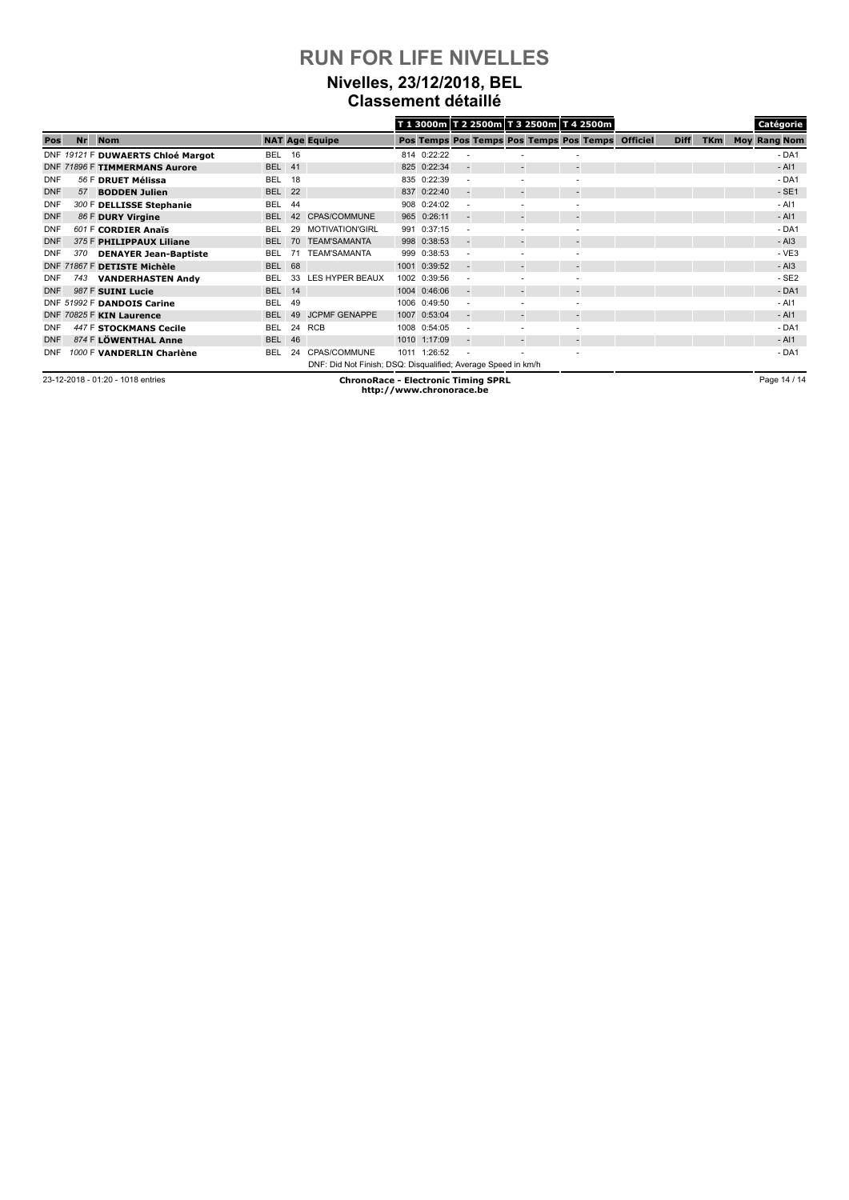# RUN FOR LIFE NIVELLES

## Nivelles, 23/12/2018, BEL

## Classement détaillé

| | | | | | | T 1 3000m | | T 2 2500m | | T 3 2500m | | T 4 2500m | | | | | | Catégorie | |
|---|---|---|---|---|---|---|---|---|---|---|---|---|---|---|---|---|---|---|---|
| Pos | Nr | Nom | NAT | Age | Equipe | Pos | Temps | Pos | Temps | Pos | Temps | Pos | Temps | Officiel | Diff | TKm | Moy | Rang | Nom |
| DNF | 19121 F | **DUWAERTS Chloé Margot** | BEL | 16 | | 814 | 0:22:22 | - | | - | | - | | | | | | - | DA1 |
| DNF | 71896 F | **TIMMERMANS Aurore** | BEL | 41 | | 825 | 0:22:34 | - | | - | | - | | | | | | - | AI1 |
| DNF | 56 F | **DRUET Mélissa** | BEL | 18 | | 835 | 0:22:39 | - | | - | | - | | | | | | - | DA1 |
| DNF | 57 | **BODDEN Julien** | BEL | 22 | | 837 | 0:22:40 | - | | - | | - | | | | | | - | SE1 |
| DNF | 300 F | **DELLISSE Stephanie** | BEL | 44 | | 908 | 0:24:02 | - | | - | | - | | | | | | - | AI1 |
| DNF | 86 F | **DURY Virgine** | BEL | 42 | CPAS/COMMUNE | 965 | 0:26:11 | - | | - | | - | | | | | | - | AI1 |
| DNF | 601 F | **CORDIER Anaïs** | BEL | 29 | MOTIVATION'GIRL | 991 | 0:37:15 | - | | - | | - | | | | | | - | DA1 |
| DNF | 375 F | **PHILIPPAUX Liliane** | BEL | 70 | TEAM'SAMANTA | 998 | 0:38:53 | - | | - | | - | | | | | | - | AI3 |
| DNF | 370 | **DENAYER Jean-Baptiste** | BEL | 71 | TEAM'SAMANTA | 999 | 0:38:53 | - | | - | | - | | | | | | - | VE3 |
| DNF | 71867 F | **DETISTE Michèle** | BEL | 68 | | 1001 | 0:39:52 | - | | - | | - | | | | | | - | AI3 |
| DNF | 743 | **VANDERHASTEN Andy** | BEL | 33 | LES HYPER BEAUX | 1002 | 0:39:56 | - | | - | | - | | | | | | - | SE2 |
| DNF | 987 F | **SUINI Lucie** | BEL | 14 | | 1004 | 0:46:06 | - | | - | | - | | | | | | - | DA1 |
| DNF | 51992 F | **DANDOIS Carine** | BEL | 49 | | 1006 | 0:49:50 | - | | - | | - | | | | | | - | AI1 |
| DNF | 70825 F | **KIN Laurence** | BEL | 49 | JCPMF GENAPPE | 1007 | 0:53:04 | - | | - | | - | | | | | | - | AI1 |
| DNF | 447 F | **STOCKMANS Cecile** | BEL | 24 | RCB | 1008 | 0:54:05 | - | | - | | - | | | | | | - | DA1 |
| DNF | 874 F | **LÖWENTHAL Anne** | BEL | 46 | | 1010 | 1:17:09 | - | | - | | - | | | | | | - | AI1 |
| DNF | 1000 F | **VANDERLIN Charlène** | BEL | 24 | CPAS/COMMUNE | 1011 | 1:26:52 | - | | - | | - | | | | | | - | DA1 |

DNF: Did Not Finish; DSQ: Disqualified; Average Speed in km/h

23-12-2018 - 01:20 - 1018 entries

**ChronoRace - Electronic Timing SPRL**
**http://www.chronorace.be**